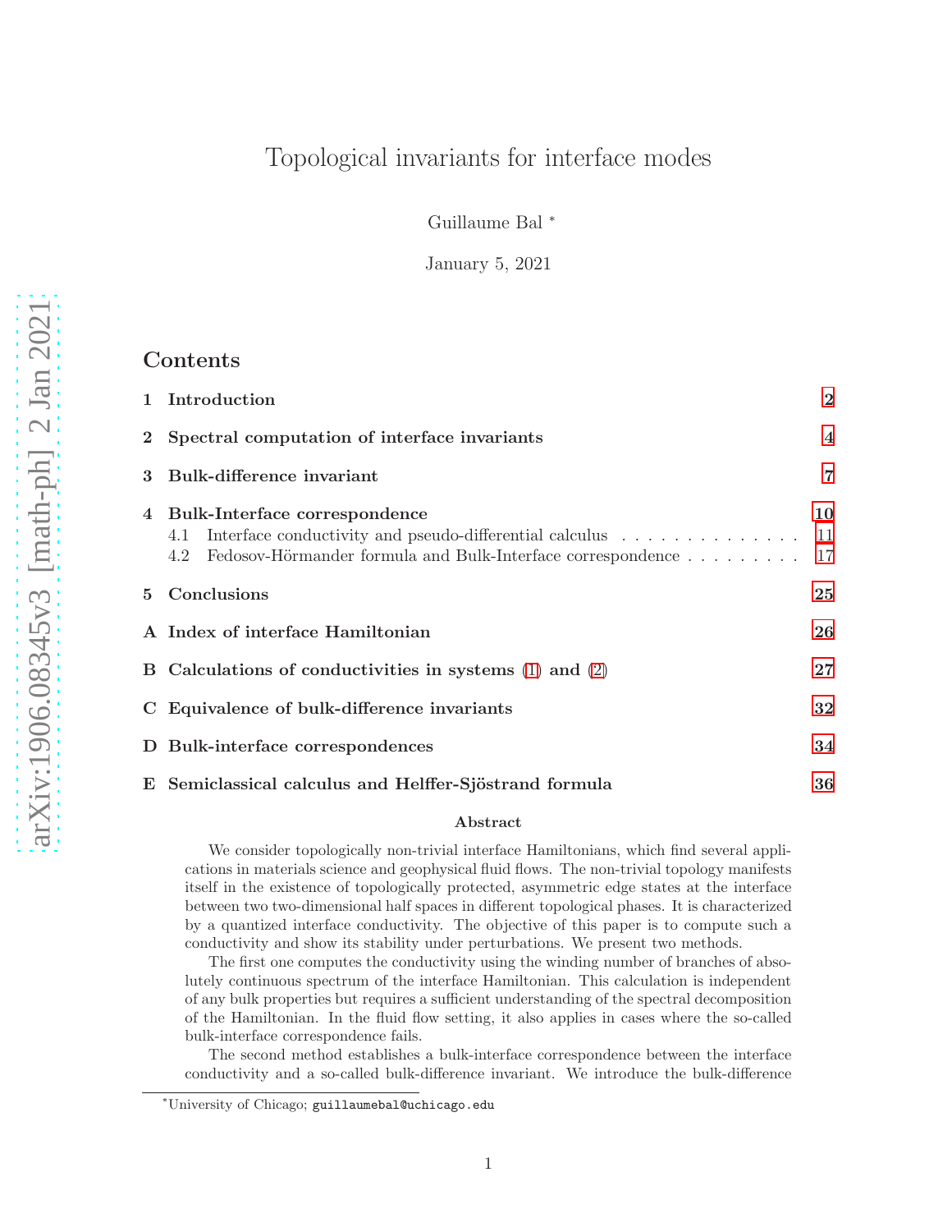# Topological invariants for interface modes

Guillaume Bal [*]

January 5, 2021

## Contents

1 Introduction 2

2 Spectral computation of interface invariants 4

3 Bulk-difference invariant 7

4 Bulk-Interface correspondence 10
- 4.1 Interface conductivity and pseudo-differential calculus 11
- 4.2 Fedosov-Hörmander formula and Bulk-Interface correspondence 17

5 Conclusions 25

A Index of interface Hamiltonian 26

B Calculations of conductivities in systems (1) and (2) 27

C Equivalence of bulk-difference invariants 32

D Bulk-interface correspondences 34

E Semiclassical calculus and Helffer-Sjöstrand formula 36

### Abstract

We consider topologically non-trivial interface Hamiltonians, which find several applications in materials science and geophysical fluid flows. The non-trivial topology manifests itself in the existence of topologically protected, asymmetric edge states at the interface between two two-dimensional half spaces in different topological phases. It is characterized by a quantized interface conductivity. The objective of this paper is to compute such a conductivity and show its stability under perturbations. We present two methods.

The first one computes the conductivity using the winding number of branches of absolutely continuous spectrum of the interface Hamiltonian. This calculation is independent of any bulk properties but requires a sufficient understanding of the spectral decomposition of the Hamiltonian. In the fluid flow setting, it also applies in cases where the so-called bulk-interface correspondence fails.

The second method establishes a bulk-interface correspondence between the interface conductivity and a so-called bulk-difference invariant. We introduce the bulk-difference

[*] University of Chicago; guillaumebal@uchicago.edu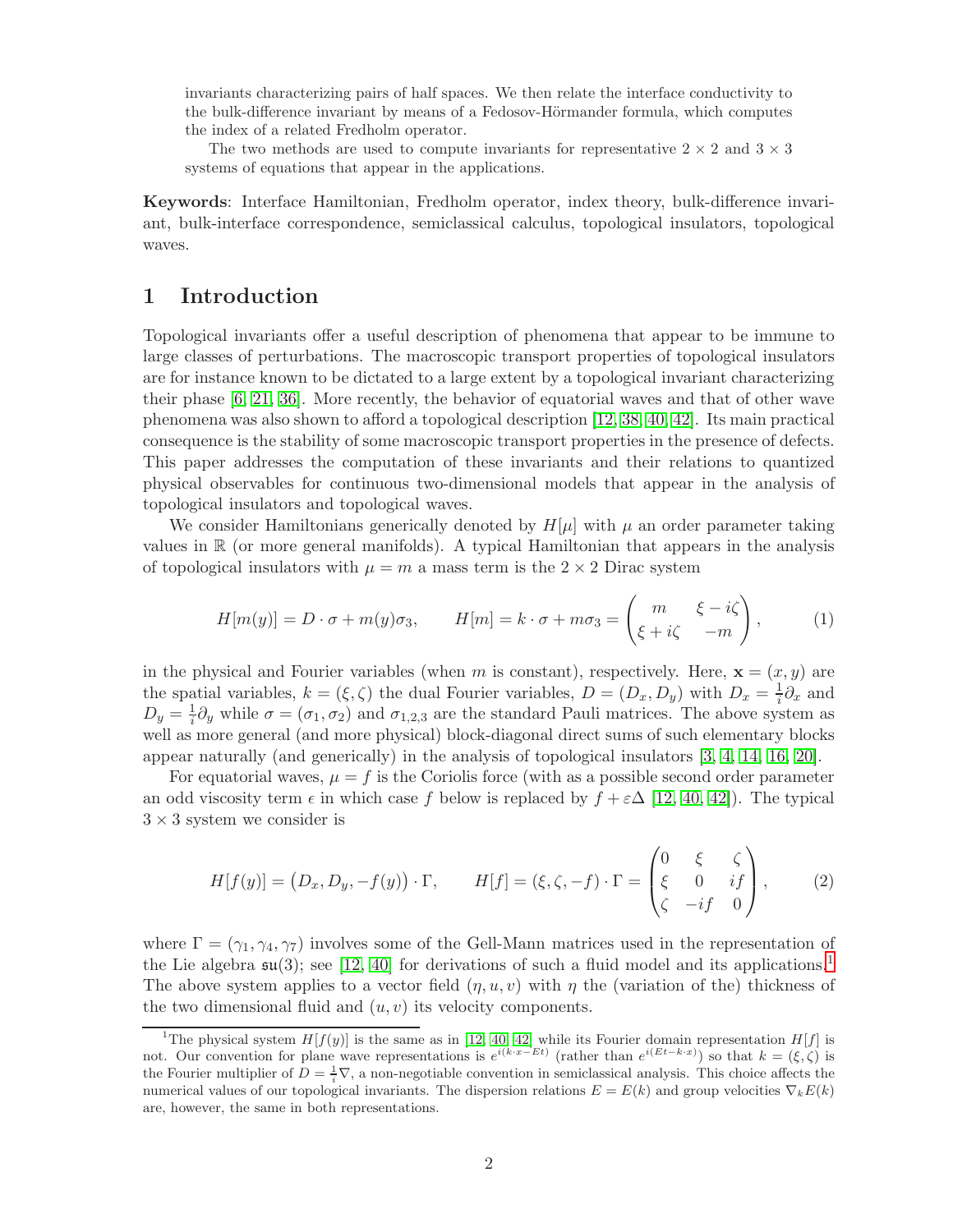invariants characterizing pairs of half spaces. We then relate the interface conductivity to the bulk-difference invariant by means of a Fedosov-Hörmander formula, which computes the index of a related Fredholm operator.

The two methods are used to compute invariants for representative $2 \times 2$ and $3 \times 3$ systems of equations that appear in the applications.

**Keywords**: Interface Hamiltonian, Fredholm operator, index theory, bulk-difference invariant, bulk-interface correspondence, semiclassical calculus, topological insulators, topological waves.

# 1 Introduction

Topological invariants offer a useful description of phenomena that appear to be immune to large classes of perturbations. The macroscopic transport properties of topological insulators are for instance known to be dictated to a large extent by a topological invariant characterizing their phase [6, 21, 36]. More recently, the behavior of equatorial waves and that of other wave phenomena was also shown to afford a topological description [12, 38, 40, 42]. Its main practical consequence is the stability of some macroscopic transport properties in the presence of defects. This paper addresses the computation of these invariants and their relations to quantized physical observables for continuous two-dimensional models that appear in the analysis of topological insulators and topological waves.

We consider Hamiltonians generically denoted by $H[\mu]$ with $\mu$ an order parameter taking values in $\mathbb{R}$ (or more general manifolds). A typical Hamiltonian that appears in the analysis of topological insulators with $\mu = m$ a mass term is the $2 \times 2$ Dirac system

$$H[m(y)] = D \cdot \sigma + m(y)\sigma_3, \qquad H[m] = k \cdot \sigma + m\sigma_3 = \begin{pmatrix} m & \xi - i\zeta \\ \xi + i\zeta & -m \end{pmatrix}, \tag{1}$$

in the physical and Fourier variables (when $m$ is constant), respectively. Here, $\mathbf{x} = (x, y)$ are the spatial variables, $k = (\xi, \zeta)$ the dual Fourier variables, $D = (D_x, D_y)$ with $D_x = \frac{1}{i}\partial_x$ and $D_y = \frac{1}{i}\partial_y$ while $\sigma = (\sigma_1, \sigma_2)$ and $\sigma_{1,2,3}$ are the standard Pauli matrices. The above system as well as more general (and more physical) block-diagonal direct sums of such elementary blocks appear naturally (and generically) in the analysis of topological insulators [3, 4, 14, 16, 20].

For equatorial waves, $\mu = f$ is the Coriolis force (with as a possible second order parameter an odd viscosity term $\epsilon$ in which case $f$ below is replaced by $f + \varepsilon\Delta$ [12, 40, 42]). The typical $3 \times 3$ system we consider is

$$H[f(y)] = \big(D_x, D_y, -f(y)\big) \cdot \Gamma, \qquad H[f] = (\xi, \zeta, -f) \cdot \Gamma = \begin{pmatrix} 0 & \xi & \zeta \\ \xi & 0 & if \\ \zeta & -if & 0 \end{pmatrix}, \tag{2}$$

where $\Gamma = (\gamma_1, \gamma_4, \gamma_7)$ involves some of the Gell-Mann matrices used in the representation of the Lie algebra $\mathfrak{su}(3)$; see [12, 40] for derivations of such a fluid model and its applications.[1] The above system applies to a vector field $(\eta, u, v)$ with $\eta$ the (variation of the) thickness of the two dimensional fluid and $(u, v)$ its velocity components.

[1] The physical system $H[f(y)]$ is the same as in [12, 40, 42] while its Fourier domain representation $H[f]$ is not. Our convention for plane wave representations is $e^{i(k\cdot x - Et)}$ (rather than $e^{i(Et - k\cdot x)}$) so that $k = (\xi, \zeta)$ is the Fourier multiplier of $D = \frac{1}{i}\nabla$, a non-negotiable convention in semiclassical analysis. This choice affects the numerical values of our topological invariants. The dispersion relations $E = E(k)$ and group velocities $\nabla_k E(k)$ are, however, the same in both representations.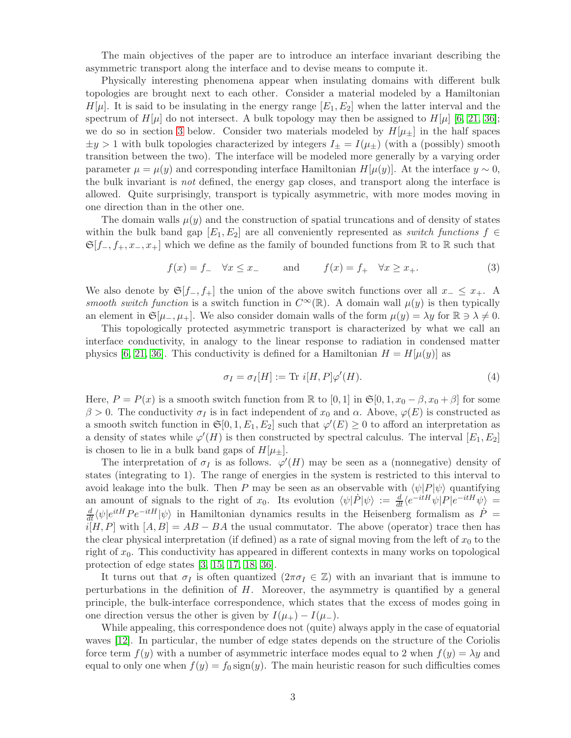The main objectives of the paper are to introduce an interface invariant describing the asymmetric transport along the interface and to devise means to compute it.

Physically interesting phenomena appear when insulating domains with different bulk topologies are brought next to each other. Consider a material modeled by a Hamiltonian $H[\mu]$. It is said to be insulating in the energy range $[E_1, E_2]$ when the latter interval and the spectrum of $H[\mu]$ do not intersect. A bulk topology may then be assigned to $H[\mu]$ [6, 21, 36]; we do so in section 3 below. Consider two materials modeled by $H[\mu_\pm]$ in the half spaces $\pm y > 1$ with bulk topologies characterized by integers $I_\pm = I(\mu_\pm)$ (with a (possibly) smooth transition between the two). The interface will be modeled more generally by a varying order parameter $\mu = \mu(y)$ and corresponding interface Hamiltonian $H[\mu(y)]$. At the interface $y \sim 0$, the bulk invariant is *not* defined, the energy gap closes, and transport along the interface is allowed. Quite surprisingly, transport is typically asymmetric, with more modes moving in one direction than in the other one.

The domain walls $\mu(y)$ and the construction of spatial truncations and of density of states within the bulk band gap $[E_1, E_2]$ are all conveniently represented as *switch functions* $f \in \mathfrak{S}[f_-, f_+, x_-, x_+]$ which we define as the family of bounded functions from $\mathbb{R}$ to $\mathbb{R}$ such that

$$f(x) = f_- \quad \forall x \le x_- \qquad \text{and} \qquad f(x) = f_+ \quad \forall x \ge x_+. \tag{3}$$

We also denote by $\mathfrak{S}[f_-, f_+]$ the union of the above switch functions over all $x_- \le x_+$. A *smooth switch function* is a switch function in $C^\infty(\mathbb{R})$. A domain wall $\mu(y)$ is then typically an element in $\mathfrak{S}[\mu_-, \mu_+]$. We also consider domain walls of the form $\mu(y) = \lambda y$ for $\mathbb{R} \ni \lambda \neq 0$.

This topologically protected asymmetric transport is characterized by what we call an interface conductivity, in analogy to the linear response to radiation in condensed matter physics [6, 21, 36]. This conductivity is defined for a Hamiltonian $H = H[\mu(y)]$ as

$$\sigma_I = \sigma_I[H] := \text{Tr } i[H, P]\varphi'(H). \tag{4}$$

Here, $P = P(x)$ is a smooth switch function from $\mathbb{R}$ to $[0, 1]$ in $\mathfrak{S}[0, 1, x_0 - \beta, x_0 + \beta]$ for some $\beta > 0$. The conductivity $\sigma_I$ is in fact independent of $x_0$ and $\alpha$. Above, $\varphi(E)$ is constructed as a smooth switch function in $\mathfrak{S}[0, 1, E_1, E_2]$ such that $\varphi'(E) \ge 0$ to afford an interpretation as a density of states while $\varphi'(H)$ is then constructed by spectral calculus. The interval $[E_1, E_2]$ is chosen to lie in a bulk band gaps of $H[\mu_\pm]$.

The interpretation of $\sigma_I$ is as follows. $\varphi'(H)$ may be seen as a (nonnegative) density of states (integrating to 1). The range of energies in the system is restricted to this interval to avoid leakage into the bulk. Then $P$ may be seen as an observable with $\langle\psi|P|\psi\rangle$ quantifying an amount of signals to the right of $x_0$. Its evolution $\langle\psi|\dot{P}|\psi\rangle := \frac{d}{dt}\langle e^{-itH}\psi|P|e^{-itH}\psi\rangle = \frac{d}{dt}\langle\psi|e^{itH}Pe^{-itH}|\psi\rangle$ in Hamiltonian dynamics results in the Heisenberg formalism as $\dot{P} = i[H, P]$ with $[A, B] = AB - BA$ the usual commutator. The above (operator) trace then has the clear physical interpretation (if defined) as a rate of signal moving from the left of $x_0$ to the right of $x_0$. This conductivity has appeared in different contexts in many works on topological protection of edge states [3, 15, 17, 18, 36].

It turns out that $\sigma_I$ is often quantized ($2\pi\sigma_I \in \mathbb{Z}$) with an invariant that is immune to perturbations in the definition of $H$. Moreover, the asymmetry is quantified by a general principle, the bulk-interface correspondence, which states that the excess of modes going in one direction versus the other is given by $I(\mu_+) - I(\mu_-)$.

While appealing, this correspondence does not (quite) always apply in the case of equatorial waves [12]. In particular, the number of edge states depends on the structure of the Coriolis force term $f(y)$ with a number of asymmetric interface modes equal to 2 when $f(y) = \lambda y$ and equal to only one when $f(y) = f_0 \,\text{sign}(y)$. The main heuristic reason for such difficulties comes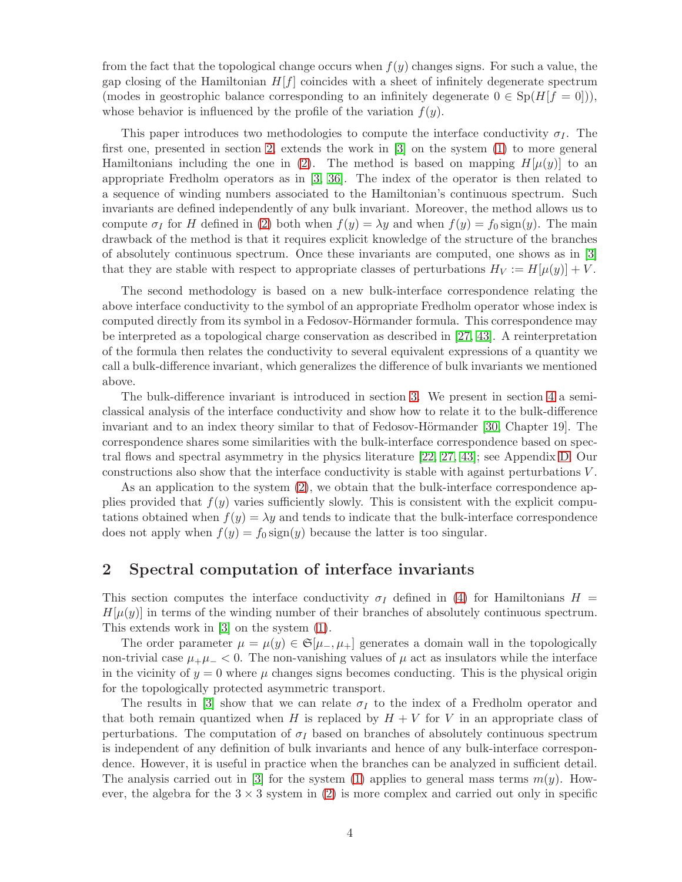from the fact that the topological change occurs when $f(y)$ changes signs. For such a value, the gap closing of the Hamiltonian $H[f]$ coincides with a sheet of infinitely degenerate spectrum (modes in geostrophic balance corresponding to an infinitely degenerate $0 \in \mathrm{Sp}(H[f = 0])$), whose behavior is influenced by the profile of the variation $f(y)$.

This paper introduces two methodologies to compute the interface conductivity $\sigma_I$. The first one, presented in section 2, extends the work in [3] on the system (1) to more general Hamiltonians including the one in (2). The method is based on mapping $H[\mu(y)]$ to an appropriate Fredholm operators as in [3, 36]. The index of the operator is then related to a sequence of winding numbers associated to the Hamiltonian's continuous spectrum. Such invariants are defined independently of any bulk invariant. Moreover, the method allows us to compute $\sigma_I$ for $H$ defined in (2) both when $f(y) = \lambda y$ and when $f(y) = f_0 \,\mathrm{sign}(y)$. The main drawback of the method is that it requires explicit knowledge of the structure of the branches of absolutely continuous spectrum. Once these invariants are computed, one shows as in [3] that they are stable with respect to appropriate classes of perturbations $H_V := H[\mu(y)] + V$.

The second methodology is based on a new bulk-interface correspondence relating the above interface conductivity to the symbol of an appropriate Fredholm operator whose index is computed directly from its symbol in a Fedosov-Hörmander formula. This correspondence may be interpreted as a topological charge conservation as described in [27, 43]. A reinterpretation of the formula then relates the conductivity to several equivalent expressions of a quantity we call a bulk-difference invariant, which generalizes the difference of bulk invariants we mentioned above.

The bulk-difference invariant is introduced in section 3. We present in section 4 a semi-classical analysis of the interface conductivity and show how to relate it to the bulk-difference invariant and to an index theory similar to that of Fedosov-Hörmander [30, Chapter 19]. The correspondence shares some similarities with the bulk-interface correspondence based on spectral flows and spectral asymmetry in the physics literature [22, 27, 43]; see Appendix D. Our constructions also show that the interface conductivity is stable with against perturbations $V$.

As an application to the system (2), we obtain that the bulk-interface correspondence applies provided that $f(y)$ varies sufficiently slowly. This is consistent with the explicit computations obtained when $f(y) = \lambda y$ and tends to indicate that the bulk-interface correspondence does not apply when $f(y) = f_0 \,\mathrm{sign}(y)$ because the latter is too singular.

## 2 Spectral computation of interface invariants

This section computes the interface conductivity $\sigma_I$ defined in (4) for Hamiltonians $H = H[\mu(y)]$ in terms of the winding number of their branches of absolutely continuous spectrum. This extends work in [3] on the system (1).

The order parameter $\mu = \mu(y) \in \mathfrak{S}[\mu_-, \mu_+]$ generates a domain wall in the topologically non-trivial case $\mu_+\mu_- < 0$. The non-vanishing values of $\mu$ act as insulators while the interface in the vicinity of $y = 0$ where $\mu$ changes signs becomes conducting. This is the physical origin for the topologically protected asymmetric transport.

The results in [3] show that we can relate $\sigma_I$ to the index of a Fredholm operator and that both remain quantized when $H$ is replaced by $H + V$ for $V$ in an appropriate class of perturbations. The computation of $\sigma_I$ based on branches of absolutely continuous spectrum is independent of any definition of bulk invariants and hence of any bulk-interface correspondence. However, it is useful in practice when the branches can be analyzed in sufficient detail. The analysis carried out in [3] for the system (1) applies to general mass terms $m(y)$. However, the algebra for the $3 \times 3$ system in (2) is more complex and carried out only in specific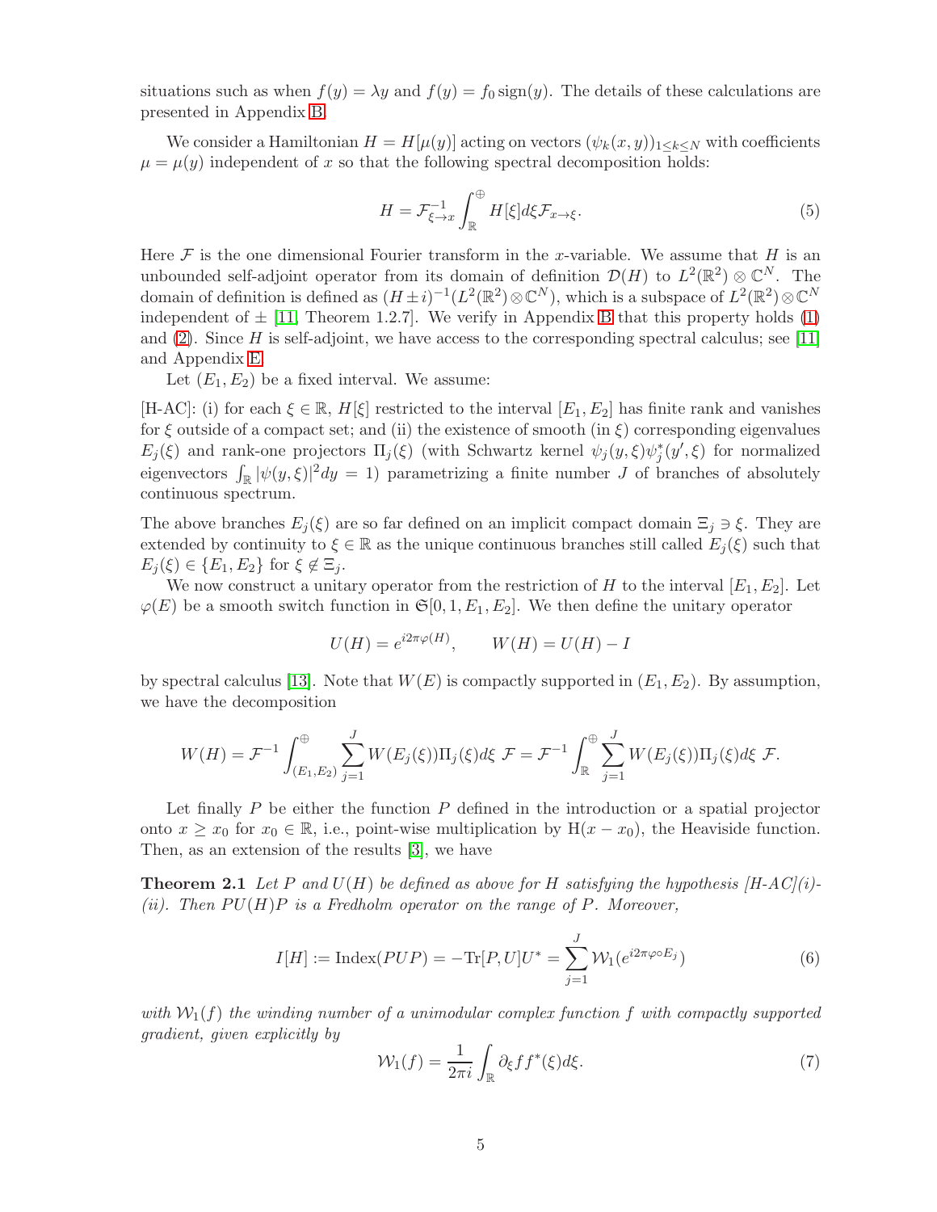situations such as when $f(y) = \lambda y$ and $f(y) = f_0 \,\text{sign}(y)$. The details of these calculations are presented in Appendix B.

We consider a Hamiltonian $H = H[\mu(y)]$ acting on vectors $(\psi_k(x,y))_{1\leq k\leq N}$ with coefficients $\mu = \mu(y)$ independent of $x$ so that the following spectral decomposition holds:

$$H = \mathcal{F}^{-1}_{\xi\to x} \int_{\mathbb{R}}^{\oplus} H[\xi] d\xi \mathcal{F}_{x\to\xi}. \tag{5}$$

Here $\mathcal{F}$ is the one dimensional Fourier transform in the $x$-variable. We assume that $H$ is an unbounded self-adjoint operator from its domain of definition $\mathcal{D}(H)$ to $L^2(\mathbb{R}^2) \otimes \mathbb{C}^N$. The domain of definition is defined as $(H \pm i)^{-1}(L^2(\mathbb{R}^2) \otimes \mathbb{C}^N)$, which is a subspace of $L^2(\mathbb{R}^2) \otimes \mathbb{C}^N$ independent of $\pm$ [11, Theorem 1.2.7]. We verify in Appendix B that this property holds (1) and (2). Since $H$ is self-adjoint, we have access to the corresponding spectral calculus; see [11] and Appendix E.

Let $(E_1, E_2)$ be a fixed interval. We assume:

[H-AC]: (i) for each $\xi \in \mathbb{R}$, $H[\xi]$ restricted to the interval $[E_1, E_2]$ has finite rank and vanishes for $\xi$ outside of a compact set; and (ii) the existence of smooth (in $\xi$) corresponding eigenvalues $E_j(\xi)$ and rank-one projectors $\Pi_j(\xi)$ (with Schwartz kernel $\psi_j(y,\xi)\psi_j^*(y',\xi)$ for normalized eigenvectors $\int_{\mathbb{R}} |\psi(y,\xi)|^2 dy = 1$) parametrizing a finite number $J$ of branches of absolutely continuous spectrum.

The above branches $E_j(\xi)$ are so far defined on an implicit compact domain $\Xi_j \ni \xi$. They are extended by continuity to $\xi \in \mathbb{R}$ as the unique continuous branches still called $E_j(\xi)$ such that $E_j(\xi) \in \{E_1, E_2\}$ for $\xi \notin \Xi_j$.

We now construct a unitary operator from the restriction of $H$ to the interval $[E_1, E_2]$. Let $\varphi(E)$ be a smooth switch function in $\mathfrak{S}[0, 1, E_1, E_2]$. We then define the unitary operator

$$U(H) = e^{i2\pi\varphi(H)}, \qquad W(H) = U(H) - I$$

by spectral calculus [13]. Note that $W(E)$ is compactly supported in $(E_1, E_2)$. By assumption, we have the decomposition

$$W(H) = \mathcal{F}^{-1} \int_{(E_1,E_2)}^{\oplus} \sum_{j=1}^{J} W(E_j(\xi))\Pi_j(\xi) d\xi \; \mathcal{F} = \mathcal{F}^{-1} \int_{\mathbb{R}}^{\oplus} \sum_{j=1}^{J} W(E_j(\xi))\Pi_j(\xi) d\xi \; \mathcal{F}.$$

Let finally $P$ be either the function $P$ defined in the introduction or a spatial projector onto $x \geq x_0$ for $x_0 \in \mathbb{R}$, i.e., point-wise multiplication by $\mathrm{H}(x - x_0)$, the Heaviside function. Then, as an extension of the results [3], we have

**Theorem 2.1** *Let $P$ and $U(H)$ be defined as above for $H$ satisfying the hypothesis [H-AC](i)-(ii). Then $PU(H)P$ is a Fredholm operator on the range of $P$. Moreover,*

$$I[H] := \text{Index}(PUP) = -\text{Tr}[P, U]U^* = \sum_{j=1}^{J} \mathcal{W}_1(e^{i2\pi\varphi\circ E_j}) \tag{6}$$

*with $\mathcal{W}_1(f)$ the winding number of a unimodular complex function $f$ with compactly supported gradient, given explicitly by*

$$\mathcal{W}_1(f) = \frac{1}{2\pi i} \int_{\mathbb{R}} \partial_\xi f f^*(\xi) d\xi. \tag{7}$$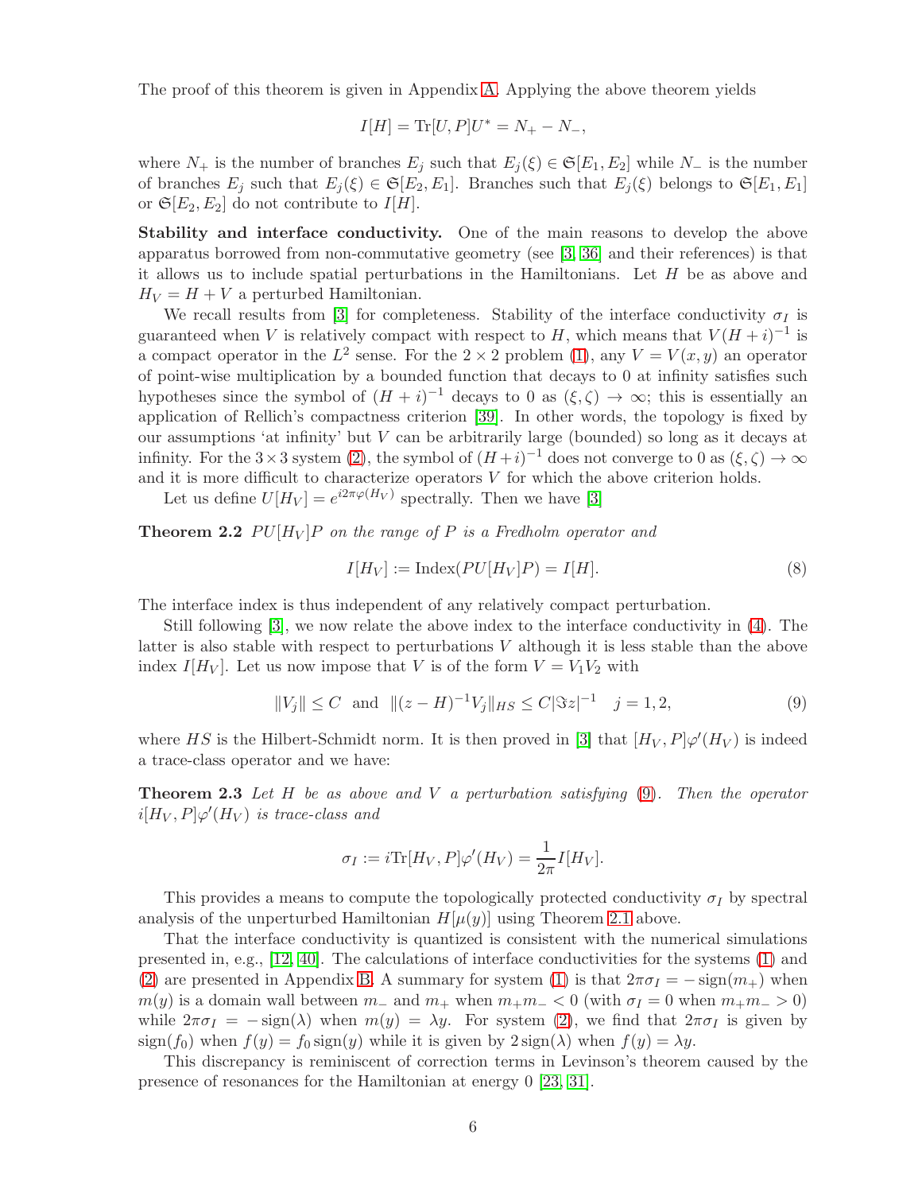The proof of this theorem is given in Appendix A. Applying the above theorem yields

$$I[H] = \mathrm{Tr}[U, P]U^* = N_+ - N_-,$$

where $N_+$ is the number of branches $E_j$ such that $E_j(\xi) \in \mathfrak{S}[E_1, E_2]$ while $N_-$ is the number of branches $E_j$ such that $E_j(\xi) \in \mathfrak{S}[E_2, E_1]$. Branches such that $E_j(\xi)$ belongs to $\mathfrak{S}[E_1, E_1]$ or $\mathfrak{S}[E_2, E_2]$ do not contribute to $I[H]$.

**Stability and interface conductivity.** One of the main reasons to develop the above apparatus borrowed from non-commutative geometry (see [3, 36] and their references) is that it allows us to include spatial perturbations in the Hamiltonians. Let $H$ be as above and $H_V = H + V$ a perturbed Hamiltonian.

We recall results from [3] for completeness. Stability of the interface conductivity $\sigma_I$ is guaranteed when $V$ is relatively compact with respect to $H$, which means that $V(H+i)^{-1}$ is a compact operator in the $L^2$ sense. For the $2\times 2$ problem (1), any $V = V(x, y)$ an operator of point-wise multiplication by a bounded function that decays to 0 at infinity satisfies such hypotheses since the symbol of $(H+i)^{-1}$ decays to 0 as $(\xi, \zeta) \to \infty$; this is essentially an application of Rellich's compactness criterion [39]. In other words, the topology is fixed by our assumptions 'at infinity' but $V$ can be arbitrarily large (bounded) so long as it decays at infinity. For the $3\times 3$ system (2), the symbol of $(H+i)^{-1}$ does not converge to 0 as $(\xi, \zeta) \to \infty$ and it is more difficult to characterize operators $V$ for which the above criterion holds.

Let us define $U[H_V] = e^{i2\pi\varphi(H_V)}$ spectrally. Then we have [3]

**Theorem 2.2** *$PU[H_V]P$ on the range of $P$ is a Fredholm operator and*

$$I[H_V] := \mathrm{Index}(PU[H_V]P) = I[H]. \tag{8}$$

The interface index is thus independent of any relatively compact perturbation.

Still following [3], we now relate the above index to the interface conductivity in (4). The latter is also stable with respect to perturbations $V$ although it is less stable than the above index $I[H_V]$. Let us now impose that $V$ is of the form $V = V_1 V_2$ with

$$\|V_j\| \le C \quad \text{and} \quad \|(z-H)^{-1}V_j\|_{HS} \le C|\Im z|^{-1} \quad j = 1, 2, \tag{9}$$

where $HS$ is the Hilbert-Schmidt norm. It is then proved in [3] that $[H_V, P]\varphi'(H_V)$ is indeed a trace-class operator and we have:

**Theorem 2.3** *Let $H$ be as above and $V$ a perturbation satisfying (9). Then the operator $i[H_V, P]\varphi'(H_V)$ is trace-class and*

$$\sigma_I := i\mathrm{Tr}[H_V, P]\varphi'(H_V) = \frac{1}{2\pi} I[H_V].$$

This provides a means to compute the topologically protected conductivity $\sigma_I$ by spectral analysis of the unperturbed Hamiltonian $H[\mu(y)]$ using Theorem 2.1 above.

That the interface conductivity is quantized is consistent with the numerical simulations presented in, e.g., [12, 40]. The calculations of interface conductivities for the systems (1) and (2) are presented in Appendix B. A summary for system (1) is that $2\pi\sigma_I = -\,\mathrm{sign}(m_+)$ when $m(y)$ is a domain wall between $m_-$ and $m_+$ when $m_+m_- < 0$ (with $\sigma_I = 0$ when $m_+m_- > 0$) while $2\pi\sigma_I = -\,\mathrm{sign}(\lambda)$ when $m(y) = \lambda y$. For system (2), we find that $2\pi\sigma_I$ is given by $\mathrm{sign}(f_0)$ when $f(y) = f_0\,\mathrm{sign}(y)$ while it is given by $2\,\mathrm{sign}(\lambda)$ when $f(y) = \lambda y$.

This discrepancy is reminiscent of correction terms in Levinson's theorem caused by the presence of resonances for the Hamiltonian at energy 0 [23, 31].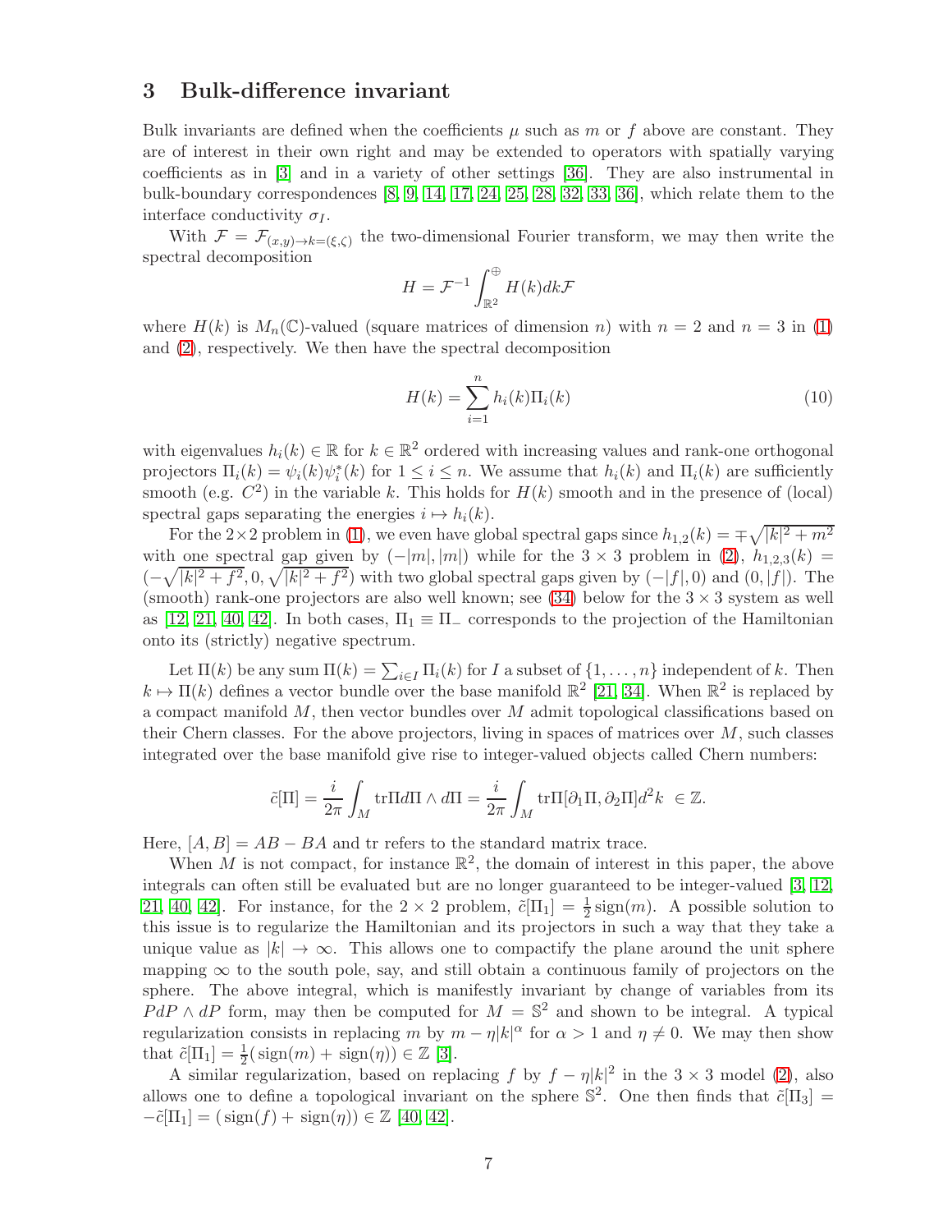## 3 Bulk-difference invariant

Bulk invariants are defined when the coefficients $\mu$ such as $m$ or $f$ above are constant. They are of interest in their own right and may be extended to operators with spatially varying coefficients as in [3] and in a variety of other settings [36]. They are also instrumental in bulk-boundary correspondences [8, 9, 14, 17, 24, 25, 28, 32, 33, 36], which relate them to the interface conductivity $\sigma_I$.

With $\mathcal{F} = \mathcal{F}_{(x,y)\to k=(\xi,\zeta)}$ the two-dimensional Fourier transform, we may then write the spectral decomposition

$$H = \mathcal{F}^{-1} \int_{\mathbb{R}^2}^{\oplus} H(k) dk \mathcal{F}$$

where $H(k)$ is $M_n(\mathbb{C})$-valued (square matrices of dimension $n$) with $n = 2$ and $n = 3$ in (1) and (2), respectively. We then have the spectral decomposition

$$H(k) = \sum_{i=1}^{n} h_i(k)\Pi_i(k) \tag{10}$$

with eigenvalues $h_i(k) \in \mathbb{R}$ for $k \in \mathbb{R}^2$ ordered with increasing values and rank-one orthogonal projectors $\Pi_i(k) = \psi_i(k)\psi_i^*(k)$ for $1 \le i \le n$. We assume that $h_i(k)$ and $\Pi_i(k)$ are sufficiently smooth (e.g. $C^2$) in the variable $k$. This holds for $H(k)$ smooth and in the presence of (local) spectral gaps separating the energies $i \mapsto h_i(k)$.

For the $2\times 2$ problem in (1), we even have global spectral gaps since $h_{1,2}(k) = \mp\sqrt{|k|^2 + m^2}$ with one spectral gap given by $(-|m|, |m|)$ while for the $3 \times 3$ problem in (2), $h_{1,2,3}(k) = (-\sqrt{|k|^2 + f^2}, 0, \sqrt{|k|^2 + f^2})$ with two global spectral gaps given by $(-|f|, 0)$ and $(0, |f|)$. The (smooth) rank-one projectors are also well known; see (34) below for the $3 \times 3$ system as well as [12, 21, 40, 42]. In both cases, $\Pi_1 \equiv \Pi_-$ corresponds to the projection of the Hamiltonian onto its (strictly) negative spectrum.

Let $\Pi(k)$ be any sum $\Pi(k) = \sum_{i\in I} \Pi_i(k)$ for $I$ a subset of $\{1, \ldots, n\}$ independent of $k$. Then $k \mapsto \Pi(k)$ defines a vector bundle over the base manifold $\mathbb{R}^2$ [21, 34]. When $\mathbb{R}^2$ is replaced by a compact manifold $M$, then vector bundles over $M$ admit topological classifications based on their Chern classes. For the above projectors, living in spaces of matrices over $M$, such classes integrated over the base manifold give rise to integer-valued objects called Chern numbers:

$$\tilde{c}[\Pi] = \frac{i}{2\pi} \int_M \mathrm{tr}\Pi d\Pi \wedge d\Pi = \frac{i}{2\pi} \int_M \mathrm{tr}\Pi[\partial_1\Pi, \partial_2\Pi]d^2k \ \in \mathbb{Z}.$$

Here, $[A, B] = AB - BA$ and tr refers to the standard matrix trace.

When $M$ is not compact, for instance $\mathbb{R}^2$, the domain of interest in this paper, the above integrals can often still be evaluated but are no longer guaranteed to be integer-valued [3, 12, 21, 40, 42]. For instance, for the $2 \times 2$ problem, $\tilde{c}[\Pi_1] = \frac{1}{2}\,\mathrm{sign}(m)$. A possible solution to this issue is to regularize the Hamiltonian and its projectors in such a way that they take a unique value as $|k| \to \infty$. This allows one to compactify the plane around the unit sphere mapping $\infty$ to the south pole, say, and still obtain a continuous family of projectors on the sphere. The above integral, which is manifestly invariant by change of variables from its $PdP \wedge dP$ form, may then be computed for $M = \mathbb{S}^2$ and shown to be integral. A typical regularization consists in replacing $m$ by $m - \eta|k|^\alpha$ for $\alpha > 1$ and $\eta \neq 0$. We may then show that $\tilde{c}[\Pi_1] = \frac{1}{2}(\,\mathrm{sign}(m) + \mathrm{sign}(\eta)) \in \mathbb{Z}$ [3].

A similar regularization, based on replacing $f$ by $f - \eta|k|^2$ in the $3 \times 3$ model (2), also allows one to define a topological invariant on the sphere $\mathbb{S}^2$. One then finds that $\tilde{c}[\Pi_3] = -\tilde{c}[\Pi_1] = (\,\mathrm{sign}(f) + \mathrm{sign}(\eta)) \in \mathbb{Z}$ [40, 42].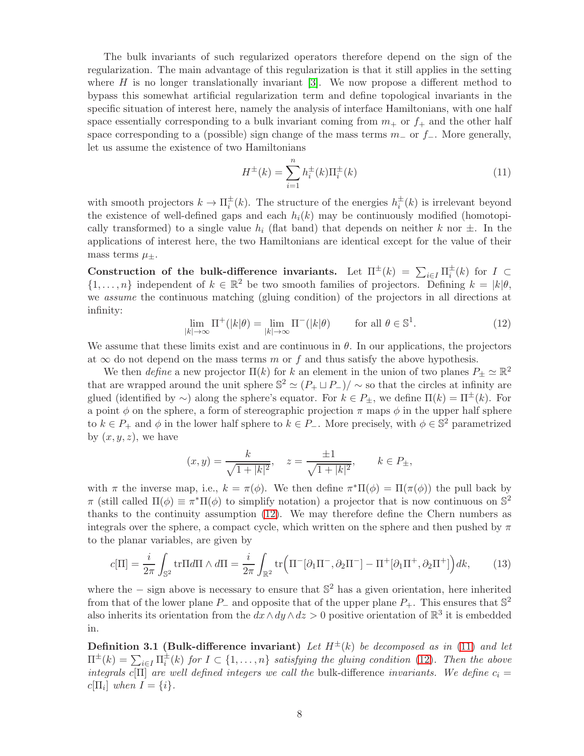The bulk invariants of such regularized operators therefore depend on the sign of the regularization. The main advantage of this regularization is that it still applies in the setting where $H$ is no longer translationally invariant [3]. We now propose a different method to bypass this somewhat artificial regularization term and define topological invariants in the specific situation of interest here, namely the analysis of interface Hamiltonians, with one half space essentially corresponding to a bulk invariant coming from $m_+$ or $f_+$ and the other half space corresponding to a (possible) sign change of the mass terms $m_-$ or $f_-$. More generally, let us assume the existence of two Hamiltonians

$$H^{\pm}(k) = \sum_{i=1}^{n} h_i^{\pm}(k)\Pi_i^{\pm}(k) \tag{11}$$

with smooth projectors $k \to \Pi_i^{\pm}(k)$. The structure of the energies $h_i^{\pm}(k)$ is irrelevant beyond the existence of well-defined gaps and each $h_i(k)$ may be continuously modified (homotopically transformed) to a single value $h_i$ (flat band) that depends on neither $k$ nor $\pm$. In the applications of interest here, the two Hamiltonians are identical except for the value of their mass terms $\mu_\pm$.

**Construction of the bulk-difference invariants.** Let $\Pi^{\pm}(k) = \sum_{i\in I}\Pi_i^{\pm}(k)$ for $I \subset \{1,\ldots,n\}$ independent of $k \in \mathbb{R}^2$ be two smooth families of projectors. Defining $k = |k|\theta$, we *assume* the continuous matching (gluing condition) of the projectors in all directions at infinity:

$$\lim_{|k|\to\infty} \Pi^{+}(|k|\theta) = \lim_{|k|\to\infty} \Pi^{-}(|k|\theta) \qquad \text{for all } \theta \in \mathbb{S}^1. \tag{12}$$

We assume that these limits exist and are continuous in $\theta$. In our applications, the projectors at $\infty$ do not depend on the mass terms $m$ or $f$ and thus satisfy the above hypothesis.

We then *define* a new projector $\Pi(k)$ for $k$ an element in the union of two planes $P_\pm \simeq \mathbb{R}^2$ that are wrapped around the unit sphere $\mathbb{S}^2 \simeq (P_+ \sqcup P_-)/\sim$ so that the circles at infinity are glued (identified by $\sim$) along the sphere's equator. For $k \in P_\pm$, we define $\Pi(k) = \Pi^{\pm}(k)$. For a point $\phi$ on the sphere, a form of stereographic projection $\pi$ maps $\phi$ in the upper half sphere to $k \in P_+$ and $\phi$ in the lower half sphere to $k \in P_-$. More precisely, with $\phi \in \mathbb{S}^2$ parametrized by $(x, y, z)$, we have

$$(x,y) = \frac{k}{\sqrt{1+|k|^2}}, \quad z = \frac{\pm 1}{\sqrt{1+|k|^2}}, \qquad k \in P_\pm,$$

with $\pi$ the inverse map, i.e., $k = \pi(\phi)$. We then define $\pi^*\Pi(\phi) = \Pi(\pi(\phi))$ the pull back by $\pi$ (still called $\Pi(\phi) \equiv \pi^*\Pi(\phi)$ to simplify notation) a projector that is now continuous on $\mathbb{S}^2$ thanks to the continuity assumption (12). We may therefore define the Chern numbers as integrals over the sphere, a compact cycle, which written on the sphere and then pushed by $\pi$ to the planar variables, are given by

$$c[\Pi] = \frac{i}{2\pi}\int_{\mathbb{S}^2} \mathrm{tr}\Pi d\Pi \wedge d\Pi = \frac{i}{2\pi}\int_{\mathbb{R}^2} \mathrm{tr}\Big(\Pi^-[\partial_1\Pi^-, \partial_2\Pi^-] - \Pi^+[\partial_1\Pi^+, \partial_2\Pi^+]\Big)dk, \tag{13}$$

where the $-$ sign above is necessary to ensure that $\mathbb{S}^2$ has a given orientation, here inherited from that of the lower plane $P_-$ and opposite that of the upper plane $P_+$. This ensures that $\mathbb{S}^2$ also inherits its orientation from the $dx \wedge dy \wedge dz > 0$ positive orientation of $\mathbb{R}^3$ it is embedded in.

**Definition 3.1 (Bulk-difference invariant)** *Let $H^{\pm}(k)$ be decomposed as in (11) and let $\Pi^{\pm}(k) = \sum_{i\in I}\Pi_i^{\pm}(k)$ for $I \subset \{1,\ldots,n\}$ satisfying the gluing condition (12). Then the above integrals $c[\Pi]$ are well defined integers we call the* bulk-difference *invariants. We define $c_i = c[\Pi_i]$ when $I = \{i\}$.*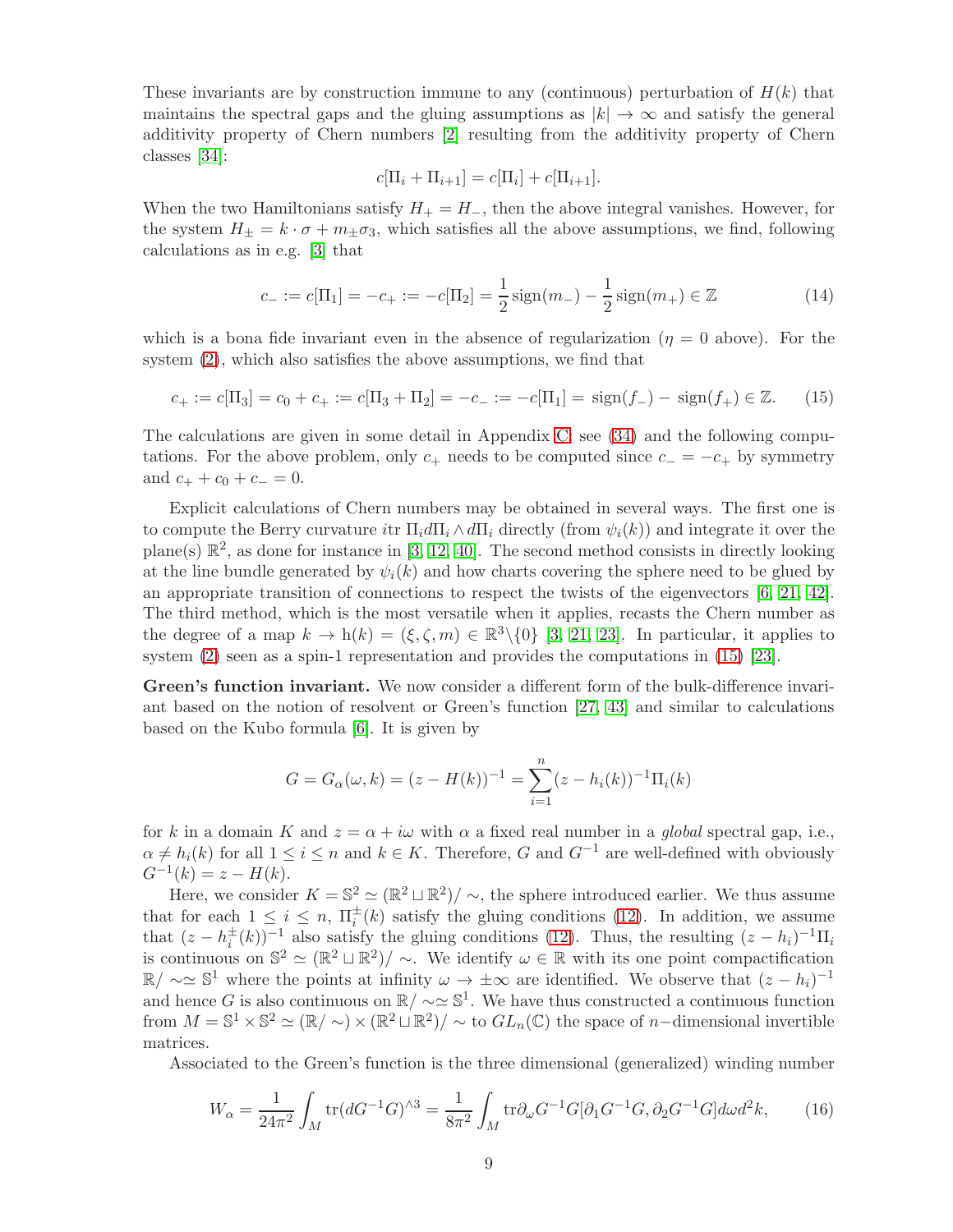These invariants are by construction immune to any (continuous) perturbation of $H(k)$ that maintains the spectral gaps and the gluing assumptions as $|k| \to \infty$ and satisfy the general additivity property of Chern numbers [2] resulting from the additivity property of Chern classes [34]:

$$c[\Pi_i + \Pi_{i+1}] = c[\Pi_i] + c[\Pi_{i+1}].$$

When the two Hamiltonians satisfy $H_+ = H_-$, then the above integral vanishes. However, for the system $H_\pm = k \cdot \sigma + m_\pm \sigma_3$, which satisfies all the above assumptions, we find, following calculations as in e.g. [3] that

$$c_- := c[\Pi_1] = -c_+ := -c[\Pi_2] = \frac{1}{2}\,\text{sign}(m_-) - \frac{1}{2}\,\text{sign}(m_+) \in \mathbb{Z} \tag{14}$$

which is a bona fide invariant even in the absence of regularization ($\eta = 0$ above). For the system (2), which also satisfies the above assumptions, we find that

$$c_+ := c[\Pi_3] = c_0 + c_+ := c[\Pi_3 + \Pi_2] = -c_- := -c[\Pi_1] = \text{sign}(f_-) - \text{sign}(f_+) \in \mathbb{Z}. \tag{15}$$

The calculations are given in some detail in Appendix C; see (34) and the following computations. For the above problem, only $c_+$ needs to be computed since $c_- = -c_+$ by symmetry and $c_+ + c_0 + c_- = 0$.

Explicit calculations of Chern numbers may be obtained in several ways. The first one is to compute the Berry curvature $i\text{tr}\,\Pi_i d\Pi_i \wedge d\Pi_i$ directly (from $\psi_i(k)$) and integrate it over the plane(s) $\mathbb{R}^2$, as done for instance in [3, 12, 40]. The second method consists in directly looking at the line bundle generated by $\psi_i(k)$ and how charts covering the sphere need to be glued by an appropriate transition of connections to respect the twists of the eigenvectors [6, 21, 42]. The third method, which is the most versatile when it applies, recasts the Chern number as the degree of a map $k \to \text{h}(k) = (\xi, \zeta, m) \in \mathbb{R}^3 \backslash \{0\}$ [3, 21, 23]. In particular, it applies to system (2) seen as a spin-1 representation and provides the computations in (15) [23].

**Green's function invariant.** We now consider a different form of the bulk-difference invariant based on the notion of resolvent or Green's function [27, 43] and similar to calculations based on the Kubo formula [6]. It is given by

$$G = G_\alpha(\omega, k) = (z - H(k))^{-1} = \sum_{i=1}^{n} (z - h_i(k))^{-1} \Pi_i(k)$$

for $k$ in a domain $K$ and $z = \alpha + i\omega$ with $\alpha$ a fixed real number in a *global* spectral gap, i.e., $\alpha \neq h_i(k)$ for all $1 \leq i \leq n$ and $k \in K$. Therefore, $G$ and $G^{-1}$ are well-defined with obviously $G^{-1}(k) = z - H(k)$.

Here, we consider $K = \mathbb{S}^2 \simeq (\mathbb{R}^2 \sqcup \mathbb{R}^2)/\sim$, the sphere introduced earlier. We thus assume that for each $1 \leq i \leq n$, $\Pi_i^\pm(k)$ satisfy the gluing conditions (12). In addition, we assume that $(z - h_i^\pm(k))^{-1}$ also satisfy the gluing conditions (12). Thus, the resulting $(z - h_i)^{-1}\Pi_i$ is continuous on $\mathbb{S}^2 \simeq (\mathbb{R}^2 \sqcup \mathbb{R}^2)/\sim$. We identify $\omega \in \mathbb{R}$ with its one point compactification $\mathbb{R}/\sim \simeq \mathbb{S}^1$ where the points at infinity $\omega \to \pm\infty$ are identified. We observe that $(z - h_i)^{-1}$ and hence $G$ is also continuous on $\mathbb{R}/\sim \simeq \mathbb{S}^1$. We have thus constructed a continuous function from $M = \mathbb{S}^1 \times \mathbb{S}^2 \simeq (\mathbb{R}/\sim) \times (\mathbb{R}^2 \sqcup \mathbb{R}^2)/\sim$ to $GL_n(\mathbb{C})$ the space of $n-$dimensional invertible matrices.

Associated to the Green's function is the three dimensional (generalized) winding number

$$W_\alpha = \frac{1}{24\pi^2} \int_M \text{tr}(dG^{-1}G)^{\wedge 3} = \frac{1}{8\pi^2} \int_M \text{tr}\partial_\omega G^{-1} G [\partial_1 G^{-1} G, \partial_2 G^{-1} G] d\omega d^2k, \tag{16}$$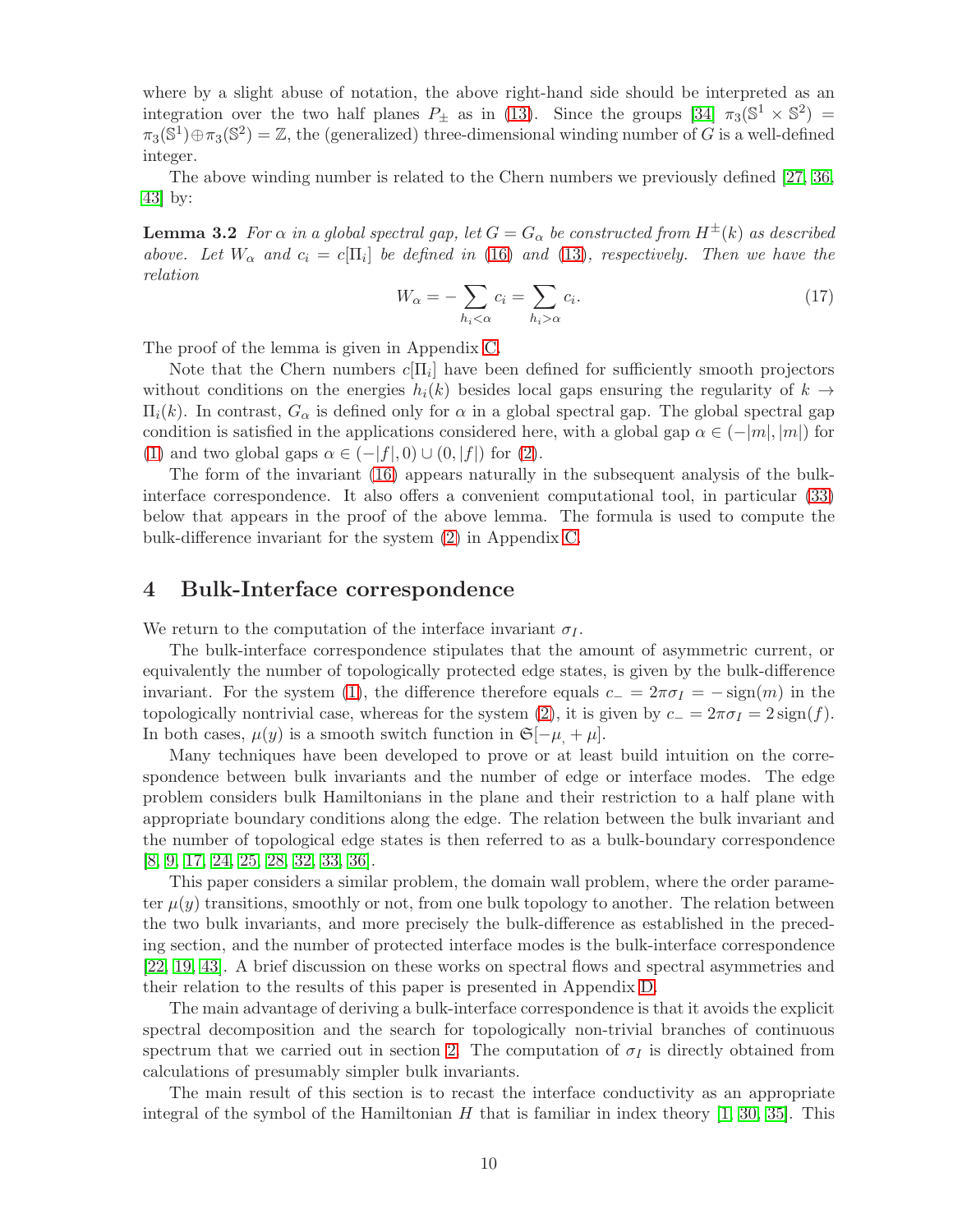where by a slight abuse of notation, the above right-hand side should be interpreted as an integration over the two half planes $P_\pm$ as in (13). Since the groups [34] $\pi_3(\mathbb{S}^1 \times \mathbb{S}^2) = \pi_3(\mathbb{S}^1) \oplus \pi_3(\mathbb{S}^2) = \mathbb{Z}$, the (generalized) three-dimensional winding number of $G$ is a well-defined integer.

The above winding number is related to the Chern numbers we previously defined [27, 36, 43] by:

**Lemma 3.2** *For $\alpha$ in a global spectral gap, let $G = G_\alpha$ be constructed from $H^\pm(k)$ as described above. Let $W_\alpha$ and $c_i = c[\Pi_i]$ be defined in (16) and (13), respectively. Then we have the relation*

$$W_\alpha = -\sum_{h_i < \alpha} c_i = \sum_{h_i > \alpha} c_i. \tag{17}$$

The proof of the lemma is given in Appendix C.

Note that the Chern numbers $c[\Pi_i]$ have been defined for sufficiently smooth projectors without conditions on the energies $h_i(k)$ besides local gaps ensuring the regularity of $k \to \Pi_i(k)$. In contrast, $G_\alpha$ is defined only for $\alpha$ in a global spectral gap. The global spectral gap condition is satisfied in the applications considered here, with a global gap $\alpha \in (-|m|, |m|)$ for (1) and two global gaps $\alpha \in (-|f|, 0) \cup (0, |f|)$ for (2).

The form of the invariant (16) appears naturally in the subsequent analysis of the bulk-interface correspondence. It also offers a convenient computational tool, in particular (33) below that appears in the proof of the above lemma. The formula is used to compute the bulk-difference invariant for the system (2) in Appendix C.

# 4 Bulk-Interface correspondence

We return to the computation of the interface invariant $\sigma_I$.

The bulk-interface correspondence stipulates that the amount of asymmetric current, or equivalently the number of topologically protected edge states, is given by the bulk-difference invariant. For the system (1), the difference therefore equals $c_- = 2\pi\sigma_I = -\operatorname{sign}(m)$ in the topologically nontrivial case, whereas for the system (2), it is given by $c_- = 2\pi\sigma_I = 2\operatorname{sign}(f)$. In both cases, $\mu(y)$ is a smooth switch function in $\mathfrak{S}[-\mu, +\mu]$.

Many techniques have been developed to prove or at least build intuition on the correspondence between bulk invariants and the number of edge or interface modes. The edge problem considers bulk Hamiltonians in the plane and their restriction to a half plane with appropriate boundary conditions along the edge. The relation between the bulk invariant and the number of topological edge states is then referred to as a bulk-boundary correspondence [8, 9, 17, 24, 25, 28, 32, 33, 36].

This paper considers a similar problem, the domain wall problem, where the order parameter $\mu(y)$ transitions, smoothly or not, from one bulk topology to another. The relation between the two bulk invariants, and more precisely the bulk-difference as established in the preceding section, and the number of protected interface modes is the bulk-interface correspondence [22, 19, 43]. A brief discussion on these works on spectral flows and spectral asymmetries and their relation to the results of this paper is presented in Appendix D.

The main advantage of deriving a bulk-interface correspondence is that it avoids the explicit spectral decomposition and the search for topologically non-trivial branches of continuous spectrum that we carried out in section 2. The computation of $\sigma_I$ is directly obtained from calculations of presumably simpler bulk invariants.

The main result of this section is to recast the interface conductivity as an appropriate integral of the symbol of the Hamiltonian $H$ that is familiar in index theory [1, 30, 35]. This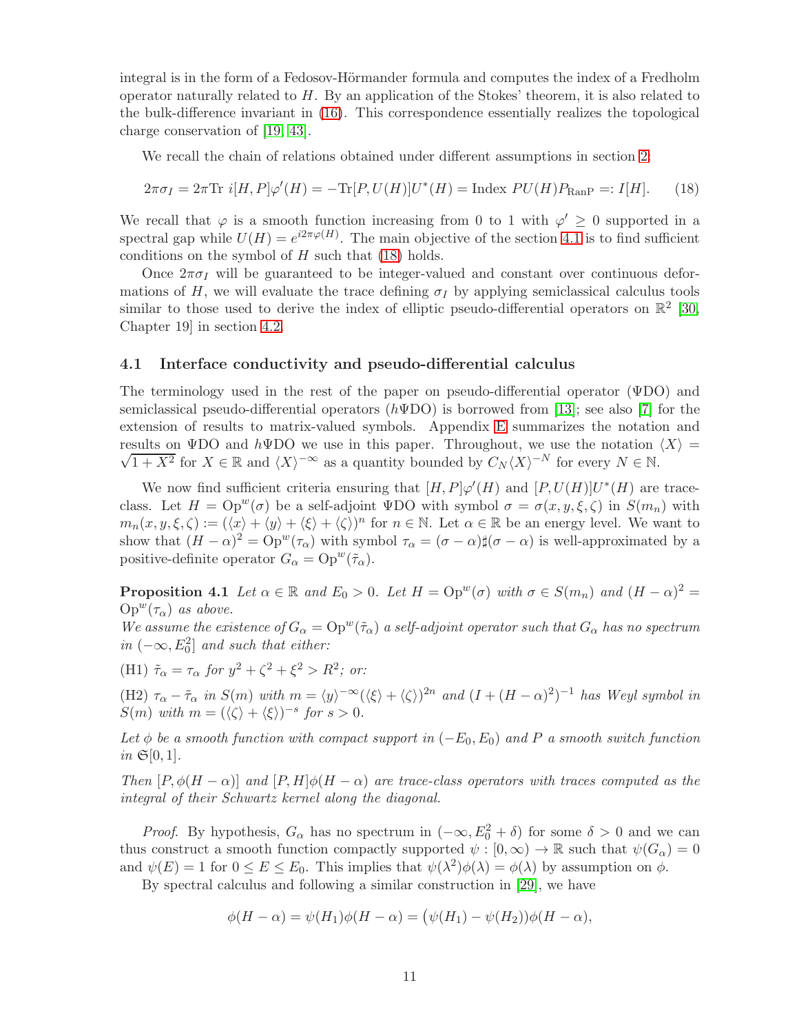integral is in the form of a Fedosov-Hörmander formula and computes the index of a Fredholm operator naturally related to $H$. By an application of the Stokes' theorem, it is also related to the bulk-difference invariant in (16). This correspondence essentially realizes the topological charge conservation of [19, 43].

We recall the chain of relations obtained under different assumptions in section 2:

$$2\pi\sigma_I = 2\pi \mathrm{Tr}\ i[H,P]\varphi'(H) = -\mathrm{Tr}[P,U(H)]U^*(H) = \mathrm{Index}\ PU(H)P_{\mathrm{RanP}} =: I[H]. \qquad (18)$$

We recall that $\varphi$ is a smooth function increasing from 0 to 1 with $\varphi' \geq 0$ supported in a spectral gap while $U(H) = e^{i2\pi\varphi(H)}$. The main objective of the section 4.1 is to find sufficient conditions on the symbol of $H$ such that (18) holds.

Once $2\pi\sigma_I$ will be guaranteed to be integer-valued and constant over continuous deformations of $H$, we will evaluate the trace defining $\sigma_I$ by applying semiclassical calculus tools similar to those used to derive the index of elliptic pseudo-differential operators on $\mathbb{R}^2$ [30, Chapter 19] in section 4.2.

## 4.1 Interface conductivity and pseudo-differential calculus

The terminology used in the rest of the paper on pseudo-differential operator ($\Psi$DO) and semiclassical pseudo-differential operators ($h\Psi$DO) is borrowed from [13]; see also [7] for the extension of results to matrix-valued symbols. Appendix E summarizes the notation and results on $\Psi$DO and $h\Psi$DO we use in this paper. Throughout, we use the notation $\langle X\rangle = \sqrt{1+X^2}$ for $X \in \mathbb{R}$ and $\langle X\rangle^{-\infty}$ as a quantity bounded by $C_N\langle X\rangle^{-N}$ for every $N \in \mathbb{N}$.

We now find sufficient criteria ensuring that $[H,P]\varphi'(H)$ and $[P,U(H)]U^*(H)$ are trace-class. Let $H = \mathrm{Op}^w(\sigma)$ be a self-adjoint $\Psi$DO with symbol $\sigma = \sigma(x,y,\xi,\zeta)$ in $S(m_n)$ with $m_n(x,y,\xi,\zeta) := (\langle x\rangle + \langle y\rangle + \langle\xi\rangle + \langle\zeta\rangle)^n$ for $n \in \mathbb{N}$. Let $\alpha \in \mathbb{R}$ be an energy level. We want to show that $(H-\alpha)^2 = \mathrm{Op}^w(\tau_\alpha)$ with symbol $\tau_\alpha = (\sigma-\alpha)\sharp(\sigma-\alpha)$ is well-approximated by a positive-definite operator $G_\alpha = \mathrm{Op}^w(\tilde\tau_\alpha)$.

**Proposition 4.1** *Let $\alpha \in \mathbb{R}$ and $E_0 > 0$. Let $H = \mathrm{Op}^w(\sigma)$ with $\sigma \in S(m_n)$ and $(H-\alpha)^2 = \mathrm{Op}^w(\tau_\alpha)$ as above.*
*We assume the existence of $G_\alpha = \mathrm{Op}^w(\tilde\tau_\alpha)$ a self-adjoint operator such that $G_\alpha$ has no spectrum in $(-\infty, E_0^2]$ and such that either:*

(H1) *$\tilde\tau_\alpha = \tau_\alpha$ for $y^2 + \zeta^2 + \xi^2 > R^2$; or:*

(H2) *$\tau_\alpha - \tilde\tau_\alpha$ in $S(m)$ with $m = \langle y\rangle^{-\infty}(\langle\xi\rangle + \langle\zeta\rangle)^{2n}$ and $(I + (H-\alpha)^2)^{-1}$ has Weyl symbol in $S(m)$ with $m = (\langle\zeta\rangle + \langle\xi\rangle)^{-s}$ for $s > 0$.*

*Let $\phi$ be a smooth function with compact support in $(-E_0, E_0)$ and $P$ a smooth switch function in $\mathfrak{S}[0,1]$.*

*Then $[P, \phi(H-\alpha)]$ and $[P,H]\phi(H-\alpha)$ are trace-class operators with traces computed as the integral of their Schwartz kernel along the diagonal.*

*Proof.* By hypothesis, $G_\alpha$ has no spectrum in $(-\infty, E_0^2 + \delta)$ for some $\delta > 0$ and we can thus construct a smooth function compactly supported $\psi : [0,\infty) \to \mathbb{R}$ such that $\psi(G_\alpha) = 0$ and $\psi(E) = 1$ for $0 \leq E \leq E_0$. This implies that $\psi(\lambda^2)\phi(\lambda) = \phi(\lambda)$ by assumption on $\phi$.

By spectral calculus and following a similar construction in [29], we have

$$\phi(H-\alpha) = \psi(H_1)\phi(H-\alpha) = \big(\psi(H_1) - \psi(H_2)\big)\phi(H-\alpha),$$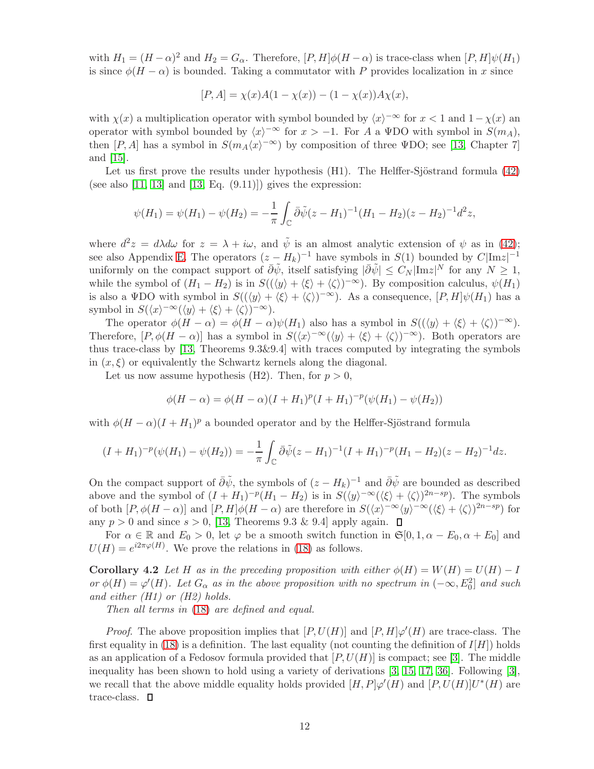with $H_1 = (H-\alpha)^2$ and $H_2 = G_\alpha$. Therefore, $[P,H]\phi(H-\alpha)$ is trace-class when $[P,H]\psi(H_1)$ is since $\phi(H-\alpha)$ is bounded. Taking a commutator with $P$ provides localization in $x$ since

$$[P,A] = \chi(x)A(1-\chi(x)) - (1-\chi(x))A\chi(x),$$

with $\chi(x)$ a multiplication operator with symbol bounded by $\langle x\rangle^{-\infty}$ for $x<1$ and $1-\chi(x)$ an operator with symbol bounded by $\langle x\rangle^{-\infty}$ for $x>-1$. For $A$ a $\Psi$DO with symbol in $S(m_A)$, then $[P,A]$ has a symbol in $S(m_A\langle x\rangle^{-\infty})$ by composition of three $\Psi$DO; see [13, Chapter 7] and [15].

Let us first prove the results under hypothesis (H1). The Helffer-Sjöstrand formula (42) (see also [11, 13] and [13, Eq. (9.11)]) gives the expression:

$$\psi(H_1) = \psi(H_1) - \psi(H_2) = -\frac{1}{\pi}\int_{\mathbb{C}} \bar\partial\tilde\psi (z-H_1)^{-1}(H_1-H_2)(z-H_2)^{-1}d^2z,$$

where $d^2z = d\lambda d\omega$ for $z=\lambda+i\omega$, and $\tilde\psi$ is an almost analytic extension of $\psi$ as in (42); see also Appendix E. The operators $(z-H_k)^{-1}$ have symbols in $S(1)$ bounded by $C|\mathrm{Im}z|^{-1}$ uniformly on the compact support of $\bar\partial\tilde\psi$, itself satisfying $|\bar\partial\tilde\psi| \le C_N|\mathrm{Im}z|^N$ for any $N\ge 1$, while the symbol of $(H_1-H_2)$ is in $S((\langle y\rangle + \langle\xi\rangle + \langle\zeta\rangle)^{-\infty})$. By composition calculus, $\psi(H_1)$ is also a $\Psi$DO with symbol in $S((\langle y\rangle + \langle\xi\rangle + \langle\zeta\rangle)^{-\infty})$. As a consequence, $[P,H]\psi(H_1)$ has a symbol in $S(\langle x\rangle^{-\infty}(\langle y\rangle + \langle\xi\rangle + \langle\zeta\rangle)^{-\infty})$.

The operator $\phi(H-\alpha) = \phi(H-\alpha)\psi(H_1)$ also has a symbol in $S((\langle y\rangle + \langle\xi\rangle + \langle\zeta\rangle)^{-\infty})$. Therefore, $[P,\phi(H-\alpha)]$ has a symbol in $S(\langle x\rangle^{-\infty}(\langle y\rangle + \langle\xi\rangle + \langle\zeta\rangle)^{-\infty})$. Both operators are thus trace-class by [13, Theorems 9.3&9.4] with traces computed by integrating the symbols in $(x,\xi)$ or equivalently the Schwartz kernels along the diagonal.

Let us now assume hypothesis (H2). Then, for $p>0$,

$$\phi(H-\alpha) = \phi(H-\alpha)(I+H_1)^p(I+H_1)^{-p}(\psi(H_1)-\psi(H_2))$$

with $\phi(H-\alpha)(I+H_1)^p$ a bounded operator and by the Helffer-Sjöstrand formula

$$(I+H_1)^{-p}(\psi(H_1)-\psi(H_2)) = -\frac{1}{\pi}\int_{\mathbb{C}} \bar\partial\tilde\psi(z-H_1)^{-1}(I+H_1)^{-p}(H_1-H_2)(z-H_2)^{-1}dz.$$

On the compact support of $\bar\partial\tilde\psi$, the symbols of $(z-H_k)^{-1}$ and $\bar\partial\tilde\psi$ are bounded as described above and the symbol of $(I+H_1)^{-p}(H_1-H_2)$ is in $S(\langle y\rangle^{-\infty}(\langle\xi\rangle+\langle\zeta\rangle)^{2n-sp})$. The symbols of both $[P,\phi(H-\alpha)]$ and $[P,H]\phi(H-\alpha)$ are therefore in $S(\langle x\rangle^{-\infty}\langle y\rangle^{-\infty}(\langle\xi\rangle+\langle\zeta\rangle)^{2n-sp})$ for any $p>0$ and since $s>0$, [13, Theorems 9.3 & 9.4] apply again. $\square$

For $\alpha\in\mathbb{R}$ and $E_0>0$, let $\varphi$ be a smooth switch function in $\mathfrak{S}[0,1,\alpha-E_0,\alpha+E_0]$ and $U(H) = e^{i2\pi\varphi(H)}$. We prove the relations in (18) as follows.

**Corollary 4.2** *Let $H$ as in the preceding proposition with either $\phi(H) = W(H) = U(H)-I$ or $\phi(H) = \varphi'(H)$. Let $G_\alpha$ as in the above proposition with no spectrum in $(-\infty, E_0^2]$ and such and either (H1) or (H2) holds.*

*Then all terms in (18) are defined and equal.*

*Proof.* The above proposition implies that $[P,U(H)]$ and $[P,H]\varphi'(H)$ are trace-class. The first equality in (18) is a definition. The last equality (not counting the definition of $I[H]$) holds as an application of a Fedosov formula provided that $[P,U(H)]$ is compact; see [3]. The middle inequality has been shown to hold using a variety of derivations [3, 15, 17, 36]. Following [3], we recall that the above middle equality holds provided $[H,P]\varphi'(H)$ and $[P,U(H)]U^*(H)$ are trace-class. $\square$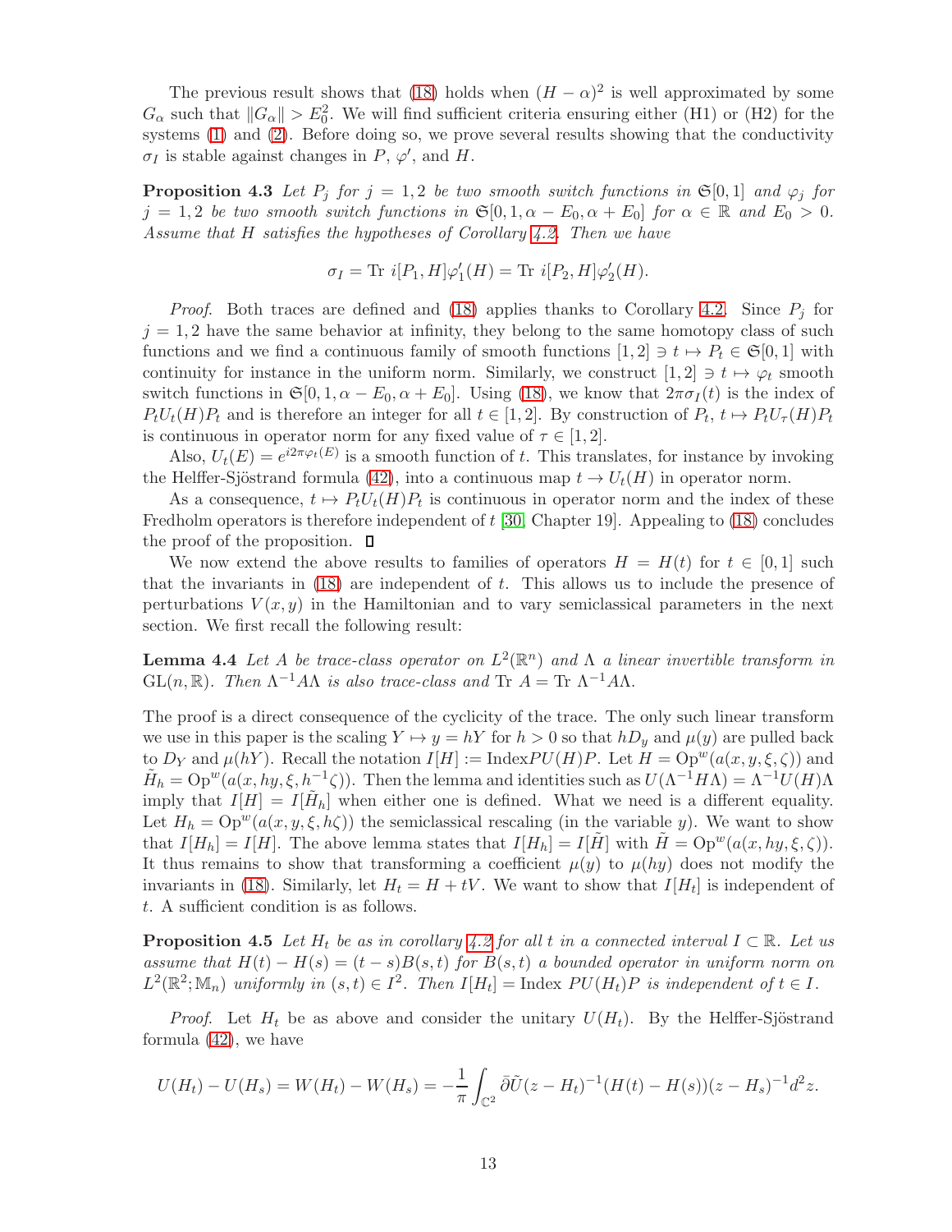The previous result shows that (18) holds when $(H-\alpha)^2$ is well approximated by some $G_\alpha$ such that $\|G_\alpha\| > E_0^2$. We will find sufficient criteria ensuring either (H1) or (H2) for the systems (1) and (2). Before doing so, we prove several results showing that the conductivity $\sigma_I$ is stable against changes in $P$, $\varphi'$, and $H$.

**Proposition 4.3** *Let $P_j$ for $j=1,2$ be two smooth switch functions in $\mathfrak{S}[0,1]$ and $\varphi_j$ for $j=1,2$ be two smooth switch functions in $\mathfrak{S}[0,1,\alpha-E_0,\alpha+E_0]$ for $\alpha\in\mathbb{R}$ and $E_0>0$. Assume that $H$ satisfies the hypotheses of Corollary 4.2. Then we have*

$$\sigma_I = \mathrm{Tr}\ i[P_1,H]\varphi_1'(H) = \mathrm{Tr}\ i[P_2,H]\varphi_2'(H).$$

*Proof.* Both traces are defined and (18) applies thanks to Corollary 4.2. Since $P_j$ for $j=1,2$ have the same behavior at infinity, they belong to the same homotopy class of such functions and we find a continuous family of smooth functions $[1,2]\ni t\mapsto P_t\in\mathfrak{S}[0,1]$ with continuity for instance in the uniform norm. Similarly, we construct $[1,2]\ni t\mapsto\varphi_t$ smooth switch functions in $\mathfrak{S}[0,1,\alpha-E_0,\alpha+E_0]$. Using (18), we know that $2\pi\sigma_I(t)$ is the index of $P_tU_t(H)P_t$ and is therefore an integer for all $t\in[1,2]$. By construction of $P_t$, $t\mapsto P_tU_\tau(H)P_t$ is continuous in operator norm for any fixed value of $\tau\in[1,2]$.

Also, $U_t(E)=e^{i2\pi\varphi_t(E)}$ is a smooth function of $t$. This translates, for instance by invoking the Helffer-Sjöstrand formula (42), into a continuous map $t\to U_t(H)$ in operator norm.

As a consequence, $t\mapsto P_tU_t(H)P_t$ is continuous in operator norm and the index of these Fredholm operators is therefore independent of $t$ [30, Chapter 19]. Appealing to (18) concludes the proof of the proposition. ◻

We now extend the above results to families of operators $H=H(t)$ for $t\in[0,1]$ such that the invariants in (18) are independent of $t$. This allows us to include the presence of perturbations $V(x,y)$ in the Hamiltonian and to vary semiclassical parameters in the next section. We first recall the following result:

**Lemma 4.4** *Let $A$ be trace-class operator on $L^2(\mathbb{R}^n)$ and $\Lambda$ a linear invertible transform in $\mathrm{GL}(n,\mathbb{R})$. Then $\Lambda^{-1}A\Lambda$ is also trace-class and $\mathrm{Tr}\ A = \mathrm{Tr}\ \Lambda^{-1}A\Lambda$.*

The proof is a direct consequence of the cyclicity of the trace. The only such linear transform we use in this paper is the scaling $Y\mapsto y=hY$ for $h>0$ so that $hD_y$ and $\mu(y)$ are pulled back to $D_Y$ and $\mu(hY)$. Recall the notation $I[H]:=\mathrm{Index}PU(H)P$. Let $H=\mathrm{Op}^w(a(x,y,\xi,\zeta))$ and $\tilde H_h=\mathrm{Op}^w(a(x,hy,\xi,h^{-1}\zeta))$. Then the lemma and identities such as $U(\Lambda^{-1}H\Lambda)=\Lambda^{-1}U(H)\Lambda$ imply that $I[H]=I[\tilde H_h]$ when either one is defined. What we need is a different equality. Let $H_h=\mathrm{Op}^w(a(x,y,\xi,h\zeta))$ the semiclassical rescaling (in the variable $y$). We want to show that $I[H_h]=I[H]$. The above lemma states that $I[H_h]=I[\tilde H]$ with $\tilde H=\mathrm{Op}^w(a(x,hy,\xi,\zeta))$. It thus remains to show that transforming a coefficient $\mu(y)$ to $\mu(hy)$ does not modify the invariants in (18). Similarly, let $H_t=H+tV$. We want to show that $I[H_t]$ is independent of $t$. A sufficient condition is as follows.

**Proposition 4.5** *Let $H_t$ be as in corollary 4.2 for all $t$ in a connected interval $I\subset\mathbb{R}$. Let us assume that $H(t)-H(s)=(t-s)B(s,t)$ for $B(s,t)$ a bounded operator in uniform norm on $L^2(\mathbb{R}^2;\mathbb{M}_n)$ uniformly in $(s,t)\in I^2$. Then $I[H_t]=\mathrm{Index}\ PU(H_t)P$ is independent of $t\in I$.*

*Proof.* Let $H_t$ be as above and consider the unitary $U(H_t)$. By the Helffer-Sjöstrand formula (42), we have

$$U(H_t)-U(H_s)=W(H_t)-W(H_s)=-\frac{1}{\pi}\int_{\mathbb{C}^2}\bar\partial\tilde U(z-H_t)^{-1}(H(t)-H(s))(z-H_s)^{-1}d^2z.$$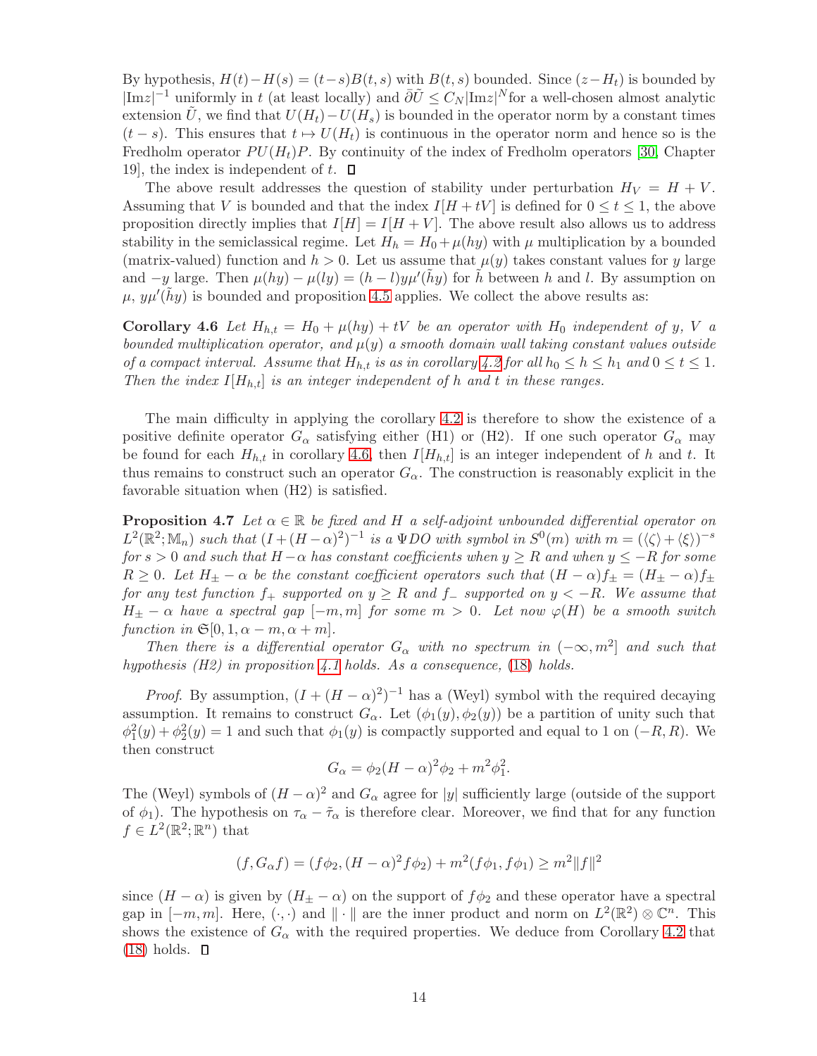By hypothesis, $H(t)-H(s) = (t-s)B(t,s)$ with $B(t,s)$ bounded. Since $(z-H_t)$ is bounded by $|\mathrm{Im} z|^{-1}$ uniformly in $t$ (at least locally) and $\bar\partial \tilde U \le C_N |\mathrm{Im} z|^N$ for a well-chosen almost analytic extension $\tilde U$, we find that $U(H_t)-U(H_s)$ is bounded in the operator norm by a constant times $(t-s)$. This ensures that $t \mapsto U(H_t)$ is continuous in the operator norm and hence so is the Fredholm operator $PU(H_t)P$. By continuity of the index of Fredholm operators [30, Chapter 19], the index is independent of $t$. ∎

The above result addresses the question of stability under perturbation $H_V = H+V$. Assuming that $V$ is bounded and that the index $I[H+tV]$ is defined for $0 \le t \le 1$, the above proposition directly implies that $I[H] = I[H+V]$. The above result also allows us to address stability in the semiclassical regime. Let $H_h = H_0 + \mu(hy)$ with $\mu$ multiplication by a bounded (matrix-valued) function and $h>0$. Let us assume that $\mu(y)$ takes constant values for $y$ large and $-y$ large. Then $\mu(hy) - \mu(ly) = (h-l) y \mu'(\tilde h y)$ for $\tilde h$ between $h$ and $l$. By assumption on $\mu$, $y\mu'(\tilde h y)$ is bounded and proposition 4.5 applies. We collect the above results as:

**Corollary 4.6** *Let $H_{h,t} = H_0 + \mu(hy) + tV$ be an operator with $H_0$ independent of $y$, $V$ a bounded multiplication operator, and $\mu(y)$ a smooth domain wall taking constant values outside of a compact interval. Assume that $H_{h,t}$ is as in corollary 4.2 for all $h_0 \le h \le h_1$ and $0 \le t \le 1$. Then the index $I[H_{h,t}]$ is an integer independent of $h$ and $t$ in these ranges.*

The main difficulty in applying the corollary 4.2 is therefore to show the existence of a positive definite operator $G_\alpha$ satisfying either (H1) or (H2). If one such operator $G_\alpha$ may be found for each $H_{h,t}$ in corollary 4.6, then $I[H_{h,t}]$ is an integer independent of $h$ and $t$. It thus remains to construct such an operator $G_\alpha$. The construction is reasonably explicit in the favorable situation when (H2) is satisfied.

**Proposition 4.7** *Let $\alpha \in \mathbb{R}$ be fixed and $H$ a self-adjoint unbounded differential operator on $L^2(\mathbb{R}^2; \mathbb{M}_n)$ such that $(I + (H-\alpha)^2)^{-1}$ is a $\Psi DO$ with symbol in $S^0(m)$ with $m = (\langle \zeta \rangle + \langle \xi \rangle)^{-s}$ for $s>0$ and such that $H-\alpha$ has constant coefficients when $y \ge R$ and when $y \le -R$ for some $R \ge 0$. Let $H_\pm - \alpha$ be the constant coefficient operators such that $(H-\alpha)f_\pm = (H_\pm - \alpha) f_\pm$ for any test function $f_+$ supported on $y \ge R$ and $f_-$ supported on $y < -R$. We assume that $H_\pm - \alpha$ have a spectral gap $[-m,m]$ for some $m>0$. Let now $\varphi(H)$ be a smooth switch function in $\mathfrak{S}[0,1,\alpha-m,\alpha+m]$.*

*Then there is a differential operator $G_\alpha$ with no spectrum in $(-\infty, m^2]$ and such that hypothesis (H2) in proposition 4.1 holds. As a consequence, (18) holds.*

*Proof.* By assumption, $(I+(H-\alpha)^2)^{-1}$ has a (Weyl) symbol with the required decaying assumption. It remains to construct $G_\alpha$. Let $(\phi_1(y), \phi_2(y))$ be a partition of unity such that $\phi_1^2(y) + \phi_2^2(y) = 1$ and such that $\phi_1(y)$ is compactly supported and equal to 1 on $(-R,R)$. We then construct

$$G_\alpha = \phi_2 (H-\alpha)^2 \phi_2 + m^2 \phi_1^2.$$

The (Weyl) symbols of $(H-\alpha)^2$ and $G_\alpha$ agree for $|y|$ sufficiently large (outside of the support of $\phi_1$). The hypothesis on $\tau_\alpha - \tilde\tau_\alpha$ is therefore clear. Moreover, we find that for any function $f \in L^2(\mathbb{R}^2; \mathbb{R}^n)$ that

$$(f, G_\alpha f) = (f\phi_2, (H-\alpha)^2 f\phi_2) + m^2 (f\phi_1, f\phi_1) \ge m^2 \|f\|^2$$

since $(H-\alpha)$ is given by $(H_\pm - \alpha)$ on the support of $f\phi_2$ and these operator have a spectral gap in $[-m,m]$. Here, $(\cdot,\cdot)$ and $\|\cdot\|$ are the inner product and norm on $L^2(\mathbb{R}^2) \otimes \mathbb{C}^n$. This shows the existence of $G_\alpha$ with the required properties. We deduce from Corollary 4.2 that (18) holds. ∎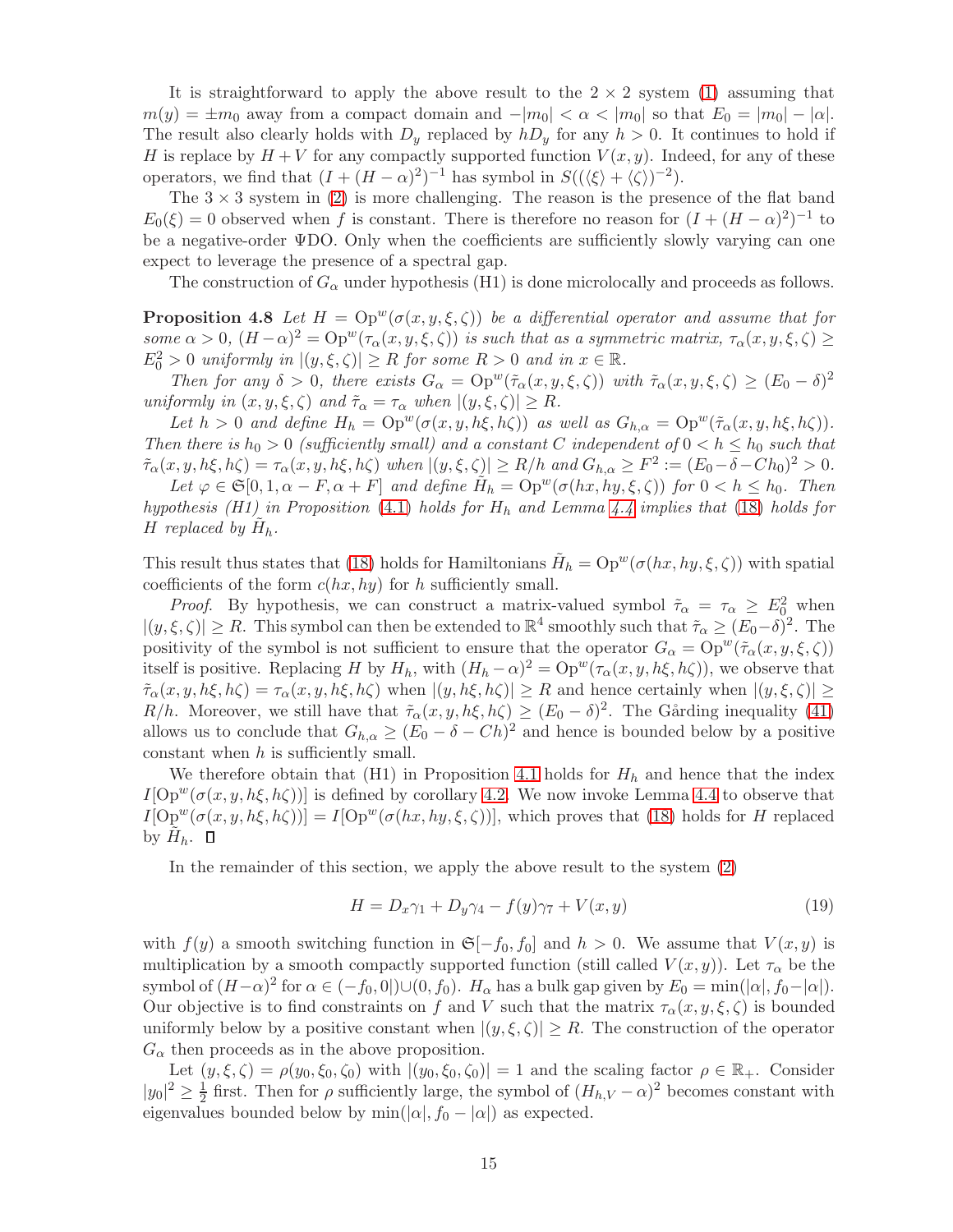It is straightforward to apply the above result to the $2 \times 2$ system (1) assuming that $m(y) = \pm m_0$ away from a compact domain and $-|m_0| < \alpha < |m_0|$ so that $E_0 = |m_0| - |\alpha|$. The result also clearly holds with $D_y$ replaced by $hD_y$ for any $h > 0$. It continues to hold if $H$ is replace by $H + V$ for any compactly supported function $V(x, y)$. Indeed, for any of these operators, we find that $(I + (H - \alpha)^2)^{-1}$ has symbol in $S((\langle\xi\rangle + \langle\zeta\rangle)^{-2})$.

The $3 \times 3$ system in (2) is more challenging. The reason is the presence of the flat band $E_0(\xi) = 0$ observed when $f$ is constant. There is therefore no reason for $(I + (H - \alpha)^2)^{-1}$ to be a negative-order ΨDO. Only when the coefficients are sufficiently slowly varying can one expect to leverage the presence of a spectral gap.

The construction of $G_\alpha$ under hypothesis (H1) is done microlocally and proceeds as follows.

**Proposition 4.8** *Let $H = \mathrm{Op}^w(\sigma(x, y, \xi, \zeta))$ be a differential operator and assume that for some $\alpha > 0$, $(H - \alpha)^2 = \mathrm{Op}^w(\tau_\alpha(x, y, \xi, \zeta))$ is such that as a symmetric matrix, $\tau_\alpha(x, y, \xi, \zeta) \geq E_0^2 > 0$ uniformly in $|(y, \xi, \zeta)| \geq R$ for some $R > 0$ and in $x \in \mathbb{R}$.*

*Then for any $\delta > 0$, there exists $G_\alpha = \mathrm{Op}^w(\tilde{\tau}_\alpha(x, y, \xi, \zeta))$ with $\tilde{\tau}_\alpha(x, y, \xi, \zeta) \geq (E_0 - \delta)^2$ uniformly in $(x, y, \xi, \zeta)$ and $\tilde{\tau}_\alpha = \tau_\alpha$ when $|(y, \xi, \zeta)| \geq R$.*

*Let $h > 0$ and define $H_h = \mathrm{Op}^w(\sigma(x, y, h\xi, h\zeta))$ as well as $G_{h,\alpha} = \mathrm{Op}^w(\tilde{\tau}_\alpha(x, y, h\xi, h\zeta))$. Then there is $h_0 > 0$ (sufficiently small) and a constant $C$ independent of $0 < h \leq h_0$ such that $\tilde{\tau}_\alpha(x, y, h\xi, h\zeta) = \tau_\alpha(x, y, h\xi, h\zeta)$ when $|(y, \xi, \zeta)| \geq R/h$ and $G_{h,\alpha} \geq F^2 := (E_0 - \delta - Ch_0)^2 > 0$.*

*Let $\varphi \in \mathfrak{S}[0, 1, \alpha - F, \alpha + F]$ and define $\tilde{H}_h = \mathrm{Op}^w(\sigma(hx, hy, \xi, \zeta))$ for $0 < h \leq h_0$. Then hypothesis (H1) in Proposition (4.1) holds for $H_h$ and Lemma 4.4 implies that (18) holds for $H$ replaced by $\tilde{H}_h$.*

This result thus states that (18) holds for Hamiltonians $\tilde{H}_h = \mathrm{Op}^w(\sigma(hx, hy, \xi, \zeta))$ with spatial coefficients of the form $c(hx, hy)$ for $h$ sufficiently small.

*Proof.* By hypothesis, we can construct a matrix-valued symbol $\tilde{\tau}_\alpha = \tau_\alpha \geq E_0^2$ when $|(y, \xi, \zeta)| \geq R$. This symbol can then be extended to $\mathbb{R}^4$ smoothly such that $\tilde{\tau}_\alpha \geq (E_0 - \delta)^2$. The positivity of the symbol is not sufficient to ensure that the operator $G_\alpha = \mathrm{Op}^w(\tilde{\tau}_\alpha(x, y, \xi, \zeta))$ itself is positive. Replacing $H$ by $H_h$, with $(H_h - \alpha)^2 = \mathrm{Op}^w(\tau_\alpha(x, y, h\xi, h\zeta))$, we observe that $\tilde{\tau}_\alpha(x, y, h\xi, h\zeta) = \tau_\alpha(x, y, h\xi, h\zeta)$ when $|(y, h\xi, h\zeta)| \geq R$ and hence certainly when $|(y, \xi, \zeta)| \geq R/h$. Moreover, we still have that $\tilde{\tau}_\alpha(x, y, h\xi, h\zeta) \geq (E_0 - \delta)^2$. The Gårding inequality (41) allows us to conclude that $G_{h,\alpha} \geq (E_0 - \delta - Ch)^2$ and hence is bounded below by a positive constant when $h$ is sufficiently small.

We therefore obtain that (H1) in Proposition 4.1 holds for $H_h$ and hence that the index $I[\mathrm{Op}^w(\sigma(x, y, h\xi, h\zeta))]$ is defined by corollary 4.2. We now invoke Lemma 4.4 to observe that $I[\mathrm{Op}^w(\sigma(x, y, h\xi, h\zeta))] = I[\mathrm{Op}^w(\sigma(hx, hy, \xi, \zeta))]$, which proves that (18) holds for $H$ replaced by $\tilde{H}_h$. ◻

In the remainder of this section, we apply the above result to the system (2)

$$H = D_x\gamma_1 + D_y\gamma_4 - f(y)\gamma_7 + V(x, y) \tag{19}$$

with $f(y)$ a smooth switching function in $\mathfrak{S}[-f_0, f_0]$ and $h > 0$. We assume that $V(x, y)$ is multiplication by a smooth compactly supported function (still called $V(x, y)$). Let $\tau_\alpha$ be the symbol of $(H - \alpha)^2$ for $\alpha \in (-f_0, 0|) \cup (0, f_0)$. $H_\alpha$ has a bulk gap given by $E_0 = \min(|\alpha|, f_0 - |\alpha|)$. Our objective is to find constraints on $f$ and $V$ such that the matrix $\tau_\alpha(x, y, \xi, \zeta)$ is bounded uniformly below by a positive constant when $|(y, \xi, \zeta)| \geq R$. The construction of the operator $G_\alpha$ then proceeds as in the above proposition.

Let $(y, \xi, \zeta) = \rho(y_0, \xi_0, \zeta_0)$ with $|(y_0, \xi_0, \zeta_0)| = 1$ and the scaling factor $\rho \in \mathbb{R}_+$. Consider $|y_0|^2 \geq \frac{1}{2}$ first. Then for $\rho$ sufficiently large, the symbol of $(H_{h,V} - \alpha)^2$ becomes constant with eigenvalues bounded below by $\min(|\alpha|, f_0 - |\alpha|)$ as expected.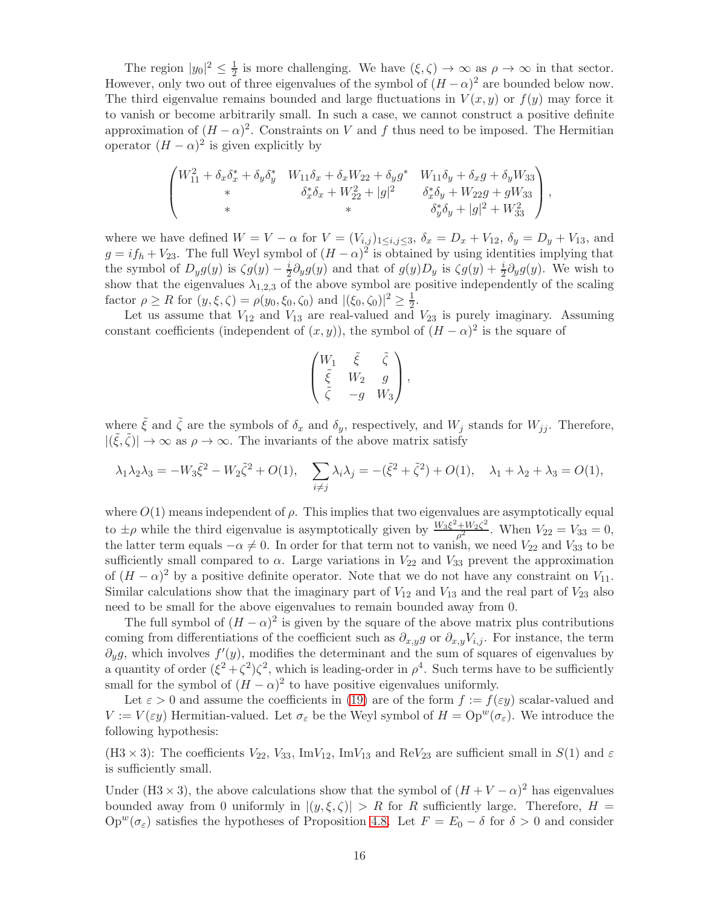The region $|y_0|^2 \le \frac{1}{2}$ is more challenging. We have $(\xi,\zeta) \to \infty$ as $\rho \to \infty$ in that sector. However, only two out of three eigenvalues of the symbol of $(H-\alpha)^2$ are bounded below now. The third eigenvalue remains bounded and large fluctuations in $V(x,y)$ or $f(y)$ may force it to vanish or become arbitrarily small. In such a case, we cannot construct a positive definite approximation of $(H-\alpha)^2$. Constraints on $V$ and $f$ thus need to be imposed. The Hermitian operator $(H-\alpha)^2$ is given explicitly by

$$\begin{pmatrix} W_{11}^2 + \delta_x\delta_x^* + \delta_y\delta_y^* & W_{11}\delta_x + \delta_x W_{22} + \delta_y g^* & W_{11}\delta_y + \delta_x g + \delta_y W_{33} \\ * & \delta_x^*\delta_x + W_{22}^2 + |g|^2 & \delta_x^*\delta_y + W_{22}g + gW_{33} \\ * & * & \delta_y^*\delta_y + |g|^2 + W_{33}^2 \end{pmatrix},$$

where we have defined $W = V - \alpha$ for $V = (V_{i,j})_{1\le i,j\le 3}$, $\delta_x = D_x + V_{12}$, $\delta_y = D_y + V_{13}$, and $g = if_h + V_{23}$. The full Weyl symbol of $(H-\alpha)^2$ is obtained by using identities implying that the symbol of $D_y g(y)$ is $\zeta g(y) - \frac{i}{2}\partial_y g(y)$ and that of $g(y)D_y$ is $\zeta g(y) + \frac{i}{2}\partial_y g(y)$. We wish to show that the eigenvalues $\lambda_{1,2,3}$ of the above symbol are positive independently of the scaling factor $\rho \ge R$ for $(y,\xi,\zeta) = \rho(y_0,\xi_0,\zeta_0)$ and $|(\xi_0,\zeta_0)|^2 \ge \frac{1}{2}$.

Let us assume that $V_{12}$ and $V_{13}$ are real-valued and $V_{23}$ is purely imaginary. Assuming constant coefficients (independent of $(x,y)$), the symbol of $(H-\alpha)^2$ is the square of

$$\begin{pmatrix} W_1 & \tilde\xi & \tilde\zeta \\ \tilde\xi & W_2 & g \\ \tilde\zeta & -g & W_3 \end{pmatrix},$$

where $\tilde\xi$ and $\tilde\zeta$ are the symbols of $\delta_x$ and $\delta_y$, respectively, and $W_j$ stands for $W_{jj}$. Therefore, $|(\tilde\xi,\tilde\zeta)| \to \infty$ as $\rho \to \infty$. The invariants of the above matrix satisfy

$$\lambda_1\lambda_2\lambda_3 = -W_3\tilde\xi^2 - W_2\tilde\zeta^2 + O(1), \quad \sum_{i\ne j}\lambda_i\lambda_j = -(\tilde\xi^2+\tilde\zeta^2) + O(1), \quad \lambda_1+\lambda_2+\lambda_3 = O(1),$$

where $O(1)$ means independent of $\rho$. This implies that two eigenvalues are asymptotically equal to $\pm\rho$ while the third eigenvalue is asymptotically given by $\frac{W_3\xi^2+W_2\zeta^2}{\rho^2}$. When $V_{22} = V_{33} = 0$, the latter term equals $-\alpha \ne 0$. In order for that term not to vanish, we need $V_{22}$ and $V_{33}$ to be sufficiently small compared to $\alpha$. Large variations in $V_{22}$ and $V_{33}$ prevent the approximation of $(H-\alpha)^2$ by a positive definite operator. Note that we do not have any constraint on $V_{11}$. Similar calculations show that the imaginary part of $V_{12}$ and $V_{13}$ and the real part of $V_{23}$ also need to be small for the above eigenvalues to remain bounded away from 0.

The full symbol of $(H-\alpha)^2$ is given by the square of the above matrix plus contributions coming from differentiations of the coefficient such as $\partial_{x,y}g$ or $\partial_{x,y}V_{i,j}$. For instance, the term $\partial_y g$, which involves $f'(y)$, modifies the determinant and the sum of squares of eigenvalues by a quantity of order $(\xi^2+\zeta^2)\zeta^2$, which is leading-order in $\rho^4$. Such terms have to be sufficiently small for the symbol of $(H-\alpha)^2$ to have positive eigenvalues uniformly.

Let $\varepsilon > 0$ and assume the coefficients in (19) are of the form $f := f(\varepsilon y)$ scalar-valued and $V := V(\varepsilon y)$ Hermitian-valued. Let $\sigma_\varepsilon$ be the Weyl symbol of $H = \mathrm{Op}^w(\sigma_\varepsilon)$. We introduce the following hypothesis:

(H$3\times 3$): The coefficients $V_{22}$, $V_{33}$, $\mathrm{Im}V_{12}$, $\mathrm{Im}V_{13}$ and $\mathrm{Re}V_{23}$ are sufficient small in $S(1)$ and $\varepsilon$ is sufficiently small.

Under (H$3\times 3$), the above calculations show that the symbol of $(H+V-\alpha)^2$ has eigenvalues bounded away from 0 uniformly in $|(y,\xi,\zeta)| > R$ for $R$ sufficiently large. Therefore, $H = \mathrm{Op}^w(\sigma_\varepsilon)$ satisfies the hypotheses of Proposition 4.8. Let $F = E_0 - \delta$ for $\delta > 0$ and consider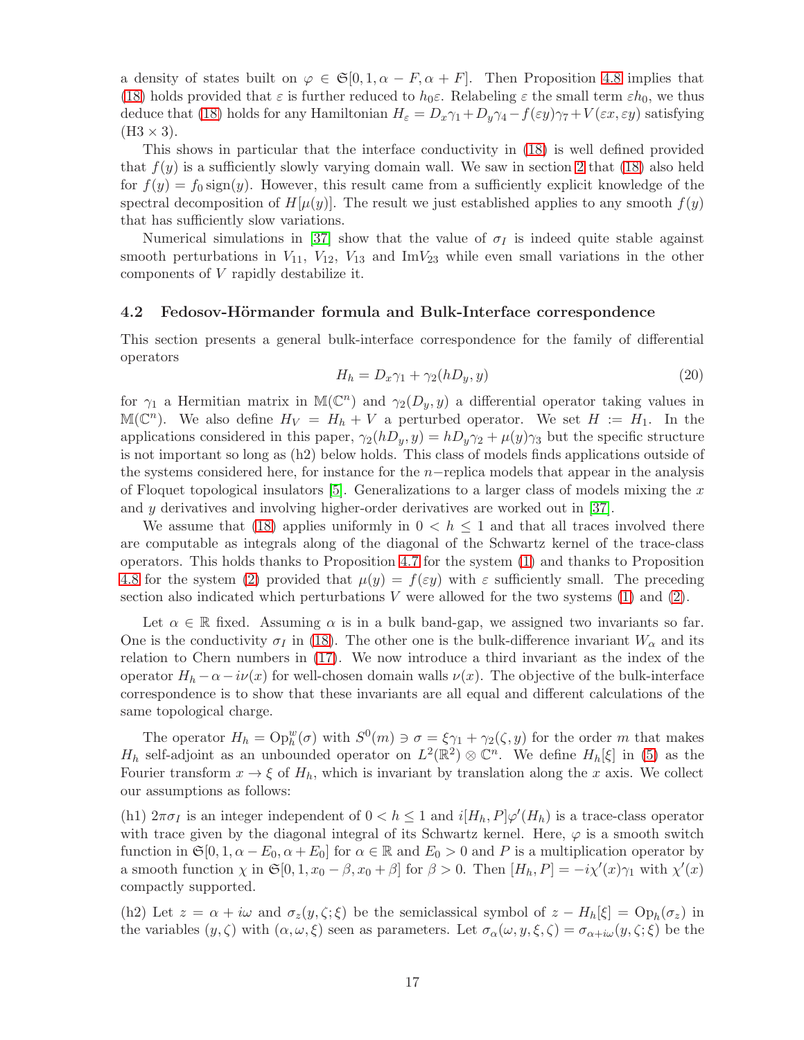a density of states built on $\varphi \in \mathfrak{S}[0,1,\alpha-F,\alpha+F]$. Then Proposition 4.8 implies that (18) holds provided that $\varepsilon$ is further reduced to $h_0\varepsilon$. Relabeling $\varepsilon$ the small term $\varepsilon h_0$, we thus deduce that (18) holds for any Hamiltonian $H_\varepsilon = D_x\gamma_1 + D_y\gamma_4 - f(\varepsilon y)\gamma_7 + V(\varepsilon x, \varepsilon y)$ satisfying (H3 $\times$ 3).

This shows in particular that the interface conductivity in (18) is well defined provided that $f(y)$ is a sufficiently slowly varying domain wall. We saw in section 2 that (18) also held for $f(y) = f_0 \operatorname{sign}(y)$. However, this result came from a sufficiently explicit knowledge of the spectral decomposition of $H[\mu(y)]$. The result we just established applies to any smooth $f(y)$ that has sufficiently slow variations.

Numerical simulations in [37] show that the value of $\sigma_I$ is indeed quite stable against smooth perturbations in $V_{11}$, $V_{12}$, $V_{13}$ and $\mathrm{Im}V_{23}$ while even small variations in the other components of $V$ rapidly destabilize it.

### 4.2 Fedosov-Hörmander formula and Bulk-Interface correspondence

This section presents a general bulk-interface correspondence for the family of differential operators

$$H_h = D_x\gamma_1 + \gamma_2(hD_y, y) \tag{20}$$

for $\gamma_1$ a Hermitian matrix in $\mathbb{M}(\mathbb{C}^n)$ and $\gamma_2(D_y, y)$ a differential operator taking values in $\mathbb{M}(\mathbb{C}^n)$. We also define $H_V = H_h + V$ a perturbed operator. We set $H := H_1$. In the applications considered in this paper, $\gamma_2(hD_y, y) = hD_y\gamma_2 + \mu(y)\gamma_3$ but the specific structure is not important so long as (h2) below holds. This class of models finds applications outside of the systems considered here, for instance for the $n-$replica models that appear in the analysis of Floquet topological insulators [5]. Generalizations to a larger class of models mixing the $x$ and $y$ derivatives and involving higher-order derivatives are worked out in [37].

We assume that (18) applies uniformly in $0 < h \le 1$ and that all traces involved there are computable as integrals along of the diagonal of the Schwartz kernel of the trace-class operators. This holds thanks to Proposition 4.7 for the system (1) and thanks to Proposition 4.8 for the system (2) provided that $\mu(y) = f(\varepsilon y)$ with $\varepsilon$ sufficiently small. The preceding section also indicated which perturbations $V$ were allowed for the two systems (1) and (2).

Let $\alpha \in \mathbb{R}$ fixed. Assuming $\alpha$ is in a bulk band-gap, we assigned two invariants so far. One is the conductivity $\sigma_I$ in (18). The other one is the bulk-difference invariant $W_\alpha$ and its relation to Chern numbers in (17). We now introduce a third invariant as the index of the operator $H_h - \alpha - i\nu(x)$ for well-chosen domain walls $\nu(x)$. The objective of the bulk-interface correspondence is to show that these invariants are all equal and different calculations of the same topological charge.

The operator $H_h = \mathrm{Op}_h^w(\sigma)$ with $S^0(m) \ni \sigma = \xi\gamma_1 + \gamma_2(\zeta, y)$ for the order $m$ that makes $H_h$ self-adjoint as an unbounded operator on $L^2(\mathbb{R}^2) \otimes \mathbb{C}^n$. We define $H_h[\xi]$ in (5) as the Fourier transform $x \to \xi$ of $H_h$, which is invariant by translation along the $x$ axis. We collect our assumptions as follows:

(h1) $2\pi\sigma_I$ is an integer independent of $0 < h \le 1$ and $i[H_h, P]\varphi'(H_h)$ is a trace-class operator with trace given by the diagonal integral of its Schwartz kernel. Here, $\varphi$ is a smooth switch function in $\mathfrak{S}[0,1,\alpha-E_0,\alpha+E_0]$ for $\alpha \in \mathbb{R}$ and $E_0 > 0$ and $P$ is a multiplication operator by a smooth function $\chi$ in $\mathfrak{S}[0,1,x_0-\beta,x_0+\beta]$ for $\beta > 0$. Then $[H_h, P] = -i\chi'(x)\gamma_1$ with $\chi'(x)$ compactly supported.

(h2) Let $z = \alpha + i\omega$ and $\sigma_z(y,\zeta;\xi)$ be the semiclassical symbol of $z - H_h[\xi] = \mathrm{Op}_h(\sigma_z)$ in the variables $(y,\zeta)$ with $(\alpha,\omega,\xi)$ seen as parameters. Let $\sigma_\alpha(\omega, y, \xi, \zeta) = \sigma_{\alpha+i\omega}(y,\zeta;\xi)$ be the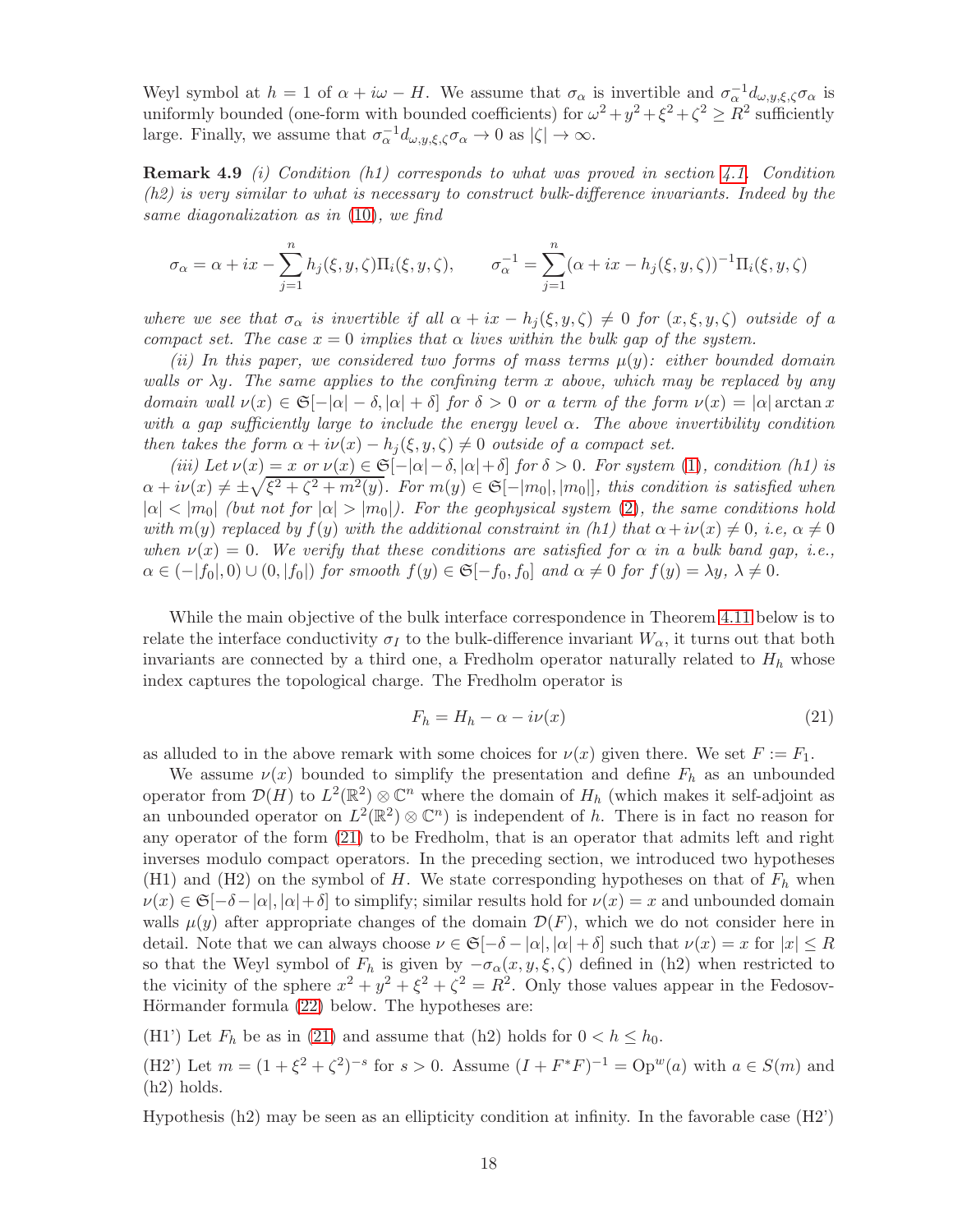Weyl symbol at $h = 1$ of $\alpha + i\omega - H$. We assume that $\sigma_\alpha$ is invertible and $\sigma_\alpha^{-1} d_{\omega,y,\xi,\zeta}\sigma_\alpha$ is uniformly bounded (one-form with bounded coefficients) for $\omega^2+y^2+\xi^2+\zeta^2 \geq R^2$ sufficiently large. Finally, we assume that $\sigma_\alpha^{-1} d_{\omega,y,\xi,\zeta}\sigma_\alpha \to 0$ as $|\zeta| \to \infty$.

**Remark 4.9** *(i) Condition (h1) corresponds to what was proved in section 4.1. Condition (h2) is very similar to what is necessary to construct bulk-difference invariants. Indeed by the same diagonalization as in (10), we find*

$$\sigma_\alpha = \alpha + ix - \sum_{j=1}^n h_j(\xi,y,\zeta)\Pi_i(\xi,y,\zeta), \qquad \sigma_\alpha^{-1} = \sum_{j=1}^n (\alpha + ix - h_j(\xi,y,\zeta))^{-1}\Pi_i(\xi,y,\zeta)$$

*where we see that $\sigma_\alpha$ is invertible if all $\alpha + ix - h_j(\xi,y,\zeta) \neq 0$ for $(x,\xi,y,\zeta)$ outside of a compact set. The case $x = 0$ implies that $\alpha$ lives within the bulk gap of the system.*

*(ii) In this paper, we considered two forms of mass terms $\mu(y)$: either bounded domain walls or $\lambda y$. The same applies to the confining term $x$ above, which may be replaced by any domain wall $\nu(x) \in \mathfrak{S}[-|\alpha|-\delta, |\alpha|+\delta]$ for $\delta > 0$ or a term of the form $\nu(x) = |\alpha| \arctan x$ with a gap sufficiently large to include the energy level $\alpha$. The above invertibility condition then takes the form $\alpha + i\nu(x) - h_j(\xi,y,\zeta) \neq 0$ outside of a compact set.*

*(iii) Let $\nu(x) = x$ or $\nu(x) \in \mathfrak{S}[-|\alpha|-\delta, |\alpha|+\delta]$ for $\delta > 0$. For system (1), condition (h1) is $\alpha + i\nu(x) \neq \pm\sqrt{\xi^2+\zeta^2+m^2(y)}$. For $m(y) \in \mathfrak{S}[-|m_0|, |m_0|]$, this condition is satisfied when $|\alpha| < |m_0|$ (but not for $|\alpha| > |m_0|$). For the geophysical system (2), the same conditions hold with $m(y)$ replaced by $f(y)$ with the additional constraint in (h1) that $\alpha + i\nu(x) \neq 0$, i.e, $\alpha \neq 0$ when $\nu(x) = 0$. We verify that these conditions are satisfied for $\alpha$ in a bulk band gap, i.e., $\alpha \in (-|f_0|, 0) \cup (0, |f_0|)$ for smooth $f(y) \in \mathfrak{S}[-f_0, f_0]$ and $\alpha \neq 0$ for $f(y) = \lambda y$, $\lambda \neq 0$.*

While the main objective of the bulk interface correspondence in Theorem 4.11 below is to relate the interface conductivity $\sigma_I$ to the bulk-difference invariant $W_\alpha$, it turns out that both invariants are connected by a third one, a Fredholm operator naturally related to $H_h$ whose index captures the topological charge. The Fredholm operator is

$$F_h = H_h - \alpha - i\nu(x) \tag{21}$$

as alluded to in the above remark with some choices for $\nu(x)$ given there. We set $F := F_1$.

We assume $\nu(x)$ bounded to simplify the presentation and define $F_h$ as an unbounded operator from $\mathcal{D}(H)$ to $L^2(\mathbb{R}^2) \otimes \mathbb{C}^n$ where the domain of $H_h$ (which makes it self-adjoint as an unbounded operator on $L^2(\mathbb{R}^2) \otimes \mathbb{C}^n$) is independent of $h$. There is in fact no reason for any operator of the form (21) to be Fredholm, that is an operator that admits left and right inverses modulo compact operators. In the preceding section, we introduced two hypotheses (H1) and (H2) on the symbol of $H$. We state corresponding hypotheses on that of $F_h$ when $\nu(x) \in \mathfrak{S}[-\delta-|\alpha|, |\alpha|+\delta]$ to simplify; similar results hold for $\nu(x) = x$ and unbounded domain walls $\mu(y)$ after appropriate changes of the domain $\mathcal{D}(F)$, which we do not consider here in detail. Note that we can always choose $\nu \in \mathfrak{S}[-\delta-|\alpha|, |\alpha|+\delta]$ such that $\nu(x) = x$ for $|x| \leq R$ so that the Weyl symbol of $F_h$ is given by $-\sigma_\alpha(x,y,\xi,\zeta)$ defined in (h2) when restricted to the vicinity of the sphere $x^2+y^2+\xi^2+\zeta^2 = R^2$. Only those values appear in the Fedosov-Hörmander formula (22) below. The hypotheses are:

(H1') Let $F_h$ be as in (21) and assume that (h2) holds for $0 < h \leq h_0$.

(H2') Let $m = (1+\xi^2+\zeta^2)^{-s}$ for $s > 0$. Assume $(I + F^*F)^{-1} = \mathrm{Op}^w(a)$ with $a \in S(m)$ and (h2) holds.

Hypothesis (h2) may be seen as an ellipticity condition at infinity. In the favorable case (H2')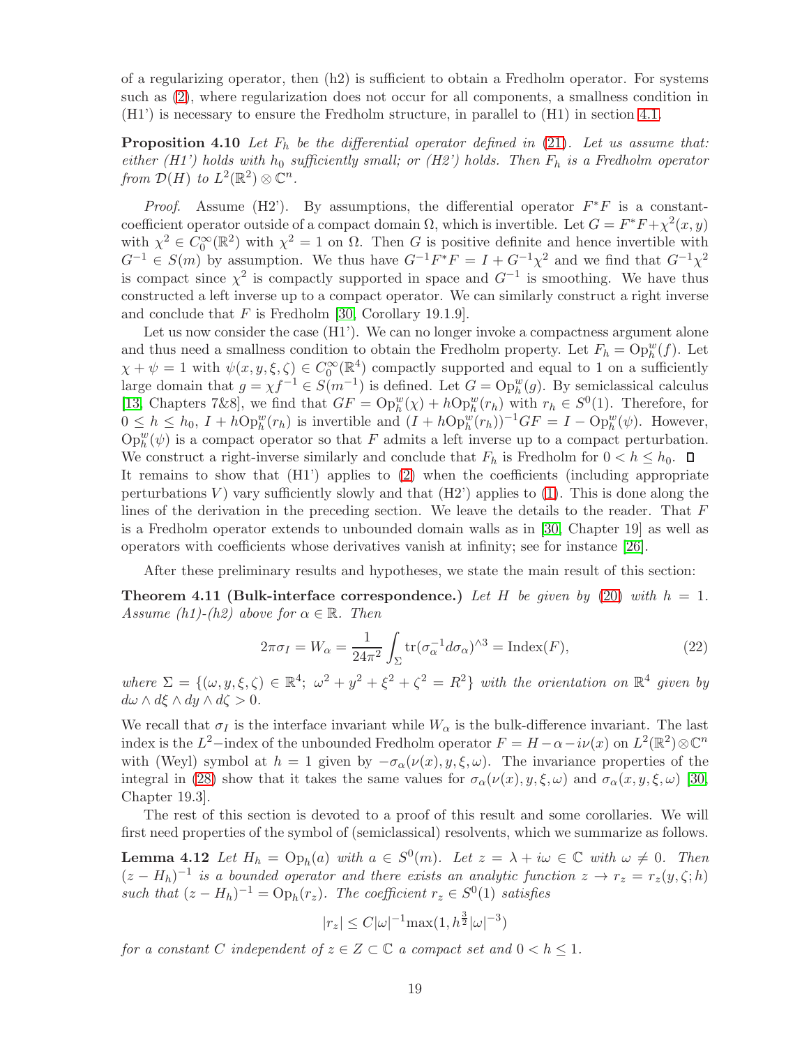of a regularizing operator, then (h2) is sufficient to obtain a Fredholm operator. For systems such as (2), where regularization does not occur for all components, a smallness condition in (H1') is necessary to ensure the Fredholm structure, in parallel to (H1) in section 4.1.

**Proposition 4.10** *Let $F_h$ be the differential operator defined in (21). Let us assume that: either (H1') holds with $h_0$ sufficiently small; or (H2') holds. Then $F_h$ is a Fredholm operator from $\mathcal{D}(H)$ to $L^2(\mathbb{R}^2)\otimes\mathbb{C}^n$.*

*Proof.* Assume (H2'). By assumptions, the differential operator $F^*F$ is a constant-coefficient operator outside of a compact domain $\Omega$, which is invertible. Let $G = F^*F+\chi^2(x,y)$ with $\chi^2 \in C_0^\infty(\mathbb{R}^2)$ with $\chi^2 = 1$ on $\Omega$. Then $G$ is positive definite and hence invertible with $G^{-1} \in S(m)$ by assumption. We thus have $G^{-1}F^*F = I + G^{-1}\chi^2$ and we find that $G^{-1}\chi^2$ is compact since $\chi^2$ is compactly supported in space and $G^{-1}$ is smoothing. We have thus constructed a left inverse up to a compact operator. We can similarly construct a right inverse and conclude that $F$ is Fredholm [30, Corollary 19.1.9].

Let us now consider the case (H1'). We can no longer invoke a compactness argument alone and thus need a smallness condition to obtain the Fredholm property. Let $F_h = \mathrm{Op}_h^w(f)$. Let $\chi + \psi = 1$ with $\psi(x,y,\xi,\zeta) \in C_0^\infty(\mathbb{R}^4)$ compactly supported and equal to 1 on a sufficiently large domain that $g = \chi f^{-1} \in S(m^{-1})$ is defined. Let $G = \mathrm{Op}_h^w(g)$. By semiclassical calculus [13, Chapters 7&8], we find that $GF = \mathrm{Op}_h^w(\chi) + h\mathrm{Op}_h^w(r_h)$ with $r_h \in S^0(1)$. Therefore, for $0 \le h \le h_0$, $I + h\mathrm{Op}_h^w(r_h)$ is invertible and $(I + h\mathrm{Op}_h^w(r_h))^{-1}GF = I - \mathrm{Op}_h^w(\psi)$. However, $\mathrm{Op}_h^w(\psi)$ is a compact operator so that $F$ admits a left inverse up to a compact perturbation. We construct a right-inverse similarly and conclude that $F_h$ is Fredholm for $0 < h \le h_0$. $\square$

It remains to show that (H1') applies to (2) when the coefficients (including appropriate perturbations $V$) vary sufficiently slowly and that (H2') applies to (1). This is done along the lines of the derivation in the preceding section. We leave the details to the reader. That $F$ is a Fredholm operator extends to unbounded domain walls as in [30, Chapter 19] as well as operators with coefficients whose derivatives vanish at infinity; see for instance [26].

After these preliminary results and hypotheses, we state the main result of this section:

**Theorem 4.11 (Bulk-interface correspondence.)** *Let $H$ be given by (20) with $h = 1$. Assume (h1)-(h2) above for $\alpha \in \mathbb{R}$. Then*

$$2\pi\sigma_I = W_\alpha = \frac{1}{24\pi^2}\int_\Sigma \mathrm{tr}(\sigma_\alpha^{-1}d\sigma_\alpha)^{\wedge 3} = \mathrm{Index}(F), \tag{22}$$

*where $\Sigma = \{(\omega,y,\xi,\zeta) \in \mathbb{R}^4;\ \omega^2+y^2+\xi^2+\zeta^2 = R^2\}$ with the orientation on $\mathbb{R}^4$ given by $d\omega \wedge d\xi \wedge dy \wedge d\zeta > 0$.*

We recall that $\sigma_I$ is the interface invariant while $W_\alpha$ is the bulk-difference invariant. The last index is the $L^2-$index of the unbounded Fredholm operator $F = H - \alpha - i\nu(x)$ on $L^2(\mathbb{R}^2)\otimes\mathbb{C}^n$ with (Weyl) symbol at $h = 1$ given by $-\sigma_\alpha(\nu(x),y,\xi,\omega)$. The invariance properties of the integral in (28) show that it takes the same values for $\sigma_\alpha(\nu(x),y,\xi,\omega)$ and $\sigma_\alpha(x,y,\xi,\omega)$ [30, Chapter 19.3].

The rest of this section is devoted to a proof of this result and some corollaries. We will first need properties of the symbol of (semiclassical) resolvents, which we summarize as follows.

**Lemma 4.12** *Let $H_h = \mathrm{Op}_h(a)$ with $a \in S^0(m)$. Let $z = \lambda + i\omega \in \mathbb{C}$ with $\omega \neq 0$. Then $(z - H_h)^{-1}$ is a bounded operator and there exists an analytic function $z \to r_z = r_z(y,\zeta;h)$ such that $(z - H_h)^{-1} = \mathrm{Op}_h(r_z)$. The coefficient $r_z \in S^0(1)$ satisfies*

$$|r_z| \le C|\omega|^{-1}\max(1, h^{\frac{3}{2}}|\omega|^{-3})$$

*for a constant $C$ independent of $z \in Z \subset \mathbb{C}$ a compact set and $0 < h \le 1$.*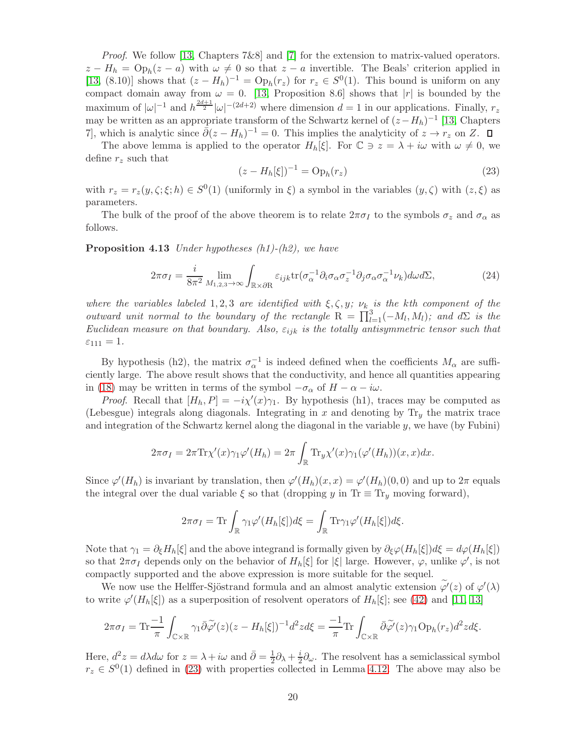*Proof.* We follow [13, Chapters 7&8] and [7] for the extension to matrix-valued operators. $z - H_h = \mathrm{Op}_h(z - a)$ with $\omega \neq 0$ so that $z - a$ invertible. The Beals' criterion applied in [13, (8.10)] shows that $(z - H_h)^{-1} = \mathrm{Op}_h(r_z)$ for $r_z \in S^0(1)$. This bound is uniform on any compact domain away from $\omega = 0$. [13, Proposition 8.6] shows that $|r|$ is bounded by the maximum of $|\omega|^{-1}$ and $h^{\frac{2d+1}{2}}|\omega|^{-(2d+2)}$ where dimension $d = 1$ in our applications. Finally, $r_z$ may be written as an appropriate transform of the Schwartz kernel of $(z - H_h)^{-1}$ [13, Chapters 7], which is analytic since $\bar\partial(z - H_h)^{-1} = 0$. This implies the analyticity of $z \to r_z$ on $Z$. ∎

The above lemma is applied to the operator $H_h[\xi]$. For $\mathbb{C} \ni z = \lambda + i\omega$ with $\omega \neq 0$, we define $r_z$ such that

$$(z - H_h[\xi])^{-1} = \mathrm{Op}_h(r_z) \tag{23}$$

with $r_z = r_z(y, \zeta; \xi; h) \in S^0(1)$ (uniformly in $\xi$) a symbol in the variables $(y, \zeta)$ with $(z, \xi)$ as parameters.

The bulk of the proof of the above theorem is to relate $2\pi\sigma_I$ to the symbols $\sigma_z$ and $\sigma_\alpha$ as follows.

**Proposition 4.13** *Under hypotheses (h1)-(h2), we have*

$$2\pi\sigma_I = \frac{i}{8\pi^2} \lim_{M_{1,2,3}\to\infty} \int_{\mathbb{R}\times\partial\mathrm{R}} \varepsilon_{ijk} \mathrm{tr}(\sigma_\alpha^{-1}\partial_i\sigma_\alpha\sigma_z^{-1}\partial_j\sigma_\alpha\sigma_\alpha^{-1}\nu_k) d\omega d\Sigma, \tag{24}$$

*where the variables labeled $1, 2, 3$ are identified with $\xi, \zeta, y$; $\nu_k$ is the $k$th component of the outward unit normal to the boundary of the rectangle $\mathrm{R} = \prod_{l=1}^3(-M_l, M_l)$; and $d\Sigma$ is the Euclidean measure on that boundary. Also, $\varepsilon_{ijk}$ is the totally antisymmetric tensor such that $\varepsilon_{111} = 1$.*

By hypothesis (h2), the matrix $\sigma_\alpha^{-1}$ is indeed defined when the coefficients $M_\alpha$ are sufficiently large. The above result shows that the conductivity, and hence all quantities appearing in (18) may be written in terms of the symbol $-\sigma_\alpha$ of $H - \alpha - i\omega$.

*Proof.* Recall that $[H_h, P] = -i\chi'(x)\gamma_1$. By hypothesis (h1), traces may be computed as (Lebesgue) integrals along diagonals. Integrating in $x$ and denoting by $\mathrm{Tr}_y$ the matrix trace and integration of the Schwartz kernel along the diagonal in the variable $y$, we have (by Fubini)

$$2\pi\sigma_I = 2\pi\mathrm{Tr}\chi'(x)\gamma_1\varphi'(H_h) = 2\pi\int_{\mathbb{R}} \mathrm{Tr}_y\chi'(x)\gamma_1(\varphi'(H_h))(x, x)dx.$$

Since $\varphi'(H_h)$ is invariant by translation, then $\varphi'(H_h)(x, x) = \varphi'(H_h)(0, 0)$ and up to $2\pi$ equals the integral over the dual variable $\xi$ so that (dropping $y$ in $\mathrm{Tr} \equiv \mathrm{Tr}_y$ moving forward),

$$2\pi\sigma_I = \mathrm{Tr}\int_{\mathbb{R}} \gamma_1\varphi'(H_h[\xi])d\xi = \int_{\mathbb{R}} \mathrm{Tr}\gamma_1\varphi'(H_h[\xi])d\xi.$$

Note that $\gamma_1 = \partial_\xi H_h[\xi]$ and the above integrand is formally given by $\partial_\xi\varphi(H_h[\xi])d\xi = d\varphi(H_h[\xi])$ so that $2\pi\sigma_I$ depends only on the behavior of $H_h[\xi]$ for $|\xi|$ large. However, $\varphi$, unlike $\varphi'$, is not compactly supported and the above expression is more suitable for the sequel.

We now use the Helffer-Sjöstrand formula and an almost analytic extension $\widetilde{\varphi'}(z)$ of $\varphi'(\lambda)$ to write $\varphi'(H_h[\xi])$ as a superposition of resolvent operators of $H_h[\xi]$; see (42) and [11, 13]

$$2\pi\sigma_I = \mathrm{Tr}\frac{-1}{\pi}\int_{\mathbb{C}\times\mathbb{R}} \gamma_1\bar\partial\widetilde{\varphi'}(z)(z - H_h[\xi])^{-1}d^2zd\xi = \frac{-1}{\pi}\mathrm{Tr}\int_{\mathbb{C}\times\mathbb{R}} \bar\partial\widetilde{\varphi'}(z)\gamma_1\mathrm{Op}_h(r_z)d^2zd\xi.$$

Here, $d^2z = d\lambda d\omega$ for $z = \lambda + i\omega$ and $\bar\partial = \frac{1}{2}\partial_\lambda + \frac{i}{2}\partial_\omega$. The resolvent has a semiclassical symbol $r_z \in S^0(1)$ defined in (23) with properties collected in Lemma 4.12. The above may also be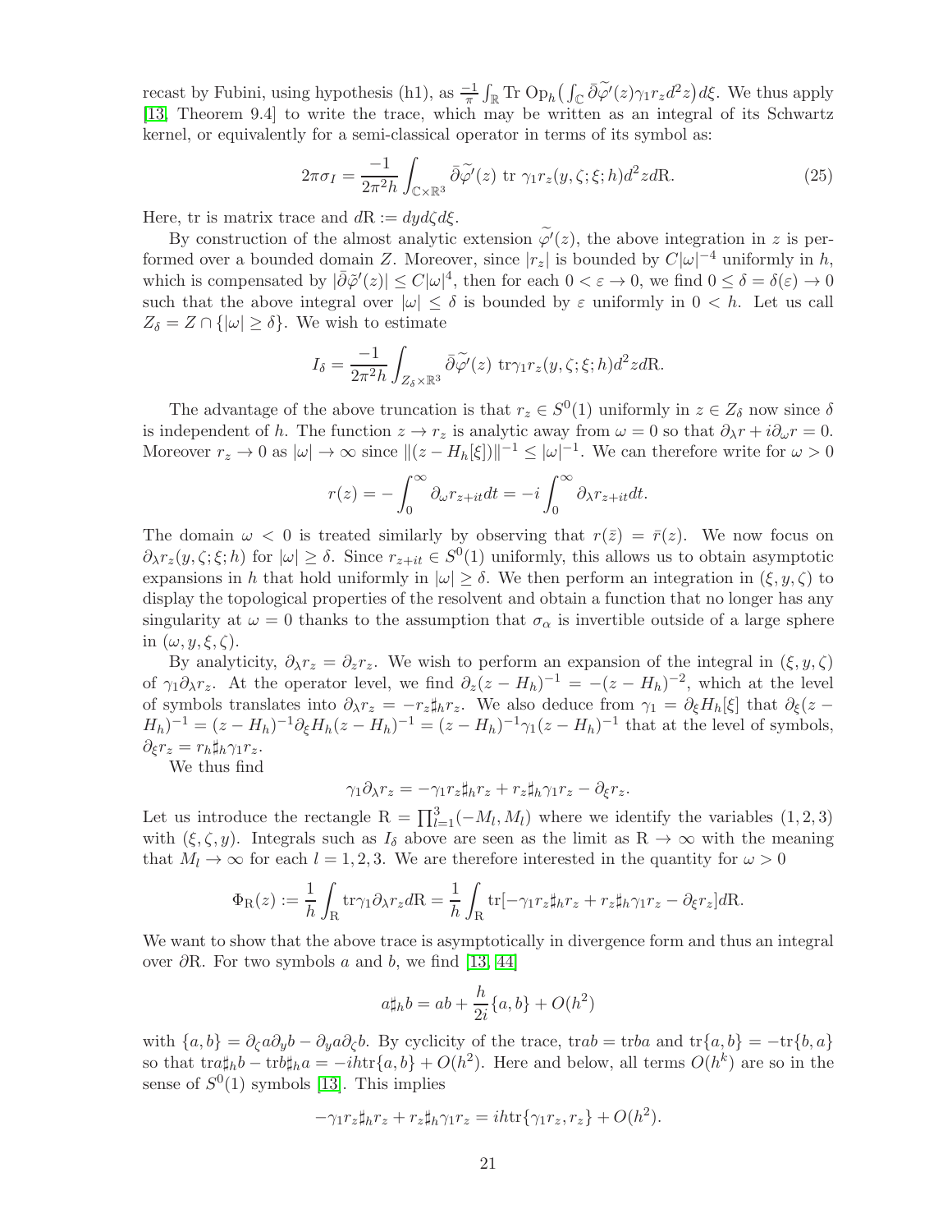recast by Fubini, using hypothesis (h1), as $\frac{-1}{\pi}\int_{\mathbb{R}} \mathrm{Tr}\ \mathrm{Op}_h\big(\int_{\mathbb{C}} \bar\partial\widetilde{\varphi'}(z)\gamma_1 r_z d^2z\big)d\xi$. We thus apply [13, Theorem 9.4] to write the trace, which may be written as an integral of its Schwartz kernel, or equivalently for a semi-classical operator in terms of its symbol as:

$$2\pi\sigma_I = \frac{-1}{2\pi^2 h}\int_{\mathbb{C}\times\mathbb{R}^3} \bar\partial\widetilde{\varphi'}(z)\ \mathrm{tr}\ \gamma_1 r_z(y,\zeta;\xi;h)d^2z d\mathrm{R}. \tag{25}$$

Here, tr is matrix trace and $d\mathrm{R} := dyd\zeta d\xi$.

By construction of the almost analytic extension $\widetilde{\varphi'}(z)$, the above integration in $z$ is performed over a bounded domain $Z$. Moreover, since $|r_z|$ is bounded by $C|\omega|^{-4}$ uniformly in $h$, which is compensated by $|\bar\partial\tilde\varphi'(z)| \le C|\omega|^4$, then for each $0<\varepsilon\to 0$, we find $0\le\delta=\delta(\varepsilon)\to 0$ such that the above integral over $|\omega|\le\delta$ is bounded by $\varepsilon$ uniformly in $0<h$. Let us call $Z_\delta = Z\cap\{|\omega|\ge\delta\}$. We wish to estimate

$$I_\delta = \frac{-1}{2\pi^2 h}\int_{Z_\delta\times\mathbb{R}^3} \bar\partial\widetilde{\varphi'}(z)\ \mathrm{tr}\gamma_1 r_z(y,\zeta;\xi;h)d^2z d\mathrm{R}.$$

The advantage of the above truncation is that $r_z\in S^0(1)$ uniformly in $z\in Z_\delta$ now since $\delta$ is independent of $h$. The function $z\to r_z$ is analytic away from $\omega=0$ so that $\partial_\lambda r + i\partial_\omega r = 0$. Moreover $r_z\to 0$ as $|\omega|\to\infty$ since $\|(z-H_h[\xi])\|^{-1}\le|\omega|^{-1}$. We can therefore write for $\omega>0$

$$r(z) = -\int_0^\infty \partial_\omega r_{z+it}dt = -i\int_0^\infty \partial_\lambda r_{z+it}dt.$$

The domain $\omega<0$ is treated similarly by observing that $r(\bar z)=\bar r(z)$. We now focus on $\partial_\lambda r_z(y,\zeta;\xi;h)$ for $|\omega|\ge\delta$. Since $r_{z+it}\in S^0(1)$ uniformly, this allows us to obtain asymptotic expansions in $h$ that hold uniformly in $|\omega|\ge\delta$. We then perform an integration in $(\xi,y,\zeta)$ to display the topological properties of the resolvent and obtain a function that no longer has any singularity at $\omega=0$ thanks to the assumption that $\sigma_\alpha$ is invertible outside of a large sphere in $(\omega,y,\xi,\zeta)$.

By analyticity, $\partial_\lambda r_z = \partial_z r_z$. We wish to perform an expansion of the integral in $(\xi,y,\zeta)$ of $\gamma_1\partial_\lambda r_z$. At the operator level, we find $\partial_z(z-H_h)^{-1} = -(z-H_h)^{-2}$, which at the level of symbols translates into $\partial_\lambda r_z = -r_z\sharp_h r_z$. We also deduce from $\gamma_1=\partial_\xi H_h[\xi]$ that $\partial_\xi(z-H_h)^{-1} = (z-H_h)^{-1}\partial_\xi H_h(z-H_h)^{-1} = (z-H_h)^{-1}\gamma_1(z-H_h)^{-1}$ that at the level of symbols, $\partial_\xi r_z = r_h\sharp_h\gamma_1 r_z$.

We thus find

$$\gamma_1\partial_\lambda r_z = -\gamma_1 r_z\sharp_h r_z + r_z\sharp_h\gamma_1 r_z - \partial_\xi r_z.$$

Let us introduce the rectangle $\mathrm{R}=\prod_{l=1}^3(-M_l,M_l)$ where we identify the variables $(1,2,3)$ with $(\xi,\zeta,y)$. Integrals such as $I_\delta$ above are seen as the limit as $\mathrm{R}\to\infty$ with the meaning that $M_l\to\infty$ for each $l=1,2,3$. We are therefore interested in the quantity for $\omega>0$

$$\Phi_{\mathrm{R}}(z) := \frac{1}{h}\int_{\mathrm{R}} \mathrm{tr}\gamma_1\partial_\lambda r_z d\mathrm{R} = \frac{1}{h}\int_{\mathrm{R}} \mathrm{tr}[-\gamma_1 r_z\sharp_h r_z + r_z\sharp_h\gamma_1 r_z - \partial_\xi r_z]d\mathrm{R}.$$

We want to show that the above trace is asymptotically in divergence form and thus an integral over $\partial\mathrm{R}$. For two symbols $a$ and $b$, we find [13, 44]

$$a\sharp_h b = ab + \frac{h}{2i}\{a,b\} + O(h^2)$$

with $\{a,b\} = \partial_\zeta a\partial_y b - \partial_y a\partial_\zeta b$. By cyclicity of the trace, $\mathrm{tr}ab=\mathrm{tr}ba$ and $\mathrm{tr}\{a,b\} = -\mathrm{tr}\{b,a\}$ so that $\mathrm{tr}a\sharp_h b - \mathrm{tr}b\sharp_h a = -ih\mathrm{tr}\{a,b\}+O(h^2)$. Here and below, all terms $O(h^k)$ are so in the sense of $S^0(1)$ symbols [13]. This implies

$$-\gamma_1 r_z\sharp_h r_z + r_z\sharp_h\gamma_1 r_z = ih\mathrm{tr}\{\gamma_1 r_z, r_z\} + O(h^2).$$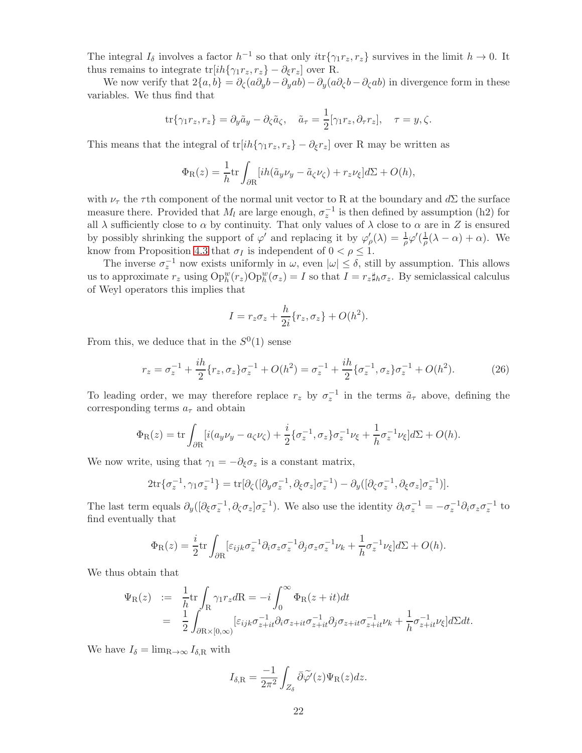The integral $I_\delta$ involves a factor $h^{-1}$ so that only $i\text{tr}\{\gamma_1 r_z, r_z\}$ survives in the limit $h \to 0$. It thus remains to integrate $\text{tr}[ih\{\gamma_1 r_z, r_z\} - \partial_\xi r_z]$ over R.

We now verify that $2\{a,b\} = \partial_\zeta(a\partial_y b - \partial_y ab) - \partial_y(a\partial_\zeta b - \partial_\zeta ab)$ in divergence form in these variables. We thus find that

$$\text{tr}\{\gamma_1 r_z, r_z\} = \partial_y \tilde{a}_y - \partial_\zeta \tilde{a}_\zeta, \quad \tilde{a}_\tau = \frac{1}{2}[\gamma_1 r_z, \partial_\tau r_z], \quad \tau = y, \zeta.$$

This means that the integral of $\text{tr}[ih\{\gamma_1 r_z, r_z\} - \partial_\xi r_z]$ over R may be written as

$$\Phi_{\rm R}(z) = \frac{1}{h}\text{tr}\int_{\partial \rm R}[ih(\tilde{a}_y\nu_y - \tilde{a}_\zeta\nu_\zeta) + r_z\nu_\xi]d\Sigma + O(h),$$

with $\nu_\tau$ the $\tau$th component of the normal unit vector to R at the boundary and $d\Sigma$ the surface measure there. Provided that $M_l$ are large enough, $\sigma_z^{-1}$ is then defined by assumption (h2) for all $\lambda$ sufficiently close to $\alpha$ by continuity. That only values of $\lambda$ close to $\alpha$ are in $Z$ is ensured by possibly shrinking the support of $\varphi'$ and replacing it by $\varphi'_\rho(\lambda) = \frac{1}{\rho}\varphi'(\frac{1}{\rho}(\lambda-\alpha)+\alpha)$. We know from Proposition 4.3 that $\sigma_I$ is independent of $0 < \rho \leq 1$.

The inverse $\sigma_z^{-1}$ now exists uniformly in $\omega$, even $|\omega| \leq \delta$, still by assumption. This allows us to approximate $r_z$ using $\text{Op}_h^w(r_z)\text{Op}_h^w(\sigma_z) = I$ so that $I = r_z \sharp_h \sigma_z$. By semiclassical calculus of Weyl operators this implies that

$$I = r_z\sigma_z + \frac{h}{2i}\{r_z, \sigma_z\} + O(h^2).$$

From this, we deduce that in the $S^0(1)$ sense

$$r_z = \sigma_z^{-1} + \frac{ih}{2}\{r_z, \sigma_z\}\sigma_z^{-1} + O(h^2) = \sigma_z^{-1} + \frac{ih}{2}\{\sigma_z^{-1}, \sigma_z\}\sigma_z^{-1} + O(h^2). \tag{26}$$

To leading order, we may therefore replace $r_z$ by $\sigma_z^{-1}$ in the terms $\tilde{a}_\tau$ above, defining the corresponding terms $a_\tau$ and obtain

$$\Phi_{\rm R}(z) = \text{tr}\int_{\partial \rm R}[i(a_y\nu_y - a_\zeta\nu_\zeta) + \frac{i}{2}\{\sigma_z^{-1}, \sigma_z\}\sigma_z^{-1}\nu_\xi + \frac{1}{h}\sigma_z^{-1}\nu_\xi]d\Sigma + O(h).$$

We now write, using that $\gamma_1 = -\partial_\xi \sigma_z$ is a constant matrix,

$$2\text{tr}\{\sigma_z^{-1}, \gamma_1\sigma_z^{-1}\} = \text{tr}[\partial_\zeta([\partial_y\sigma_z^{-1}, \partial_\xi\sigma_z]\sigma_z^{-1}) - \partial_y([\partial_\zeta\sigma_z^{-1}, \partial_\xi\sigma_z]\sigma_z^{-1})].$$

The last term equals $\partial_y([\partial_\xi\sigma_z^{-1}, \partial_\zeta\sigma_z]\sigma_z^{-1})$. We also use the identity $\partial_i\sigma_z^{-1} = -\sigma_z^{-1}\partial_i\sigma_z\sigma_z^{-1}$ to find eventually that

$$\Phi_{\rm R}(z) = \frac{i}{2}\text{tr}\int_{\partial \rm R}[\varepsilon_{ijk}\sigma_z^{-1}\partial_i\sigma_z\sigma_z^{-1}\partial_j\sigma_z\sigma_z^{-1}\nu_k + \frac{1}{h}\sigma_z^{-1}\nu_\xi]d\Sigma + O(h).$$

We thus obtain that

$$\begin{aligned}
\Psi_{\rm R}(z) &:= \frac{1}{h}\text{tr}\int_{\rm R}\gamma_1 r_z d{\rm R} = -i\int_0^\infty \Phi_{\rm R}(z+it)dt \\
&= \frac{1}{2}\int_{\partial{\rm R}\times[0,\infty)}[\varepsilon_{ijk}\sigma_{z+it}^{-1}\partial_i\sigma_{z+it}\sigma_{z+it}^{-1}\partial_j\sigma_{z+it}\sigma_{z+it}^{-1}\nu_k + \frac{1}{h}\sigma_{z+it}^{-1}\nu_\xi]d\Sigma dt.
\end{aligned}$$

We have $I_\delta = \lim_{{\rm R}\to\infty} I_{\delta,{\rm R}}$ with

$$I_{\delta,{\rm R}} = \frac{-1}{2\pi^2}\int_{Z_\delta}\bar{\partial}\widetilde{\varphi'}(z)\Psi_{\rm R}(z)dz.$$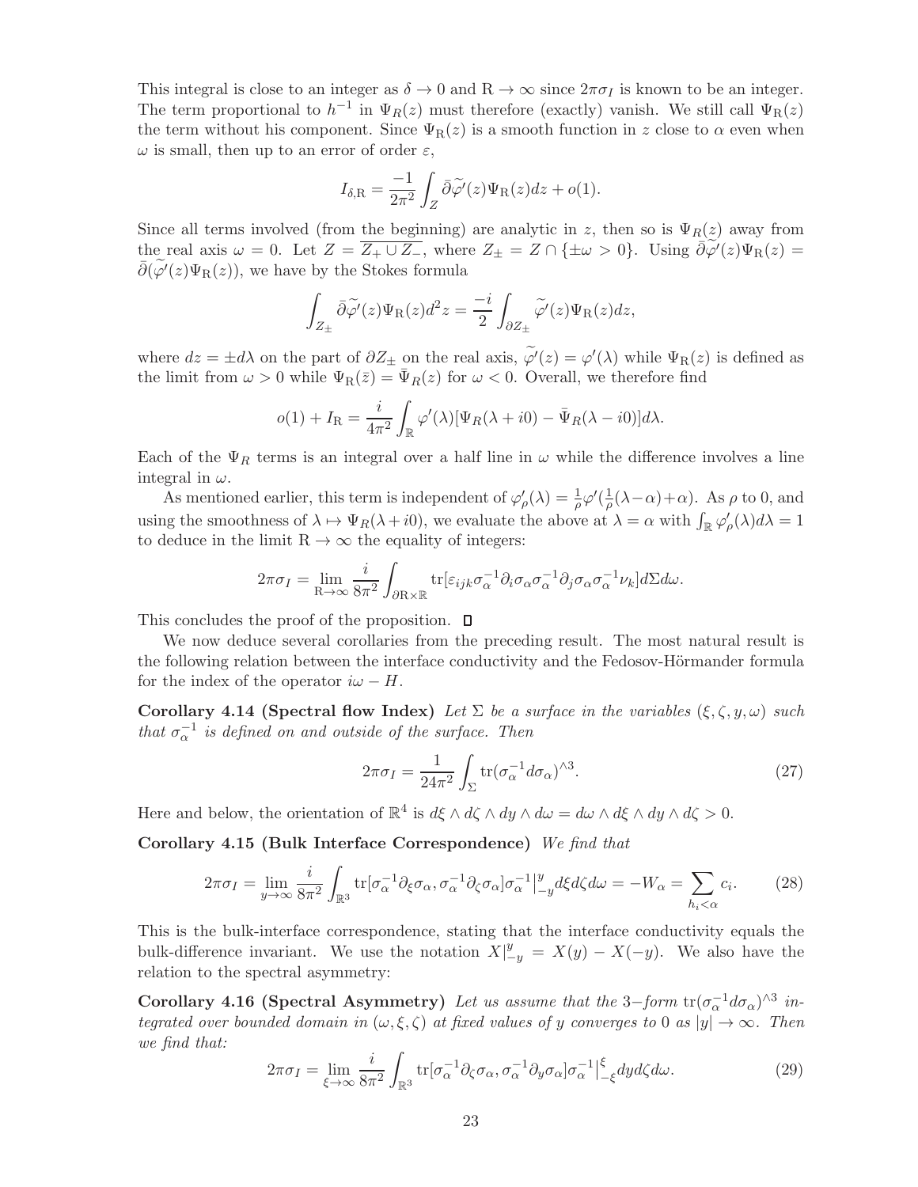This integral is close to an integer as $\delta \to 0$ and $\mathrm{R} \to \infty$ since $2\pi\sigma_I$ is known to be an integer. The term proportional to $h^{-1}$ in $\Psi_R(z)$ must therefore (exactly) vanish. We still call $\Psi_{\mathrm{R}}(z)$ the term without his component. Since $\Psi_{\mathrm{R}}(z)$ is a smooth function in $z$ close to $\alpha$ even when $\omega$ is small, then up to an error of order $\varepsilon$,

$$I_{\delta,\mathrm{R}} = \frac{-1}{2\pi^2} \int_Z \bar{\partial}\widetilde{\varphi'}(z)\Psi_{\mathrm{R}}(z)dz + o(1).$$

Since all terms involved (from the beginning) are analytic in $z$, then so is $\Psi_R(z)$ away from the real axis $\omega = 0$. Let $Z = \overline{Z_+ \cup Z_-}$, where $Z_\pm = Z \cap \{\pm\omega > 0\}$. Using $\bar{\partial}\widetilde{\varphi'}(z)\Psi_{\mathrm{R}}(z) = \bar{\partial}(\widetilde{\varphi'}(z)\Psi_{\mathrm{R}}(z))$, we have by the Stokes formula

$$\int_{Z_\pm} \bar{\partial}\widetilde{\varphi'}(z)\Psi_{\mathrm{R}}(z)d^2z = \frac{-i}{2}\int_{\partial Z_\pm} \widetilde{\varphi'}(z)\Psi_{\mathrm{R}}(z)dz,$$

where $dz = \pm d\lambda$ on the part of $\partial Z_\pm$ on the real axis, $\widetilde{\varphi'}(z) = \varphi'(\lambda)$ while $\Psi_{\mathrm{R}}(z)$ is defined as the limit from $\omega > 0$ while $\Psi_{\mathrm{R}}(\bar{z}) = \bar{\Psi}_R(z)$ for $\omega < 0$. Overall, we therefore find

$$o(1) + I_{\mathrm{R}} = \frac{i}{4\pi^2}\int_{\mathbb{R}} \varphi'(\lambda)[\Psi_R(\lambda + i0) - \bar{\Psi}_R(\lambda - i0)]d\lambda.$$

Each of the $\Psi_R$ terms is an integral over a half line in $\omega$ while the difference involves a line integral in $\omega$.

As mentioned earlier, this term is independent of $\varphi'_\rho(\lambda) = \frac{1}{\rho}\varphi'(\frac{1}{\rho}(\lambda-\alpha)+\alpha)$. As $\rho$ to 0, and using the smoothness of $\lambda \mapsto \Psi_R(\lambda + i0)$, we evaluate the above at $\lambda = \alpha$ with $\int_{\mathbb{R}} \varphi'_\rho(\lambda)d\lambda = 1$ to deduce in the limit $\mathrm{R} \to \infty$ the equality of integers:

$$2\pi\sigma_I = \lim_{\mathrm{R}\to\infty} \frac{i}{8\pi^2}\int_{\partial\mathrm{R}\times\mathbb{R}} \mathrm{tr}[\varepsilon_{ijk}\sigma_\alpha^{-1}\partial_i\sigma_\alpha\sigma_\alpha^{-1}\partial_j\sigma_\alpha\sigma_\alpha^{-1}\nu_k]d\Sigma d\omega.$$

This concludes the proof of the proposition. ☐

We now deduce several corollaries from the preceding result. The most natural result is the following relation between the interface conductivity and the Fedosov-Hörmander formula for the index of the operator $i\omega - H$.

**Corollary 4.14 (Spectral flow Index)** *Let $\Sigma$ be a surface in the variables $(\xi, \zeta, y, \omega)$ such that $\sigma_\alpha^{-1}$ is defined on and outside of the surface. Then*

$$2\pi\sigma_I = \frac{1}{24\pi^2}\int_\Sigma \mathrm{tr}(\sigma_\alpha^{-1}d\sigma_\alpha)^{\wedge 3}. \tag{27}$$

Here and below, the orientation of $\mathbb{R}^4$ is $d\xi \wedge d\zeta \wedge dy \wedge d\omega = d\omega \wedge d\xi \wedge dy \wedge d\zeta > 0$.

**Corollary 4.15 (Bulk Interface Correspondence)** *We find that*

$$2\pi\sigma_I = \lim_{y\to\infty} \frac{i}{8\pi^2}\int_{\mathbb{R}^3} \mathrm{tr}[\sigma_\alpha^{-1}\partial_\xi\sigma_\alpha, \sigma_\alpha^{-1}\partial_\zeta\sigma_\alpha]\sigma_\alpha^{-1}\big|_{-y}^{y} d\xi d\zeta d\omega = -W_\alpha = \sum_{h_i<\alpha} c_i. \tag{28}$$

This is the bulk-interface correspondence, stating that the interface conductivity equals the bulk-difference invariant. We use the notation $X|_{-y}^{y} = X(y) - X(-y)$. We also have the relation to the spectral asymmetry:

**Corollary 4.16 (Spectral Asymmetry)** *Let us assume that the 3−form $\mathrm{tr}(\sigma_\alpha^{-1}d\sigma_\alpha)^{\wedge 3}$ integrated over bounded domain in $(\omega, \xi, \zeta)$ at fixed values of $y$ converges to 0 as $|y| \to \infty$. Then we find that:*

$$2\pi\sigma_I = \lim_{\xi\to\infty} \frac{i}{8\pi^2}\int_{\mathbb{R}^3} \mathrm{tr}[\sigma_\alpha^{-1}\partial_\zeta\sigma_\alpha, \sigma_\alpha^{-1}\partial_y\sigma_\alpha]\sigma_\alpha^{-1}\big|_{-\xi}^{\xi} dy d\zeta d\omega. \tag{29}$$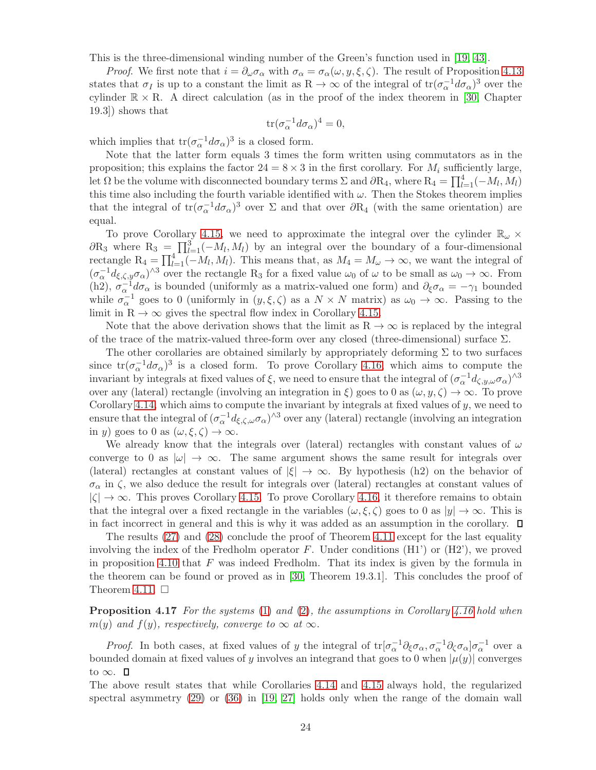This is the three-dimensional winding number of the Green's function used in [19, 43].

*Proof.* We first note that $i = \partial_\omega \sigma_\alpha$ with $\sigma_\alpha = \sigma_\alpha(\omega, y, \xi, \zeta)$. The result of Proposition 4.13 states that $\sigma_I$ is up to a constant the limit as $\mathrm{R} \to \infty$ of the integral of $\mathrm{tr}(\sigma_\alpha^{-1} d\sigma_\alpha)^3$ over the cylinder $\mathbb{R} \times \mathrm{R}$. A direct calculation (as in the proof of the index theorem in [30, Chapter 19.3]) shows that

$$\mathrm{tr}(\sigma_\alpha^{-1} d\sigma_\alpha)^4 = 0,$$

which implies that $\mathrm{tr}(\sigma_\alpha^{-1} d\sigma_\alpha)^3$ is a closed form.

Note that the latter form equals 3 times the form written using commutators as in the proposition; this explains the factor $24 = 8 \times 3$ in the first corollary. For $M_i$ sufficiently large, let $\Omega$ be the volume with disconnected boundary terms $\Sigma$ and $\partial \mathrm{R}_4$, where $\mathrm{R}_4 = \prod_{l=1}^4 (-M_l, M_l)$ this time also including the fourth variable identified with $\omega$. Then the Stokes theorem implies that the integral of $\mathrm{tr}(\sigma_\alpha^{-1} d\sigma_\alpha)^3$ over $\Sigma$ and that over $\partial \mathrm{R}_4$ (with the same orientation) are equal.

To prove Corollary 4.15, we need to approximate the integral over the cylinder $\mathbb{R}_\omega \times \partial \mathrm{R}_3$ where $\mathrm{R}_3 = \prod_{l=1}^3 (-M_l, M_l)$ by an integral over the boundary of a four-dimensional rectangle $\mathrm{R}_4 = \prod_{l=1}^4 (-M_l, M_l)$. This means that, as $M_4 = M_\omega \to \infty$, we want the integral of $(\sigma_\alpha^{-1} d_{\xi,\zeta,y} \sigma_\alpha)^{\wedge 3}$ over the rectangle $\mathrm{R}_3$ for a fixed value $\omega_0$ of $\omega$ to be small as $\omega_0 \to \infty$. From (h2), $\sigma_\alpha^{-1} d\sigma_\alpha$ is bounded (uniformly as a matrix-valued one form) and $\partial_\xi \sigma_\alpha = -\gamma_1$ bounded while $\sigma_\alpha^{-1}$ goes to 0 (uniformly in $(y, \xi, \zeta)$ as a $N \times N$ matrix) as $\omega_0 \to \infty$. Passing to the limit in $\mathrm{R} \to \infty$ gives the spectral flow index in Corollary 4.15.

Note that the above derivation shows that the limit as $\mathrm{R} \to \infty$ is replaced by the integral of the trace of the matrix-valued three-form over any closed (three-dimensional) surface $\Sigma$.

The other corollaries are obtained similarly by appropriately deforming $\Sigma$ to two surfaces since $\mathrm{tr}(\sigma_\alpha^{-1} d\sigma_\alpha)^3$ is a closed form. To prove Corollary 4.16, which aims to compute the invariant by integrals at fixed values of $\xi$, we need to ensure that the integral of $(\sigma_\alpha^{-1} d_{\zeta,y,\omega} \sigma_\alpha)^{\wedge 3}$ over any (lateral) rectangle (involving an integration in $\xi$) goes to 0 as $(\omega, y, \zeta) \to \infty$. To prove Corollary 4.14, which aims to compute the invariant by integrals at fixed values of $y$, we need to ensure that the integral of $(\sigma_\alpha^{-1} d_{\xi,\zeta,\omega} \sigma_\alpha)^{\wedge 3}$ over any (lateral) rectangle (involving an integration in $y$) goes to 0 as $(\omega, \xi, \zeta) \to \infty$.

We already know that the integrals over (lateral) rectangles with constant values of $\omega$ converge to 0 as $|\omega| \to \infty$. The same argument shows the same result for integrals over (lateral) rectangles at constant values of $|\xi| \to \infty$. By hypothesis (h2) on the behavior of $\sigma_\alpha$ in $\zeta$, we also deduce the result for integrals over (lateral) rectangles at constant values of $|\zeta| \to \infty$. This proves Corollary 4.15. To prove Corollary 4.16, it therefore remains to obtain that the integral over a fixed rectangle in the variables $(\omega, \xi, \zeta)$ goes to 0 as $|y| \to \infty$. This is in fact incorrect in general and this is why it was added as an assumption in the corollary. ∎

The results (27) and (28) conclude the proof of Theorem 4.11 except for the last equality involving the index of the Fredholm operator $F$. Under conditions (H1') or (H2'), we proved in proposition 4.10 that $F$ was indeed Fredholm. That its index is given by the formula in the theorem can be found or proved as in [30, Theorem 19.3.1]. This concludes the proof of Theorem 4.11. □

**Proposition 4.17** *For the systems* (1) *and* (2)*, the assumptions in Corollary 4.16 hold when $m(y)$ and $f(y)$, respectively, converge to $\infty$ at $\infty$.*

*Proof.* In both cases, at fixed values of $y$ the integral of $\mathrm{tr}[\sigma_\alpha^{-1} \partial_\xi \sigma_\alpha, \sigma_\alpha^{-1} \partial_\zeta \sigma_\alpha] \sigma_\alpha^{-1}$ over a bounded domain at fixed values of $y$ involves an integrand that goes to 0 when $|\mu(y)|$ converges to $\infty$. ∎

The above result states that while Corollaries 4.14 and 4.15 always hold, the regularized spectral asymmetry (29) or (36) in [19, 27] holds only when the range of the domain wall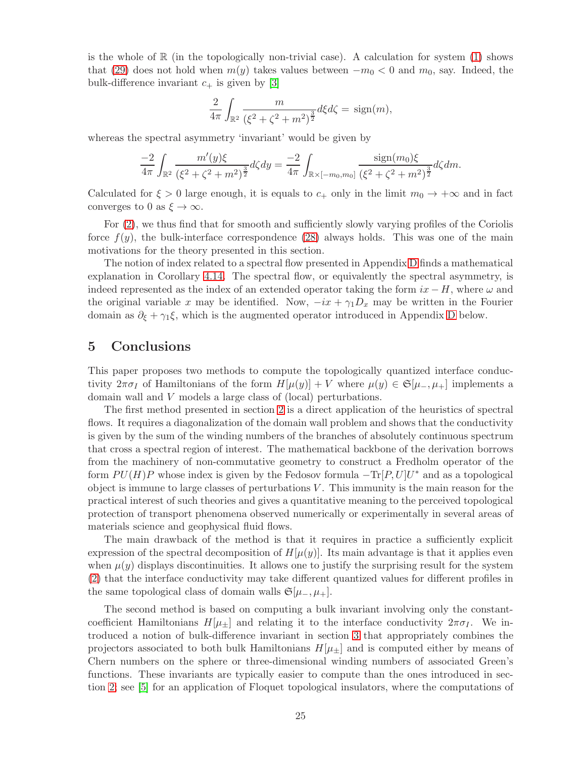is the whole of $\mathbb{R}$ (in the topologically non-trivial case). A calculation for system (1) shows that (29) does not hold when $m(y)$ takes values between $-m_0 < 0$ and $m_0$, say. Indeed, the bulk-difference invariant $c_+$ is given by [3]

$$\frac{2}{4\pi}\int_{\mathbb{R}^2} \frac{m}{(\xi^2+\zeta^2+m^2)^{\frac{3}{2}}} d\xi d\zeta = \operatorname{sign}(m),$$

whereas the spectral asymmetry 'invariant' would be given by

$$\frac{-2}{4\pi}\int_{\mathbb{R}^2} \frac{m'(y)\xi}{(\xi^2+\zeta^2+m^2)^{\frac{3}{2}}} d\zeta dy = \frac{-2}{4\pi}\int_{\mathbb{R}\times[-m_0,m_0]} \frac{\operatorname{sign}(m_0)\xi}{(\xi^2+\zeta^2+m^2)^{\frac{3}{2}}} d\zeta dm.$$

Calculated for $\xi > 0$ large enough, it is equals to $c_+$ only in the limit $m_0 \to +\infty$ and in fact converges to 0 as $\xi \to \infty$.

For (2), we thus find that for smooth and sufficiently slowly varying profiles of the Coriolis force $f(y)$, the bulk-interface correspondence (28) always holds. This was one of the main motivations for the theory presented in this section.

The notion of index related to a spectral flow presented in Appendix D finds a mathematical explanation in Corollary 4.14. The spectral flow, or equivalently the spectral asymmetry, is indeed represented as the index of an extended operator taking the form $ix - H$, where $\omega$ and the original variable $x$ may be identified. Now, $-ix + \gamma_1 D_x$ may be written in the Fourier domain as $\partial_\xi + \gamma_1\xi$, which is the augmented operator introduced in Appendix D below.

## 5 Conclusions

This paper proposes two methods to compute the topologically quantized interface conductivity $2\pi\sigma_I$ of Hamiltonians of the form $H[\mu(y)] + V$ where $\mu(y) \in \mathfrak{S}[\mu_-, \mu_+]$ implements a domain wall and $V$ models a large class of (local) perturbations.

The first method presented in section 2 is a direct application of the heuristics of spectral flows. It requires a diagonalization of the domain wall problem and shows that the conductivity is given by the sum of the winding numbers of the branches of absolutely continuous spectrum that cross a spectral region of interest. The mathematical backbone of the derivation borrows from the machinery of non-commutative geometry to construct a Fredholm operator of the form $PU(H)P$ whose index is given by the Fedosov formula $-\mathrm{Tr}[P,U]U^*$ and as a topological object is immune to large classes of perturbations $V$. This immunity is the main reason for the practical interest of such theories and gives a quantitative meaning to the perceived topological protection of transport phenomena observed numerically or experimentally in several areas of materials science and geophysical fluid flows.

The main drawback of the method is that it requires in practice a sufficiently explicit expression of the spectral decomposition of $H[\mu(y)]$. Its main advantage is that it applies even when $\mu(y)$ displays discontinuities. It allows one to justify the surprising result for the system (2) that the interface conductivity may take different quantized values for different profiles in the same topological class of domain walls $\mathfrak{S}[\mu_-, \mu_+]$.

The second method is based on computing a bulk invariant involving only the constant-coefficient Hamiltonians $H[\mu_\pm]$ and relating it to the interface conductivity $2\pi\sigma_I$. We introduced a notion of bulk-difference invariant in section 3 that appropriately combines the projectors associated to both bulk Hamiltonians $H[\mu_\pm]$ and is computed either by means of Chern numbers on the sphere or three-dimensional winding numbers of associated Green's functions. These invariants are typically easier to compute than the ones introduced in section 2; see [5] for an application of Floquet topological insulators, where the computations of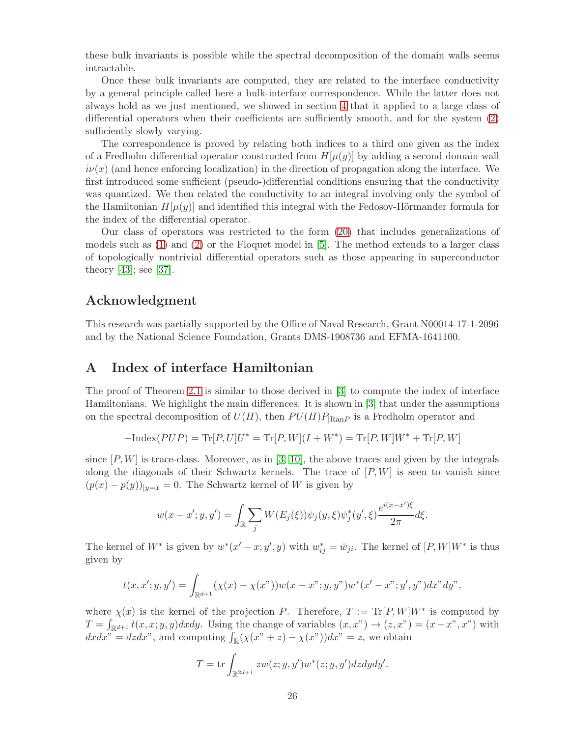these bulk invariants is possible while the spectral decomposition of the domain walls seems intractable.

Once these bulk invariants are computed, they are related to the interface conductivity by a general principle called here a bulk-interface correspondence. While the latter does not always hold as we just mentioned, we showed in section 4 that it applied to a large class of differential operators when their coefficients are sufficiently smooth, and for the system (2) sufficiently slowly varying.

The correspondence is proved by relating both indices to a third one given as the index of a Fredholm differential operator constructed from $H[\mu(y)]$ by adding a second domain wall $i\nu(x)$ (and hence enforcing localization) in the direction of propagation along the interface. We first introduced some sufficient (pseudo-)differential conditions ensuring that the conductivity was quantized. We then related the conductivity to an integral involving only the symbol of the Hamiltonian $H[\mu(y)]$ and identified this integral with the Fedosov-Hörmander formula for the index of the differential operator.

Our class of operators was restricted to the form (20) that includes generalizations of models such as (1) and (2) or the Floquet model in [5]. The method extends to a larger class of topologically nontrivial differential operators such as those appearing in superconductor theory [43]; see [37].

## Acknowledgment

This research was partially supported by the Office of Naval Research, Grant N00014-17-1-2096 and by the National Science Foundation, Grants DMS-1908736 and EFMA-1641100.

## A Index of interface Hamiltonian

The proof of Theorem 2.1 is similar to those derived in [3] to compute the index of interface Hamiltonians. We highlight the main differences. It is shown in [3] that under the assumptions on the spectral decomposition of $U(H)$, then $PU(H)P_{|\mathrm{Ran}P}$ is a Fredholm operator and

$$-\mathrm{Index}(PUP) = \mathrm{Tr}[P,U]U^* = \mathrm{Tr}[P,W](I+W^*) = \mathrm{Tr}[P,W]W^* + \mathrm{Tr}[P,W]$$

since $[P,W]$ is trace-class. Moreover, as in [3, 10], the above traces and given by the integrals along the diagonals of their Schwartz kernels. The trace of $[P,W]$ is seen to vanish since $(p(x)-p(y))_{|y=x} = 0$. The Schwartz kernel of $W$ is given by

$$w(x-x';y,y') = \int_{\mathbb{R}} \sum_j W(E_j(\xi))\psi_j(y,\xi)\psi_j^*(y',\xi)\frac{e^{i(x-x')\xi}}{2\pi}d\xi.$$

The kernel of $W^*$ is given by $w^*(x'-x;y',y)$ with $w^*_{ij} = \bar{w}_{ji}$. The kernel of $[P,W]W^*$ is thus given by

$$t(x,x';y,y') = \int_{\mathbb{R}^{d+1}} (\chi(x)-\chi(x"))w(x-x";y,y")w^*(x'-x";y',y")dx"dy",$$

where $\chi(x)$ is the kernel of the projection $P$. Therefore, $T := \mathrm{Tr}[P,W]W^*$ is computed by $T = \int_{\mathbb{R}^{d+1}} t(x,x;y,y)dxdy$. Using the change of variables $(x,x") \to (z,x") = (x-x",x")$ with $dxdx" = dzdx"$, and computing $\int_{\mathbb{R}}(\chi(x"+z)-\chi(x"))dx" = z$, we obtain

$$T = \mathrm{tr}\int_{\mathbb{R}^{2d+1}} zw(z;y,y')w^*(z;y,y')dzdydy'.$$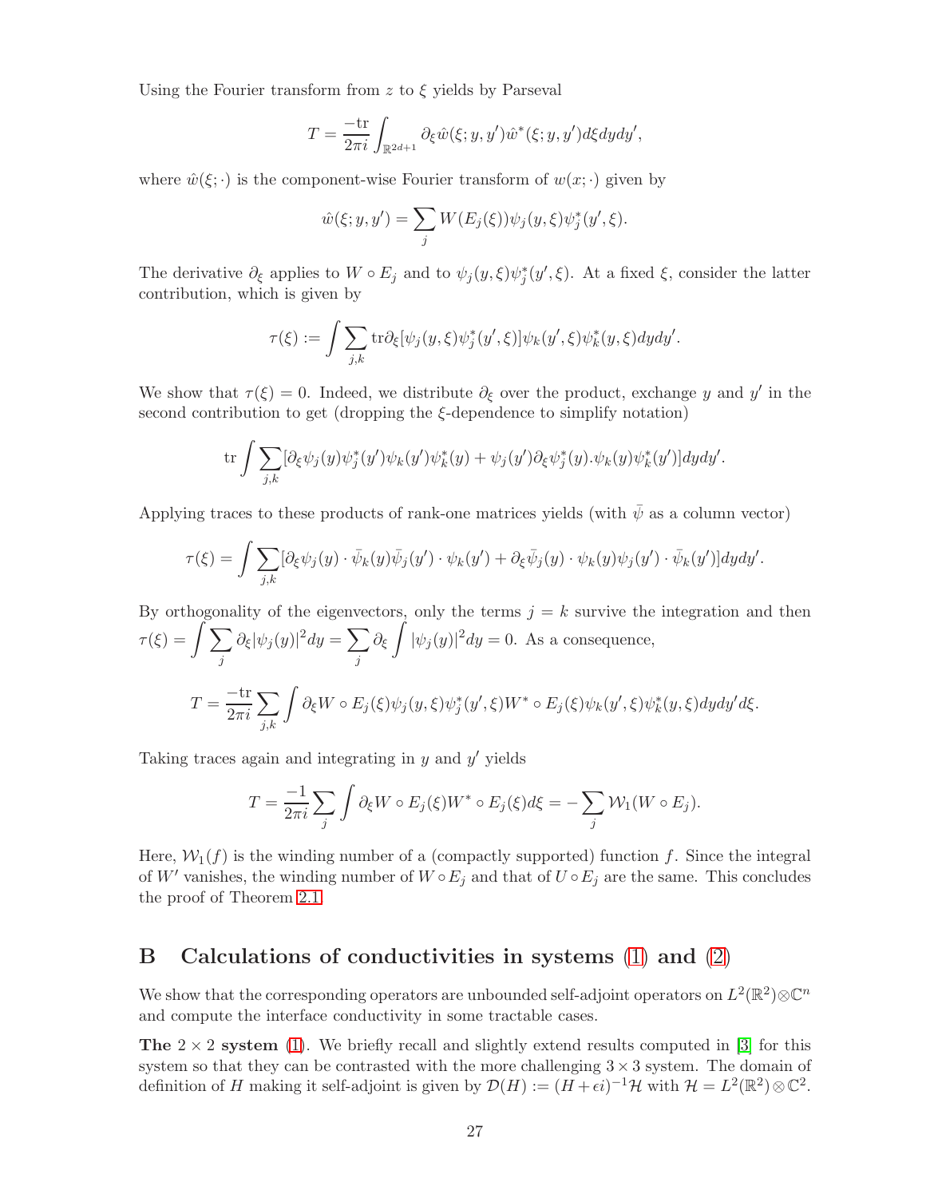Using the Fourier transform from $z$ to $\xi$ yields by Parseval

$$T = \frac{-\mathrm{tr}}{2\pi i} \int_{\mathbb{R}^{2d+1}} \partial_\xi \hat{w}(\xi; y, y') \hat{w}^*(\xi; y, y') d\xi dy dy',$$

where $\hat{w}(\xi; \cdot)$ is the component-wise Fourier transform of $w(x; \cdot)$ given by

$$\hat{w}(\xi; y, y') = \sum_j W(E_j(\xi)) \psi_j(y, \xi) \psi_j^*(y', \xi).$$

The derivative $\partial_\xi$ applies to $W \circ E_j$ and to $\psi_j(y, \xi)\psi_j^*(y', \xi)$. At a fixed $\xi$, consider the latter contribution, which is given by

$$\tau(\xi) := \int \sum_{j,k} \mathrm{tr} \partial_\xi [\psi_j(y, \xi)\psi_j^*(y', \xi)] \psi_k(y', \xi)\psi_k^*(y, \xi) dy dy'.$$

We show that $\tau(\xi) = 0$. Indeed, we distribute $\partial_\xi$ over the product, exchange $y$ and $y'$ in the second contribution to get (dropping the $\xi$-dependence to simplify notation)

$$\mathrm{tr} \int \sum_{j,k} [\partial_\xi \psi_j(y) \psi_j^*(y') \psi_k(y') \psi_k^*(y) + \psi_j(y') \partial_\xi \psi_j^*(y) . \psi_k(y) \psi_k^*(y')] dy dy'.$$

Applying traces to these products of rank-one matrices yields (with $\bar{\psi}$ as a column vector)

$$\tau(\xi) = \int \sum_{j,k} [\partial_\xi \psi_j(y) \cdot \bar{\psi}_k(y) \bar{\psi}_j(y') \cdot \psi_k(y') + \partial_\xi \bar{\psi}_j(y) \cdot \psi_k(y) \psi_j(y') \cdot \bar{\psi}_k(y')] dy dy'.$$

By orthogonality of the eigenvectors, only the terms $j = k$ survive the integration and then $\tau(\xi) = \displaystyle\int \sum_j \partial_\xi |\psi_j(y)|^2 dy = \sum_j \partial_\xi \int |\psi_j(y)|^2 dy = 0$. As a consequence,

$$T = \frac{-\mathrm{tr}}{2\pi i} \sum_{j,k} \int \partial_\xi W \circ E_j(\xi) \psi_j(y, \xi) \psi_j^*(y', \xi) W^* \circ E_j(\xi) \psi_k(y', \xi) \psi_k^*(y, \xi) dy dy' d\xi.$$

Taking traces again and integrating in $y$ and $y'$ yields

$$T = \frac{-1}{2\pi i} \sum_j \int \partial_\xi W \circ E_j(\xi) W^* \circ E_j(\xi) d\xi = -\sum_j \mathcal{W}_1(W \circ E_j).$$

Here, $\mathcal{W}_1(f)$ is the winding number of a (compactly supported) function $f$. Since the integral of $W'$ vanishes, the winding number of $W \circ E_j$ and that of $U \circ E_j$ are the same. This concludes the proof of Theorem 2.1.

# B Calculations of conductivities in systems (1) and (2)

We show that the corresponding operators are unbounded self-adjoint operators on $L^2(\mathbb{R}^2) \otimes \mathbb{C}^n$ and compute the interface conductivity in some tractable cases.

**The $2 \times 2$ system** (1). We briefly recall and slightly extend results computed in [3] for this system so that they can be contrasted with the more challenging $3 \times 3$ system. The domain of definition of $H$ making it self-adjoint is given by $\mathcal{D}(H) := (H + \epsilon i)^{-1} \mathcal{H}$ with $\mathcal{H} = L^2(\mathbb{R}^2) \otimes \mathbb{C}^2$.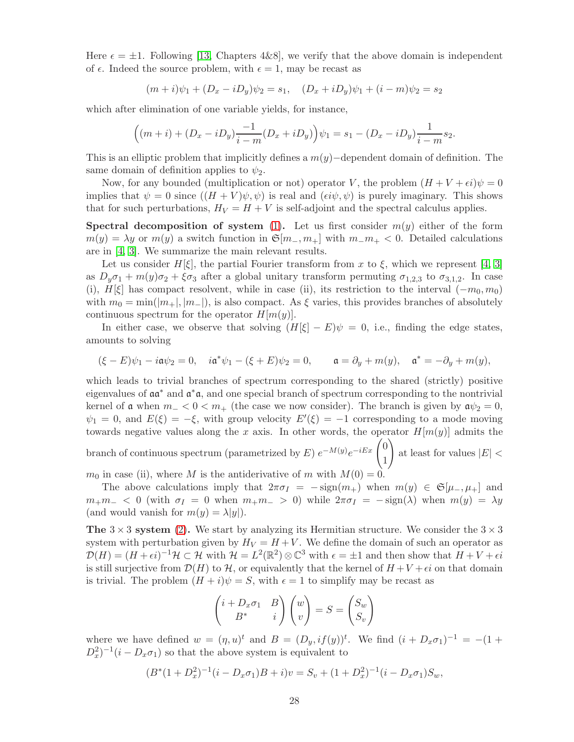Here $\epsilon = \pm 1$. Following [13, Chapters 4&8], we verify that the above domain is independent of $\epsilon$. Indeed the source problem, with $\epsilon = 1$, may be recast as

$$(m+i)\psi_1 + (D_x - iD_y)\psi_2 = s_1, \quad (D_x + iD_y)\psi_1 + (i-m)\psi_2 = s_2$$

which after elimination of one variable yields, for instance,

$$\Big((m+i) + (D_x - iD_y)\frac{-1}{i-m}(D_x + iD_y)\Big)\psi_1 = s_1 - (D_x - iD_y)\frac{1}{i-m}s_2.$$

This is an elliptic problem that implicitly defines a $m(y)-$dependent domain of definition. The same domain of definition applies to $\psi_2$.

Now, for any bounded (multiplication or not) operator $V$, the problem $(H + V + \epsilon i)\psi = 0$ implies that $\psi = 0$ since $((H+V)\psi, \psi)$ is real and $(\epsilon i\psi, \psi)$ is purely imaginary. This shows that for such perturbations, $H_V = H + V$ is self-adjoint and the spectral calculus applies.

**Spectral decomposition of system (1).** Let us first consider $m(y)$ either of the form $m(y) = \lambda y$ or $m(y)$ a switch function in $\mathfrak{S}[m_-, m_+]$ with $m_- m_+ < 0$. Detailed calculations are in [4, 3]. We summarize the main relevant results.

Let us consider $H[\xi]$, the partial Fourier transform from $x$ to $\xi$, which we represent [4, 3] as $D_y\sigma_1 + m(y)\sigma_2 + \xi\sigma_3$ after a global unitary transform permuting $\sigma_{1,2,3}$ to $\sigma_{3,1,2}$. In case (i), $H[\xi]$ has compact resolvent, while in case (ii), its restriction to the interval $(-m_0, m_0)$ with $m_0 = \min(|m_+|, |m_-|)$, is also compact. As $\xi$ varies, this provides branches of absolutely continuous spectrum for the operator $H[m(y)]$.

In either case, we observe that solving $(H[\xi] - E)\psi = 0$, i.e., finding the edge states, amounts to solving

$$(\xi - E)\psi_1 - i\mathfrak{a}\psi_2 = 0, \quad i\mathfrak{a}^*\psi_1 - (\xi + E)\psi_2 = 0, \qquad \mathfrak{a} = \partial_y + m(y), \quad \mathfrak{a}^* = -\partial_y + m(y),$$

which leads to trivial branches of spectrum corresponding to the shared (strictly) positive eigenvalues of $\mathfrak{a}\mathfrak{a}^*$ and $\mathfrak{a}^*\mathfrak{a}$, and one special branch of spectrum corresponding to the nontrivial kernel of $\mathfrak{a}$ when $m_- < 0 < m_+$ (the case we now consider). The branch is given by $\mathfrak{a}\psi_2 = 0$, $\psi_1 = 0$, and $E(\xi) = -\xi$, with group velocity $E'(\xi) = -1$ corresponding to a mode moving towards negative values along the $x$ axis. In other words, the operator $H[m(y)]$ admits the branch of continuous spectrum (parametrized by $E$) $e^{-M(y)}e^{-iEx}\begin{pmatrix}0\\1\end{pmatrix}$ at least for values $|E| < m_0$ in case (ii), where $M$ is the antiderivative of $m$ with $M(0) = 0$.

The above calculations imply that $2\pi\sigma_I = -\operatorname{sign}(m_+)$ when $m(y) \in \mathfrak{S}[\mu_-, \mu_+]$ and $m_+m_- < 0$ (with $\sigma_I = 0$ when $m_+m_- > 0$) while $2\pi\sigma_I = -\operatorname{sign}(\lambda)$ when $m(y) = \lambda y$ (and would vanish for $m(y) = \lambda|y|$).

**The $3\times 3$ system (2).** We start by analyzing its Hermitian structure. We consider the $3\times 3$ system with perturbation given by $H_V = H + V$. We define the domain of such an operator as $\mathcal{D}(H) = (H + \epsilon i)^{-1}\mathcal{H} \subset \mathcal{H}$ with $\mathcal{H} = L^2(\mathbb{R}^2) \otimes \mathbb{C}^3$ with $\epsilon = \pm 1$ and then show that $H + V + \epsilon i$ is still surjective from $\mathcal{D}(H)$ to $\mathcal{H}$, or equivalently that the kernel of $H + V + \epsilon i$ on that domain is trivial. The problem $(H + i)\psi = S$, with $\epsilon = 1$ to simplify may be recast as

$$\begin{pmatrix} i + D_x\sigma_1 & B \\ B^* & i \end{pmatrix}\begin{pmatrix} w \\ v \end{pmatrix} = S = \begin{pmatrix} S_w \\ S_v \end{pmatrix}$$

where we have defined $w = (\eta, u)^t$ and $B = (D_y, if(y))^t$. We find $(i + D_x\sigma_1)^{-1} = -(1 + D_x^2)^{-1}(i - D_x\sigma_1)$ so that the above system is equivalent to

$$(B^*(1 + D_x^2)^{-1}(i - D_x\sigma_1)B + i)v = S_v + (1 + D_x^2)^{-1}(i - D_x\sigma_1)S_w,$$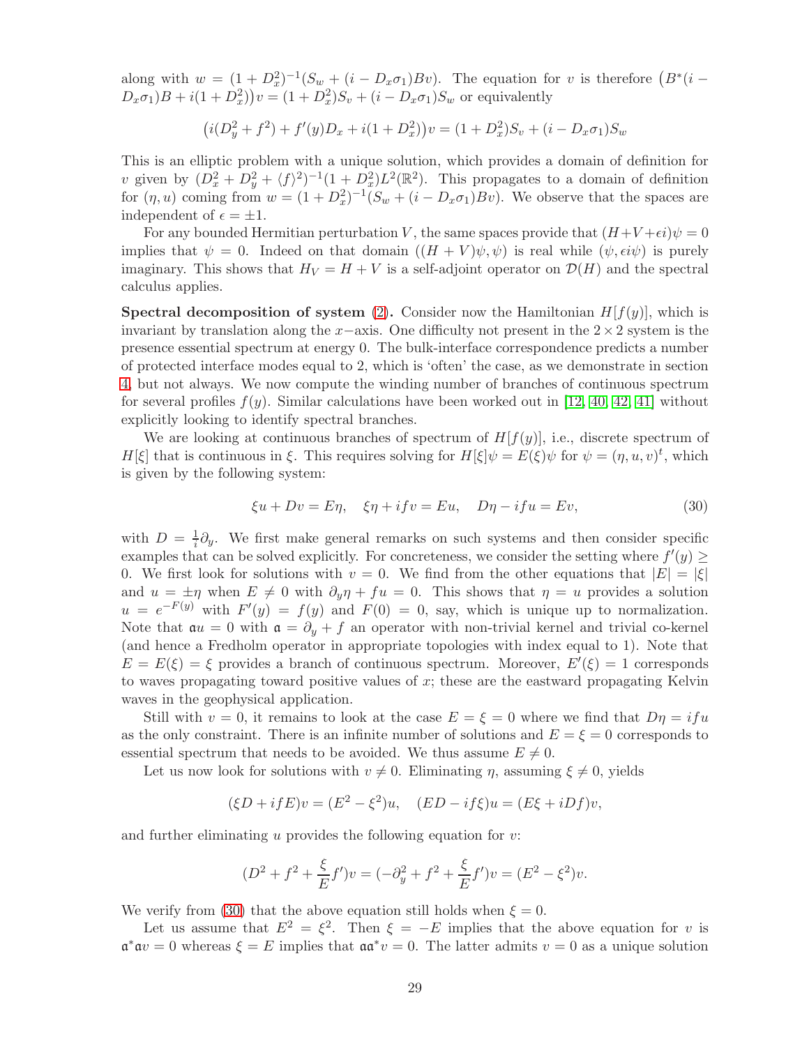along with $w = (1+D_x^2)^{-1}(S_w + (i - D_x\sigma_1)Bv)$. The equation for $v$ is therefore $\big(B^*(i - D_x\sigma_1)B + i(1+D_x^2)\big)v = (1+D_x^2)S_v + (i - D_x\sigma_1)S_w$ or equivalently

$$\big(i(D_y^2 + f^2) + f'(y)D_x + i(1+D_x^2)\big)v = (1+D_x^2)S_v + (i - D_x\sigma_1)S_w$$

This is an elliptic problem with a unique solution, which provides a domain of definition for $v$ given by $(D_x^2 + D_y^2 + \langle f\rangle^2)^{-1}(1+D_x^2)L^2(\mathbb{R}^2)$. This propagates to a domain of definition for $(\eta, u)$ coming from $w = (1+D_x^2)^{-1}(S_w + (i - D_x\sigma_1)Bv)$. We observe that the spaces are independent of $\epsilon = \pm 1$.

For any bounded Hermitian perturbation $V$, the same spaces provide that $(H+V+\epsilon i)\psi = 0$ implies that $\psi = 0$. Indeed on that domain $((H+V)\psi, \psi)$ is real while $(\psi, \epsilon i\psi)$ is purely imaginary. This shows that $H_V = H + V$ is a self-adjoint operator on $\mathcal{D}(H)$ and the spectral calculus applies.

**Spectral decomposition of system (2).** Consider now the Hamiltonian $H[f(y)]$, which is invariant by translation along the $x-$axis. One difficulty not present in the $2\times 2$ system is the presence essential spectrum at energy 0. The bulk-interface correspondence predicts a number of protected interface modes equal to 2, which is 'often' the case, as we demonstrate in section 4, but not always. We now compute the winding number of branches of continuous spectrum for several profiles $f(y)$. Similar calculations have been worked out in [12, 40, 42, 41] without explicitly looking to identify spectral branches.

We are looking at continuous branches of spectrum of $H[f(y)]$, i.e., discrete spectrum of $H[\xi]$ that is continuous in $\xi$. This requires solving for $H[\xi]\psi = E(\xi)\psi$ for $\psi = (\eta, u, v)^t$, which is given by the following system:

$$\xi u + Dv = E\eta, \quad \xi\eta + ifv = Eu, \quad D\eta - ifu = Ev, \tag{30}$$

with $D = \frac{1}{i}\partial_y$. We first make general remarks on such systems and then consider specific examples that can be solved explicitly. For concreteness, we consider the setting where $f'(y) \geq 0$. We first look for solutions with $v = 0$. We find from the other equations that $|E| = |\xi|$ and $u = \pm\eta$ when $E \neq 0$ with $\partial_y\eta + fu = 0$. This shows that $\eta = u$ provides a solution $u = e^{-F(y)}$ with $F'(y) = f(y)$ and $F(0) = 0$, say, which is unique up to normalization. Note that $\mathfrak{a}u = 0$ with $\mathfrak{a} = \partial_y + f$ an operator with non-trivial kernel and trivial co-kernel (and hence a Fredholm operator in appropriate topologies with index equal to 1). Note that $E = E(\xi) = \xi$ provides a branch of continuous spectrum. Moreover, $E'(\xi) = 1$ corresponds to waves propagating toward positive values of $x$; these are the eastward propagating Kelvin waves in the geophysical application.

Still with $v = 0$, it remains to look at the case $E = \xi = 0$ where we find that $D\eta = ifu$ as the only constraint. There is an infinite number of solutions and $E = \xi = 0$ corresponds to essential spectrum that needs to be avoided. We thus assume $E \neq 0$.

Let us now look for solutions with $v \neq 0$. Eliminating $\eta$, assuming $\xi \neq 0$, yields

$$(\xi D + ifE)v = (E^2 - \xi^2)u, \quad (ED - if\xi)u = (E\xi + iDf)v,$$

and further eliminating $u$ provides the following equation for $v$:

$$(D^2 + f^2 + \frac{\xi}{E}f')v = (-\partial_y^2 + f^2 + \frac{\xi}{E}f')v = (E^2 - \xi^2)v.$$

We verify from (30) that the above equation still holds when $\xi = 0$.

Let us assume that $E^2 = \xi^2$. Then $\xi = -E$ implies that the above equation for $v$ is $\mathfrak{a}^*\mathfrak{a}v = 0$ whereas $\xi = E$ implies that $\mathfrak{a}\mathfrak{a}^*v = 0$. The latter admits $v = 0$ as a unique solution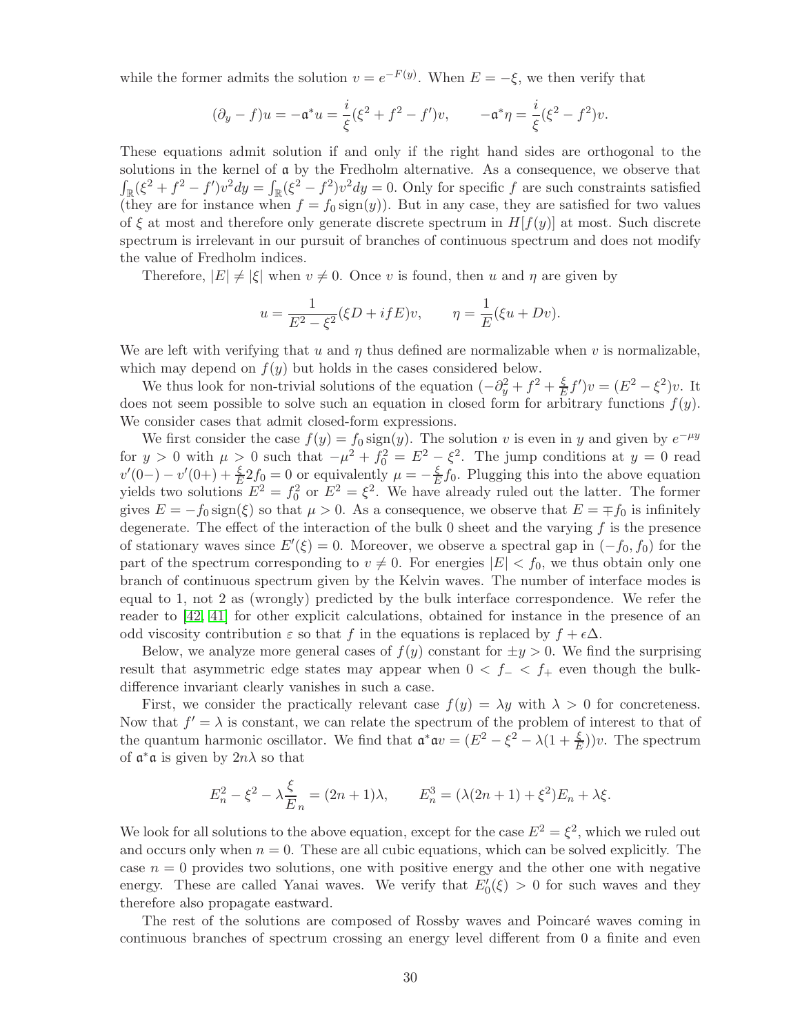while the former admits the solution $v = e^{-F(y)}$. When $E = -\xi$, we then verify that

$$(\partial_y - f)u = -\mathfrak{a}^* u = \frac{i}{\xi}(\xi^2 + f^2 - f')v, \qquad -\mathfrak{a}^*\eta = \frac{i}{\xi}(\xi^2 - f^2)v.$$

These equations admit solution if and only if the right hand sides are orthogonal to the solutions in the kernel of $\mathfrak{a}$ by the Fredholm alternative. As a consequence, we observe that $\int_{\mathbb{R}}(\xi^2 + f^2 - f')v^2 dy = \int_{\mathbb{R}}(\xi^2 - f^2)v^2 dy = 0$. Only for specific $f$ are such constraints satisfied (they are for instance when $f = f_0 \,\text{sign}(y)$). But in any case, they are satisfied for two values of $\xi$ at most and therefore only generate discrete spectrum in $H[f(y)]$ at most. Such discrete spectrum is irrelevant in our pursuit of branches of continuous spectrum and does not modify the value of Fredholm indices.

Therefore, $|E| \neq |\xi|$ when $v \neq 0$. Once $v$ is found, then $u$ and $\eta$ are given by

$$u = \frac{1}{E^2 - \xi^2}(\xi D + ifE)v, \qquad \eta = \frac{1}{E}(\xi u + Dv).$$

We are left with verifying that $u$ and $\eta$ thus defined are normalizable when $v$ is normalizable, which may depend on $f(y)$ but holds in the cases considered below.

We thus look for non-trivial solutions of the equation $(-\partial_y^2 + f^2 + \frac{\xi}{E}f')v = (E^2 - \xi^2)v$. It does not seem possible to solve such an equation in closed form for arbitrary functions $f(y)$. We consider cases that admit closed-form expressions.

We first consider the case $f(y) = f_0 \,\text{sign}(y)$. The solution $v$ is even in $y$ and given by $e^{-\mu y}$ for $y > 0$ with $\mu > 0$ such that $-\mu^2 + f_0^2 = E^2 - \xi^2$. The jump conditions at $y = 0$ read $v'(0-) - v'(0+) + \frac{\xi}{E}2f_0 = 0$ or equivalently $\mu = -\frac{\xi}{E}f_0$. Plugging this into the above equation yields two solutions $E^2 = f_0^2$ or $E^2 = \xi^2$. We have already ruled out the latter. The former gives $E = -f_0 \,\text{sign}(\xi)$ so that $\mu > 0$. As a consequence, we observe that $E = \mp f_0$ is infinitely degenerate. The effect of the interaction of the bulk 0 sheet and the varying $f$ is the presence of stationary waves since $E'(\xi) = 0$. Moreover, we observe a spectral gap in $(-f_0, f_0)$ for the part of the spectrum corresponding to $v \neq 0$. For energies $|E| < f_0$, we thus obtain only one branch of continuous spectrum given by the Kelvin waves. The number of interface modes is equal to 1, not 2 as (wrongly) predicted by the bulk interface correspondence. We refer the reader to [42, 41] for other explicit calculations, obtained for instance in the presence of an odd viscosity contribution $\varepsilon$ so that $f$ in the equations is replaced by $f + \epsilon\Delta$.

Below, we analyze more general cases of $f(y)$ constant for $\pm y > 0$. We find the surprising result that asymmetric edge states may appear when $0 < f_- < f_+$ even though the bulk-difference invariant clearly vanishes in such a case.

First, we consider the practically relevant case $f(y) = \lambda y$ with $\lambda > 0$ for concreteness. Now that $f' = \lambda$ is constant, we can relate the spectrum of the problem of interest to that of the quantum harmonic oscillator. We find that $\mathfrak{a}^*\mathfrak{a}v = (E^2 - \xi^2 - \lambda(1 + \frac{\xi}{E}))v$. The spectrum of $\mathfrak{a}^*\mathfrak{a}$ is given by $2n\lambda$ so that

$$E_n^2 - \xi^2 - \lambda\frac{\xi}{E}_n = (2n+1)\lambda, \qquad E_n^3 = (\lambda(2n+1) + \xi^2)E_n + \lambda\xi.$$

We look for all solutions to the above equation, except for the case $E^2 = \xi^2$, which we ruled out and occurs only when $n = 0$. These are all cubic equations, which can be solved explicitly. The case $n = 0$ provides two solutions, one with positive energy and the other one with negative energy. These are called Yanai waves. We verify that $E_0'(\xi) > 0$ for such waves and they therefore also propagate eastward.

The rest of the solutions are composed of Rossby waves and Poincaré waves coming in continuous branches of spectrum crossing an energy level different from 0 a finite and even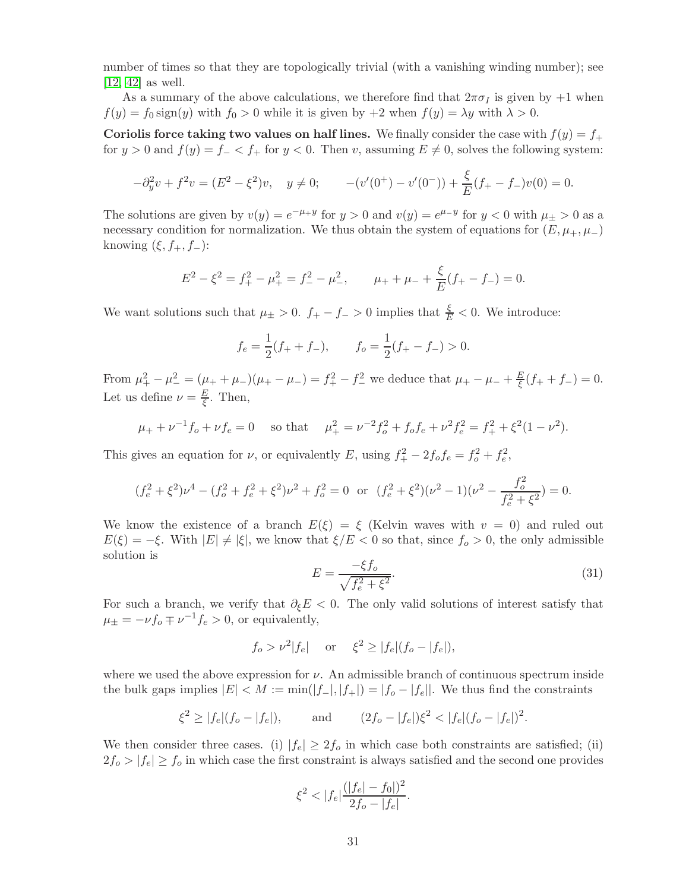number of times so that they are topologically trivial (with a vanishing winding number); see [12, 42] as well.

As a summary of the above calculations, we therefore find that $2\pi\sigma_I$ is given by $+1$ when $f(y) = f_0 \,\text{sign}(y)$ with $f_0 > 0$ while it is given by $+2$ when $f(y) = \lambda y$ with $\lambda > 0$.

**Coriolis force taking two values on half lines.** We finally consider the case with $f(y) = f_+$ for $y > 0$ and $f(y) = f_- < f_+$ for $y < 0$. Then $v$, assuming $E \neq 0$, solves the following system:

$$-\partial_y^2 v + f^2 v = (E^2 - \xi^2)v, \quad y \neq 0; \qquad -(v'(0^+) - v'(0^-)) + \frac{\xi}{E}(f_+ - f_-)v(0) = 0.$$

The solutions are given by $v(y) = e^{-\mu_+ y}$ for $y > 0$ and $v(y) = e^{\mu_- y}$ for $y < 0$ with $\mu_\pm > 0$ as a necessary condition for normalization. We thus obtain the system of equations for $(E, \mu_+, \mu_-)$ knowing $(\xi, f_+, f_-)$:

$$E^2 - \xi^2 = f_+^2 - \mu_+^2 = f_-^2 - \mu_-^2, \qquad \mu_+ + \mu_- + \frac{\xi}{E}(f_+ - f_-) = 0.$$

We want solutions such that $\mu_\pm > 0$. $f_+ - f_- > 0$ implies that $\frac{\xi}{E} < 0$. We introduce:

$$f_e = \frac{1}{2}(f_+ + f_-), \qquad f_o = \frac{1}{2}(f_+ - f_-) > 0.$$

From $\mu_+^2 - \mu_-^2 = (\mu_+ + \mu_-)(\mu_+ - \mu_-) = f_+^2 - f_-^2$ we deduce that $\mu_+ - \mu_- + \frac{E}{\xi}(f_+ + f_-) = 0$. Let us define $\nu = \frac{E}{\xi}$. Then,

$$\mu_+ + \nu^{-1} f_o + \nu f_e = 0 \quad \text{ so that } \quad \mu_+^2 = \nu^{-2} f_o^2 + f_o f_e + \nu^2 f_e^2 = f_+^2 + \xi^2(1 - \nu^2).$$

This gives an equation for $\nu$, or equivalently $E$, using $f_+^2 - 2f_o f_e = f_o^2 + f_e^2$,

$$(f_e^2 + \xi^2)\nu^4 - (f_o^2 + f_e^2 + \xi^2)\nu^2 + f_o^2 = 0 \;\text{ or }\; (f_e^2 + \xi^2)(\nu^2 - 1)(\nu^2 - \frac{f_o^2}{f_e^2 + \xi^2}) = 0.$$

We know the existence of a branch $E(\xi) = \xi$ (Kelvin waves with $v = 0$) and ruled out $E(\xi) = -\xi$. With $|E| \neq |\xi|$, we know that $\xi/E < 0$ so that, since $f_o > 0$, the only admissible solution is

$$E = \frac{-\xi f_o}{\sqrt{f_e^2 + \xi^2}}. \tag{31}$$

For such a branch, we verify that $\partial_\xi E < 0$. The only valid solutions of interest satisfy that $\mu_\pm = -\nu f_o \mp \nu^{-1} f_e > 0$, or equivalently,

$$f_o > \nu^2 |f_e| \quad \text{ or } \quad \xi^2 \geq |f_e|(f_o - |f_e|),$$

where we used the above expression for $\nu$. An admissible branch of continuous spectrum inside the bulk gaps implies $|E| < M := \min(|f_-|, |f_+|) = |f_o - |f_e||$. We thus find the constraints

$$\xi^2 \geq |f_e|(f_o - |f_e|), \qquad \text{and} \qquad (2f_o - |f_e|)\xi^2 < |f_e|(f_o - |f_e|)^2.$$

We then consider three cases. (i) $|f_e| \geq 2f_o$ in which case both constraints are satisfied; (ii) $2f_o > |f_e| \geq f_o$ in which case the first constraint is always satisfied and the second one provides

$$\xi^2 < |f_e| \frac{(|f_e| - f_0|)^2}{2f_o - |f_e|}.$$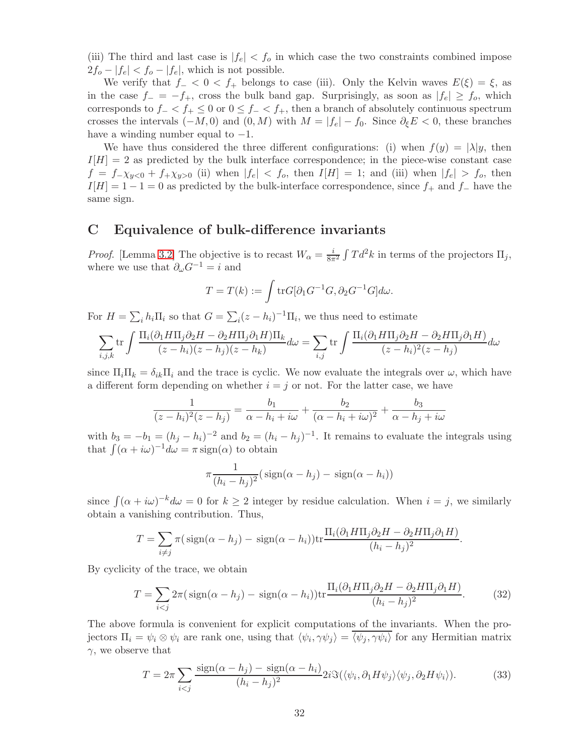(iii) The third and last case is $|f_e| < f_o$ in which case the two constraints combined impose $2f_o - |f_e| < f_o - |f_e|$, which is not possible.

We verify that $f_- < 0 < f_+$ belongs to case (iii). Only the Kelvin waves $E(\xi) = \xi$, as in the case $f_- = -f_+$, cross the bulk band gap. Surprisingly, as soon as $|f_e| \geq f_o$, which corresponds to $f_- < f_+ \leq 0$ or $0 \leq f_- < f_+$, then a branch of absolutely continuous spectrum crosses the intervals $(-M, 0)$ and $(0, M)$ with $M = |f_e| - f_0$. Since $\partial_\xi E < 0$, these branches have a winding number equal to $-1$.

We have thus considered the three different configurations: (i) when $f(y) = |\lambda| y$, then $I[H] = 2$ as predicted by the bulk interface correspondence; in the piece-wise constant case $f = f_- \chi_{y<0} + f_+ \chi_{y>0}$ (ii) when $|f_e| < f_o$, then $I[H] = 1$; and (iii) when $|f_e| > f_o$, then $I[H] = 1 - 1 = 0$ as predicted by the bulk-interface correspondence, since $f_+$ and $f_-$ have the same sign.

# C Equivalence of bulk-difference invariants

*Proof.* [Lemma 3.2] The objective is to recast $W_\alpha = \frac{i}{8\pi^2} \int T d^2k$ in terms of the projectors $\Pi_j$, where we use that $\partial_\omega G^{-1} = i$ and

$$T = T(k) := \int \mathrm{tr} G[\partial_1 G^{-1} G, \partial_2 G^{-1} G] d\omega.$$

For $H = \sum_i h_i \Pi_i$ so that $G = \sum_i (z - h_i)^{-1} \Pi_i$, we thus need to estimate

$$\sum_{i,j,k} \mathrm{tr} \int \frac{\Pi_i(\partial_1 H \Pi_j \partial_2 H - \partial_2 H \Pi_j \partial_1 H)\Pi_k}{(z - h_i)(z - h_j)(z - h_k)} d\omega = \sum_{i,j} \mathrm{tr} \int \frac{\Pi_i(\partial_1 H \Pi_j \partial_2 H - \partial_2 H \Pi_j \partial_1 H)}{(z - h_i)^2(z - h_j)} d\omega$$

since $\Pi_i \Pi_k = \delta_{ik} \Pi_i$ and the trace is cyclic. We now evaluate the integrals over $\omega$, which have a different form depending on whether $i = j$ or not. For the latter case, we have

$$\frac{1}{(z - h_i)^2(z - h_j)} = \frac{b_1}{\alpha - h_i + i\omega} + \frac{b_2}{(\alpha - h_i + i\omega)^2} + \frac{b_3}{\alpha - h_j + i\omega}$$

with $b_3 = -b_1 = (h_j - h_i)^{-2}$ and $b_2 = (h_i - h_j)^{-1}$. It remains to evaluate the integrals using that $\int (\alpha + i\omega)^{-1} d\omega = \pi \,\mathrm{sign}(\alpha)$ to obtain

$$\pi \frac{1}{(h_i - h_j)^2} (\,\mathrm{sign}(\alpha - h_j) - \,\mathrm{sign}(\alpha - h_i))$$

since $\int (\alpha + i\omega)^{-k} d\omega = 0$ for $k \geq 2$ integer by residue calculation. When $i = j$, we similarly obtain a vanishing contribution. Thus,

$$T = \sum_{i \neq j} \pi (\,\mathrm{sign}(\alpha - h_j) - \,\mathrm{sign}(\alpha - h_i)) \mathrm{tr} \frac{\Pi_i(\partial_1 H \Pi_j \partial_2 H - \partial_2 H \Pi_j \partial_1 H)}{(h_i - h_j)^2}.$$

By cyclicity of the trace, we obtain

$$T = \sum_{i<j} 2\pi (\,\mathrm{sign}(\alpha - h_j) - \,\mathrm{sign}(\alpha - h_i)) \mathrm{tr} \frac{\Pi_i(\partial_1 H \Pi_j \partial_2 H - \partial_2 H \Pi_j \partial_1 H)}{(h_i - h_j)^2}. \tag{32}$$

The above formula is convenient for explicit computations of the invariants. When the projectors $\Pi_i = \psi_i \otimes \psi_i$ are rank one, using that $\langle \psi_i, \gamma \psi_j \rangle = \overline{\langle \psi_j, \gamma \psi_i \rangle}$ for any Hermitian matrix $\gamma$, we observe that

$$T = 2\pi \sum_{i<j} \frac{\mathrm{sign}(\alpha - h_j) - \mathrm{sign}(\alpha - h_i)}{(h_i - h_j)^2} 2i \Im(\langle \psi_i, \partial_1 H \psi_j \rangle \langle \psi_j, \partial_2 H \psi_i \rangle). \tag{33}$$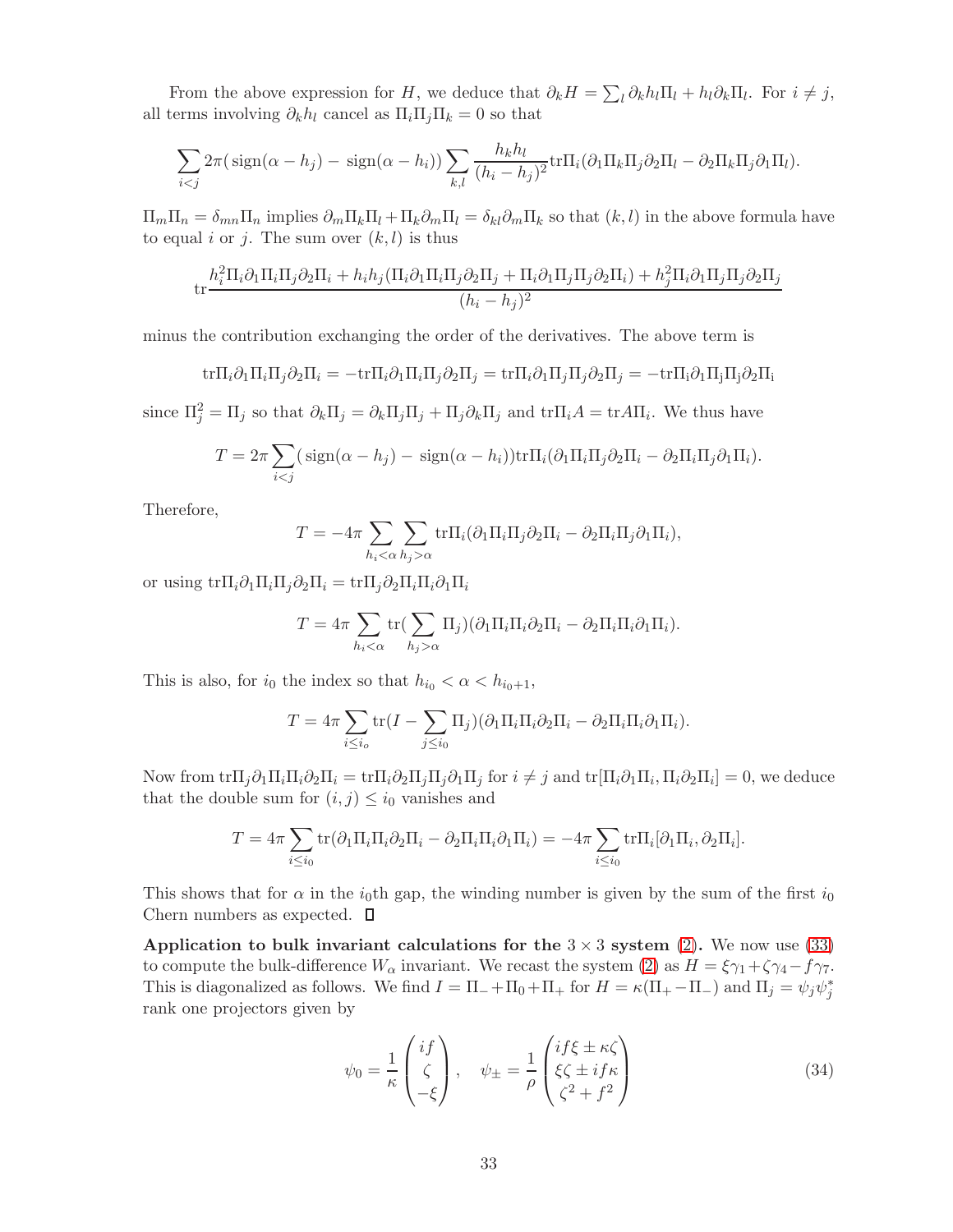From the above expression for $H$, we deduce that $\partial_k H = \sum_l \partial_k h_l \Pi_l + h_l \partial_k \Pi_l$. For $i \neq j$, all terms involving $\partial_k h_l$ cancel as $\Pi_i \Pi_j \Pi_k = 0$ so that

$$\sum_{i<j} 2\pi(\,\mathrm{sign}(\alpha - h_j) - \,\mathrm{sign}(\alpha - h_i)) \sum_{k,l} \frac{h_k h_l}{(h_i - h_j)^2} \mathrm{tr}\Pi_i(\partial_1 \Pi_k \Pi_j \partial_2 \Pi_l - \partial_2 \Pi_k \Pi_j \partial_1 \Pi_l).$$

$\Pi_m \Pi_n = \delta_{mn}\Pi_n$ implies $\partial_m \Pi_k \Pi_l + \Pi_k \partial_m \Pi_l = \delta_{kl}\partial_m \Pi_k$ so that $(k,l)$ in the above formula have to equal $i$ or $j$. The sum over $(k,l)$ is thus

$$\mathrm{tr}\frac{h_i^2 \Pi_i \partial_1 \Pi_i \Pi_j \partial_2 \Pi_i + h_i h_j(\Pi_i \partial_1 \Pi_i \Pi_j \partial_2 \Pi_j + \Pi_i \partial_1 \Pi_j \Pi_j \partial_2 \Pi_i) + h_j^2 \Pi_i \partial_1 \Pi_j \Pi_j \partial_2 \Pi_j}{(h_i - h_j)^2}$$

minus the contribution exchanging the order of the derivatives. The above term is

$$\mathrm{tr}\Pi_i \partial_1 \Pi_i \Pi_j \partial_2 \Pi_i = -\mathrm{tr}\Pi_i \partial_1 \Pi_i \Pi_j \partial_2 \Pi_j = \mathrm{tr}\Pi_i \partial_1 \Pi_j \Pi_j \partial_2 \Pi_j = -\mathrm{tr}\Pi_i \partial_1 \Pi_j \Pi_j \partial_2 \Pi_i$$

since $\Pi_j^2 = \Pi_j$ so that $\partial_k \Pi_j = \partial_k \Pi_j \Pi_j + \Pi_j \partial_k \Pi_j$ and $\mathrm{tr}\Pi_i A = \mathrm{tr} A \Pi_i$. We thus have

$$T = 2\pi \sum_{i<j}(\,\mathrm{sign}(\alpha - h_j) - \,\mathrm{sign}(\alpha - h_i))\mathrm{tr}\Pi_i(\partial_1 \Pi_i \Pi_j \partial_2 \Pi_i - \partial_2 \Pi_i \Pi_j \partial_1 \Pi_i).$$

Therefore,

$$T = -4\pi \sum_{h_i < \alpha} \sum_{h_j > \alpha} \mathrm{tr}\Pi_i(\partial_1 \Pi_i \Pi_j \partial_2 \Pi_i - \partial_2 \Pi_i \Pi_j \partial_1 \Pi_i),$$

or using $\mathrm{tr}\Pi_i \partial_1 \Pi_i \Pi_j \partial_2 \Pi_i = \mathrm{tr}\Pi_j \partial_2 \Pi_i \Pi_i \partial_1 \Pi_i$

$$T = 4\pi \sum_{h_i < \alpha} \mathrm{tr}(\sum_{h_j > \alpha} \Pi_j)(\partial_1 \Pi_i \Pi_i \partial_2 \Pi_i - \partial_2 \Pi_i \Pi_i \partial_1 \Pi_i).$$

This is also, for $i_0$ the index so that $h_{i_0} < \alpha < h_{i_0+1}$,

$$T = 4\pi \sum_{i \le i_o} \mathrm{tr}(I - \sum_{j \le i_0} \Pi_j)(\partial_1 \Pi_i \Pi_i \partial_2 \Pi_i - \partial_2 \Pi_i \Pi_i \partial_1 \Pi_i).$$

Now from $\mathrm{tr}\Pi_j \partial_1 \Pi_i \Pi_i \partial_2 \Pi_i = \mathrm{tr}\Pi_i \partial_2 \Pi_j \Pi_j \partial_1 \Pi_j$ for $i \neq j$ and $\mathrm{tr}[\Pi_i \partial_1 \Pi_i, \Pi_i \partial_2 \Pi_i] = 0$, we deduce that the double sum for $(i,j) \le i_0$ vanishes and

$$T = 4\pi \sum_{i \le i_0} \mathrm{tr}(\partial_1 \Pi_i \Pi_i \partial_2 \Pi_i - \partial_2 \Pi_i \Pi_i \partial_1 \Pi_i) = -4\pi \sum_{i \le i_0} \mathrm{tr}\Pi_i[\partial_1 \Pi_i, \partial_2 \Pi_i].$$

This shows that for $\alpha$ in the $i_0$th gap, the winding number is given by the sum of the first $i_0$ Chern numbers as expected. ∎

**Application to bulk invariant calculations for the $3 \times 3$ system (2).** We now use (33) to compute the bulk-difference $W_\alpha$ invariant. We recast the system (2) as $H = \xi\gamma_1 + \zeta\gamma_4 - f\gamma_7$. This is diagonalized as follows. We find $I = \Pi_- + \Pi_0 + \Pi_+$ for $H = \kappa(\Pi_+ - \Pi_-)$ and $\Pi_j = \psi_j \psi_j^*$ rank one projectors given by

$$\psi_0 = \frac{1}{\kappa}\begin{pmatrix} if \\ \zeta \\ -\xi \end{pmatrix}, \quad \psi_\pm = \frac{1}{\rho}\begin{pmatrix} if\xi \pm \kappa\zeta \\ \xi\zeta \pm if\kappa \\ \zeta^2 + f^2 \end{pmatrix} \tag{34}$$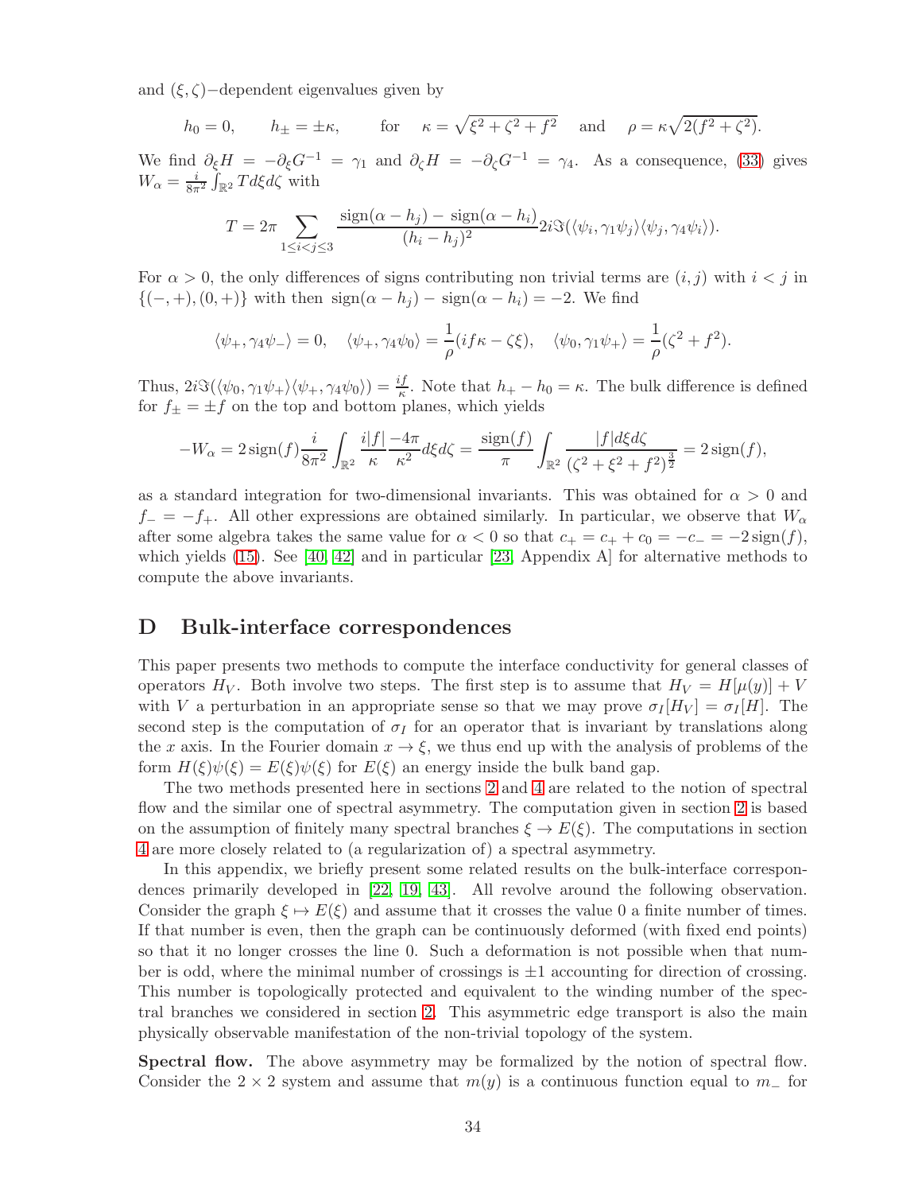and $(\xi,\zeta)-$dependent eigenvalues given by

$$h_0 = 0, \qquad h_\pm = \pm\kappa, \qquad \text{for} \quad \kappa = \sqrt{\xi^2+\zeta^2+f^2} \quad \text{and} \quad \rho = \kappa\sqrt{2(f^2+\zeta^2)}.$$

We find $\partial_\xi H = -\partial_\xi G^{-1} = \gamma_1$ and $\partial_\zeta H = -\partial_\zeta G^{-1} = \gamma_4$. As a consequence, (33) gives $W_\alpha = \frac{i}{8\pi^2}\int_{\mathbb{R}^2} T d\xi d\zeta$ with

$$T = 2\pi \sum_{1\le i<j\le 3} \frac{\operatorname{sign}(\alpha-h_j)-\operatorname{sign}(\alpha-h_i)}{(h_i-h_j)^2} 2i\Im(\langle\psi_i,\gamma_1\psi_j\rangle\langle\psi_j,\gamma_4\psi_i\rangle).$$

For $\alpha>0$, the only differences of signs contributing non trivial terms are $(i,j)$ with $i<j$ in $\{(-,+),(0,+)\}$ with then $\operatorname{sign}(\alpha-h_j)-\operatorname{sign}(\alpha-h_i) = -2$. We find

$$\langle\psi_+,\gamma_4\psi_-\rangle = 0, \quad \langle\psi_+,\gamma_4\psi_0\rangle = \frac{1}{\rho}(if\kappa - \zeta\xi), \quad \langle\psi_0,\gamma_1\psi_+\rangle = \frac{1}{\rho}(\zeta^2+f^2).$$

Thus, $2i\Im(\langle\psi_0,\gamma_1\psi_+\rangle\langle\psi_+,\gamma_4\psi_0\rangle) = \frac{if}{\kappa}$. Note that $h_+-h_0=\kappa$. The bulk difference is defined for $f_\pm = \pm f$ on the top and bottom planes, which yields

$$-W_\alpha = 2\operatorname{sign}(f)\frac{i}{8\pi^2}\int_{\mathbb{R}^2}\frac{i|f|}{\kappa}\frac{-4\pi}{\kappa^2}d\xi d\zeta = \frac{\operatorname{sign}(f)}{\pi}\int_{\mathbb{R}^2}\frac{|f|d\xi d\zeta}{(\zeta^2+\xi^2+f^2)^{\frac{3}{2}}} = 2\operatorname{sign}(f),$$

as a standard integration for two-dimensional invariants. This was obtained for $\alpha>0$ and $f_- = -f_+$. All other expressions are obtained similarly. In particular, we observe that $W_\alpha$ after some algebra takes the same value for $\alpha<0$ so that $c_+ = c_+ + c_0 = -c_- = -2\operatorname{sign}(f)$, which yields (15). See [40, 42] and in particular [23, Appendix A] for alternative methods to compute the above invariants.

# D Bulk-interface correspondences

This paper presents two methods to compute the interface conductivity for general classes of operators $H_V$. Both involve two steps. The first step is to assume that $H_V = H[\mu(y)]+V$ with $V$ a perturbation in an appropriate sense so that we may prove $\sigma_I[H_V] = \sigma_I[H]$. The second step is the computation of $\sigma_I$ for an operator that is invariant by translations along the $x$ axis. In the Fourier domain $x\to\xi$, we thus end up with the analysis of problems of the form $H(\xi)\psi(\xi) = E(\xi)\psi(\xi)$ for $E(\xi)$ an energy inside the bulk band gap.

The two methods presented here in sections 2 and 4 are related to the notion of spectral flow and the similar one of spectral asymmetry. The computation given in section 2 is based on the assumption of finitely many spectral branches $\xi\to E(\xi)$. The computations in section 4 are more closely related to (a regularization of) a spectral asymmetry.

In this appendix, we briefly present some related results on the bulk-interface correspondences primarily developed in [22, 19, 43]. All revolve around the following observation. Consider the graph $\xi\mapsto E(\xi)$ and assume that it crosses the value 0 a finite number of times. If that number is even, then the graph can be continuously deformed (with fixed end points) so that it no longer crosses the line 0. Such a deformation is not possible when that number is odd, where the minimal number of crossings is $\pm1$ accounting for direction of crossing. This number is topologically protected and equivalent to the winding number of the spectral branches we considered in section 2. This asymmetric edge transport is also the main physically observable manifestation of the non-trivial topology of the system.

**Spectral flow.** The above asymmetry may be formalized by the notion of spectral flow. Consider the $2\times2$ system and assume that $m(y)$ is a continuous function equal to $m_-$ for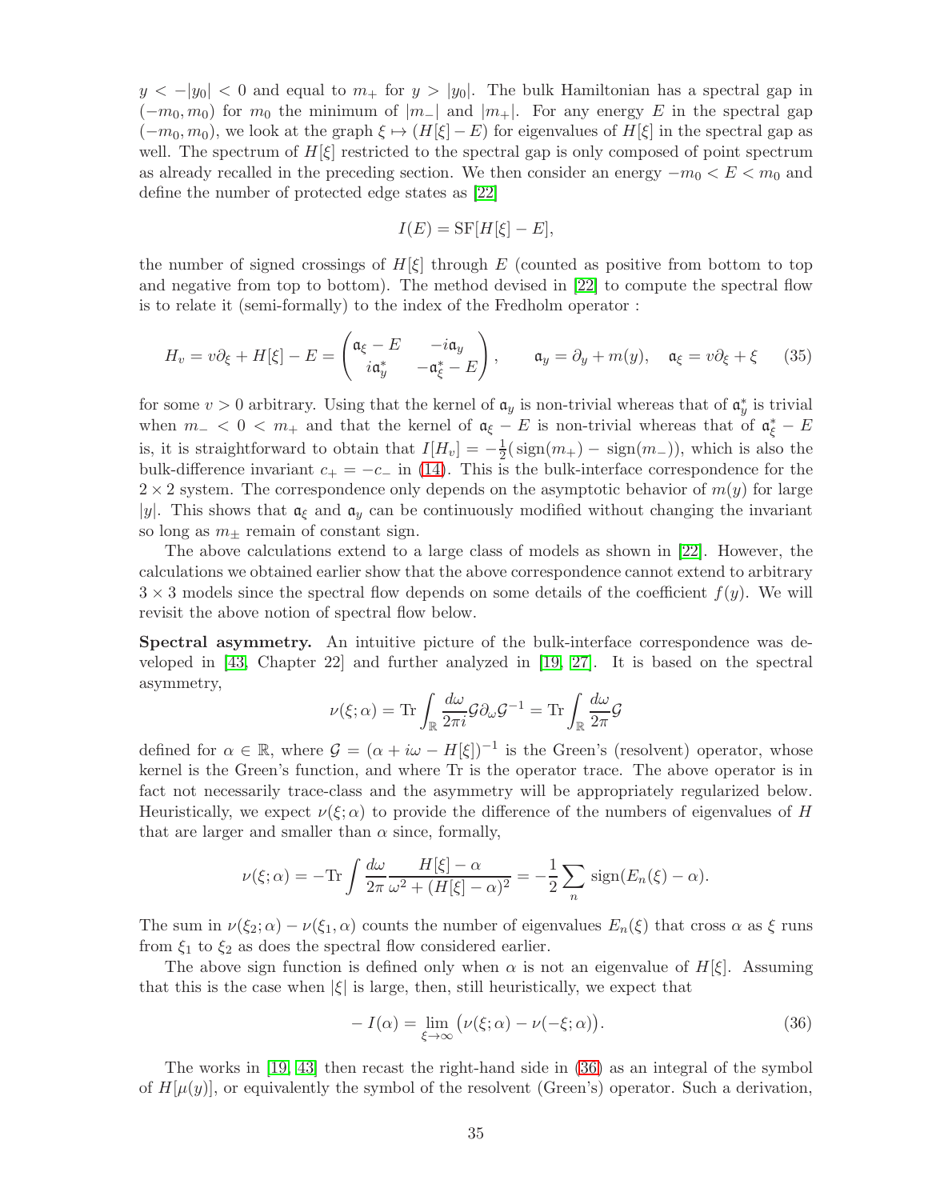$y < -|y_0| < 0$ and equal to $m_+$ for $y > |y_0|$. The bulk Hamiltonian has a spectral gap in $(-m_0, m_0)$ for $m_0$ the minimum of $|m_-|$ and $|m_+|$. For any energy $E$ in the spectral gap $(-m_0, m_0)$, we look at the graph $\xi \mapsto (H[\xi] - E)$ for eigenvalues of $H[\xi]$ in the spectral gap as well. The spectrum of $H[\xi]$ restricted to the spectral gap is only composed of point spectrum as already recalled in the preceding section. We then consider an energy $-m_0 < E < m_0$ and define the number of protected edge states as [22]

$$I(E) = \mathrm{SF}[H[\xi] - E],$$

the number of signed crossings of $H[\xi]$ through $E$ (counted as positive from bottom to top and negative from top to bottom). The method devised in [22] to compute the spectral flow is to relate it (semi-formally) to the index of the Fredholm operator :

$$H_v = v\partial_\xi + H[\xi] - E = \begin{pmatrix} \mathfrak{a}_\xi - E & -i\mathfrak{a}_y \\ i\mathfrak{a}_y^* & -\mathfrak{a}_\xi^* - E \end{pmatrix}, \qquad \mathfrak{a}_y = \partial_y + m(y), \quad \mathfrak{a}_\xi = v\partial_\xi + \xi \tag{35}$$

for some $v > 0$ arbitrary. Using that the kernel of $\mathfrak{a}_y$ is non-trivial whereas that of $\mathfrak{a}_y^*$ is trivial when $m_- < 0 < m_+$ and that the kernel of $\mathfrak{a}_\xi - E$ is non-trivial whereas that of $\mathfrak{a}_\xi^* - E$ is, it is straightforward to obtain that $I[H_v] = -\frac{1}{2}(\,\mathrm{sign}(m_+) - \,\mathrm{sign}(m_-))$, which is also the bulk-difference invariant $c_+ = -c_-$ in (14). This is the bulk-interface correspondence for the $2\times 2$ system. The correspondence only depends on the asymptotic behavior of $m(y)$ for large $|y|$. This shows that $\mathfrak{a}_\xi$ and $\mathfrak{a}_y$ can be continuously modified without changing the invariant so long as $m_\pm$ remain of constant sign.

The above calculations extend to a large class of models as shown in [22]. However, the calculations we obtained earlier show that the above correspondence cannot extend to arbitrary $3 \times 3$ models since the spectral flow depends on some details of the coefficient $f(y)$. We will revisit the above notion of spectral flow below.

**Spectral asymmetry.** An intuitive picture of the bulk-interface correspondence was developed in [43, Chapter 22] and further analyzed in [19, 27]. It is based on the spectral asymmetry,

$$\nu(\xi;\alpha) = \mathrm{Tr}\int_{\mathbb{R}} \frac{d\omega}{2\pi i}\mathcal{G}\partial_\omega \mathcal{G}^{-1} = \mathrm{Tr}\int_{\mathbb{R}} \frac{d\omega}{2\pi}\mathcal{G}$$

defined for $\alpha \in \mathbb{R}$, where $\mathcal{G} = (\alpha + i\omega - H[\xi])^{-1}$ is the Green's (resolvent) operator, whose kernel is the Green's function, and where Tr is the operator trace. The above operator is in fact not necessarily trace-class and the asymmetry will be appropriately regularized below. Heuristically, we expect $\nu(\xi;\alpha)$ to provide the difference of the numbers of eigenvalues of $H$ that are larger and smaller than $\alpha$ since, formally,

$$\nu(\xi;\alpha) = -\mathrm{Tr}\int \frac{d\omega}{2\pi}\frac{H[\xi]-\alpha}{\omega^2 + (H[\xi]-\alpha)^2} = -\frac{1}{2}\sum_n \,\mathrm{sign}(E_n(\xi) - \alpha).$$

The sum in $\nu(\xi_2;\alpha) - \nu(\xi_1,\alpha)$ counts the number of eigenvalues $E_n(\xi)$ that cross $\alpha$ as $\xi$ runs from $\xi_1$ to $\xi_2$ as does the spectral flow considered earlier.

The above sign function is defined only when $\alpha$ is not an eigenvalue of $H[\xi]$. Assuming that this is the case when $|\xi|$ is large, then, still heuristically, we expect that

$$-I(\alpha) = \lim_{\xi\to\infty}\big(\nu(\xi;\alpha) - \nu(-\xi;\alpha)\big). \tag{36}$$

The works in [19, 43] then recast the right-hand side in (36) as an integral of the symbol of $H[\mu(y)]$, or equivalently the symbol of the resolvent (Green's) operator. Such a derivation,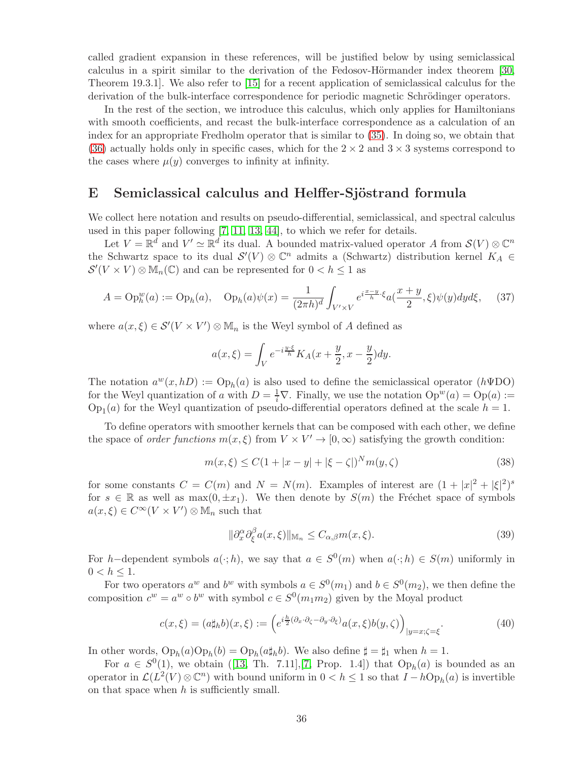called gradient expansion in these references, will be justified below by using semiclassical calculus in a spirit similar to the derivation of the Fedosov-Hörmander index theorem [30, Theorem 19.3.1]. We also refer to [15] for a recent application of semiclassical calculus for the derivation of the bulk-interface correspondence for periodic magnetic Schrödinger operators.

In the rest of the section, we introduce this calculus, which only applies for Hamiltonians with smooth coefficients, and recast the bulk-interface correspondence as a calculation of an index for an appropriate Fredholm operator that is similar to (35). In doing so, we obtain that (36) actually holds only in specific cases, which for the $2 \times 2$ and $3 \times 3$ systems correspond to the cases where $\mu(y)$ converges to infinity at infinity.

# E Semiclassical calculus and Helffer-Sjöstrand formula

We collect here notation and results on pseudo-differential, semiclassical, and spectral calculus used in this paper following [7, 11, 13, 44], to which we refer for details.

Let $V = \mathbb{R}^d$ and $V' \simeq \mathbb{R}^d$ its dual. A bounded matrix-valued operator $A$ from $\mathcal{S}(V) \otimes \mathbb{C}^n$ the Schwartz space to its dual $\mathcal{S}'(V) \otimes \mathbb{C}^n$ admits a (Schwartz) distribution kernel $K_A \in \mathcal{S}'(V \times V) \otimes \mathbb{M}_n(\mathbb{C})$ and can be represented for $0 < h \leq 1$ as

$$A = \mathrm{Op}_h^w(a) := \mathrm{Op}_h(a), \quad \mathrm{Op}_h(a)\psi(x) = \frac{1}{(2\pi h)^d} \int_{V' \times V} e^{i\frac{x-y}{h}\cdot\xi} a(\frac{x+y}{2}, \xi)\psi(y)dyd\xi, \tag{37}$$

where $a(x, \xi) \in \mathcal{S}'(V \times V') \otimes \mathbb{M}_n$ is the Weyl symbol of $A$ defined as

$$a(x, \xi) = \int_V e^{-i\frac{y\cdot\xi}{h}} K_A(x + \frac{y}{2}, x - \frac{y}{2})dy.$$

The notation $a^w(x, hD) := \mathrm{Op}_h(a)$ is also used to define the semiclassical operator ($h\Psi$DO) for the Weyl quantization of $a$ with $D = \frac{1}{i}\nabla$. Finally, we use the notation $\mathrm{Op}^w(a) = \mathrm{Op}(a) := \mathrm{Op}_1(a)$ for the Weyl quantization of pseudo-differential operators defined at the scale $h = 1$.

To define operators with smoother kernels that can be composed with each other, we define the space of *order functions* $m(x, \xi)$ from $V \times V' \to [0, \infty)$ satisfying the growth condition:

$$m(x, \xi) \leq C(1 + |x - y| + |\xi - \zeta|)^N m(y, \zeta) \tag{38}$$

for some constants $C = C(m)$ and $N = N(m)$. Examples of interest are $(1 + |x|^2 + |\xi|^2)^s$ for $s \in \mathbb{R}$ as well as $\max(0, \pm x_1)$. We then denote by $S(m)$ the Fréchet space of symbols $a(x, \xi) \in C^\infty(V \times V') \otimes \mathbb{M}_n$ such that

$$\|\partial_x^\alpha \partial_\xi^\beta a(x, \xi)\|_{\mathbb{M}_n} \leq C_{\alpha,\beta} m(x, \xi). \tag{39}$$

For $h-$dependent symbols $a(\cdot; h)$, we say that $a \in S^0(m)$ when $a(\cdot; h) \in S(m)$ uniformly in $0 < h \leq 1$.

For two operators $a^w$ and $b^w$ with symbols $a \in S^0(m_1)$ and $b \in S^0(m_2)$, we then define the composition $c^w = a^w \circ b^w$ with symbol $c \in S^0(m_1 m_2)$ given by the Moyal product

$$c(x, \xi) = (a\sharp_h b)(x, \xi) := \Big(e^{i\frac{h}{2}(\partial_x\cdot\partial_\zeta - \partial_y\cdot\partial_\xi)} a(x, \xi) b(y, \zeta)\Big)_{|y=x;\zeta=\xi}. \tag{40}$$

In other words, $\mathrm{Op}_h(a)\mathrm{Op}_h(b) = \mathrm{Op}_h(a\sharp_h b)$. We also define $\sharp = \sharp_1$ when $h = 1$.

For $a \in S^0(1)$, we obtain ([13, Th. 7.11],[7, Prop. 1.4]) that $\mathrm{Op}_h(a)$ is bounded as an operator in $\mathcal{L}(L^2(V) \otimes \mathbb{C}^n)$ with bound uniform in $0 < h \leq 1$ so that $I - h\mathrm{Op}_h(a)$ is invertible on that space when $h$ is sufficiently small.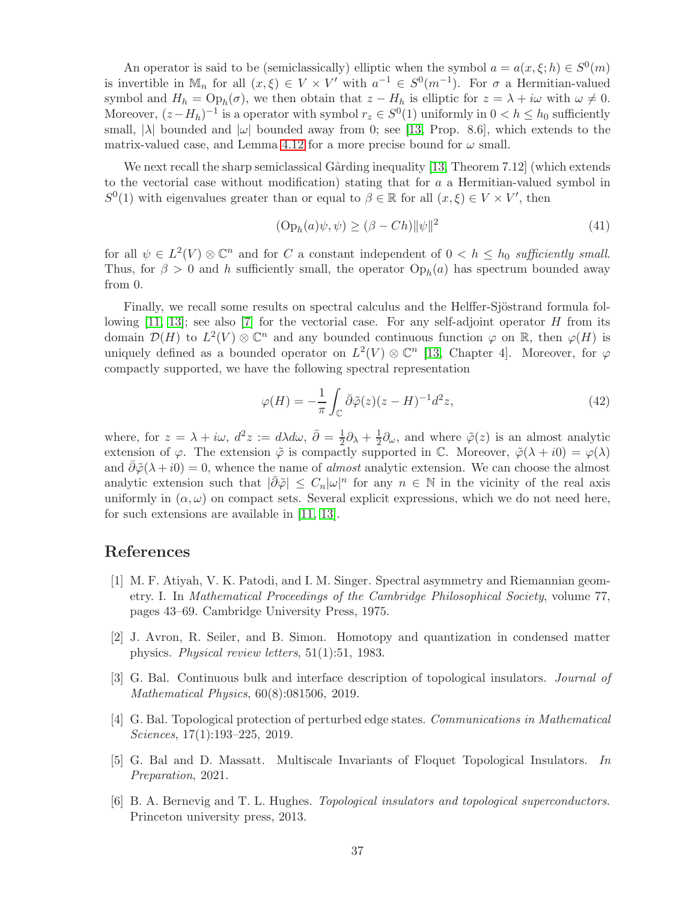An operator is said to be (semiclassically) elliptic when the symbol $a = a(x, \xi; h) \in S^0(m)$ is invertible in $\mathbb{M}_n$ for all $(x, \xi) \in V \times V'$ with $a^{-1} \in S^0(m^{-1})$. For $\sigma$ a Hermitian-valued symbol and $H_h = \mathrm{Op}_h(\sigma)$, we then obtain that $z - H_h$ is elliptic for $z = \lambda + i\omega$ with $\omega \neq 0$. Moreover, $(z - H_h)^{-1}$ is a operator with symbol $r_z \in S^0(1)$ uniformly in $0 < h \leq h_0$ sufficiently small, $|\lambda|$ bounded and $|\omega|$ bounded away from 0; see [13, Prop. 8.6], which extends to the matrix-valued case, and Lemma 4.12 for a more precise bound for $\omega$ small.

We next recall the sharp semiclassical Gårding inequality [13, Theorem 7.12] (which extends to the vectorial case without modification) stating that for $a$ a Hermitian-valued symbol in $S^0(1)$ with eigenvalues greater than or equal to $\beta \in \mathbb{R}$ for all $(x, \xi) \in V \times V'$, then

$$(\mathrm{Op}_h(a)\psi, \psi) \geq (\beta - Ch)\|\psi\|^2 \tag{41}$$

for all $\psi \in L^2(V) \otimes \mathbb{C}^n$ and for $C$ a constant independent of $0 < h \leq h_0$ *sufficiently small*. Thus, for $\beta > 0$ and $h$ sufficiently small, the operator $\mathrm{Op}_h(a)$ has spectrum bounded away from 0.

Finally, we recall some results on spectral calculus and the Helffer-Sjöstrand formula following [11, 13]; see also [7] for the vectorial case. For any self-adjoint operator $H$ from its domain $\mathcal{D}(H)$ to $L^2(V) \otimes \mathbb{C}^n$ and any bounded continuous function $\varphi$ on $\mathbb{R}$, then $\varphi(H)$ is uniquely defined as a bounded operator on $L^2(V) \otimes \mathbb{C}^n$ [13, Chapter 4]. Moreover, for $\varphi$ compactly supported, we have the following spectral representation

$$\varphi(H) = -\frac{1}{\pi}\int_{\mathbb{C}} \bar{\partial}\tilde{\varphi}(z)(z - H)^{-1} d^2z, \tag{42}$$

where, for $z = \lambda + i\omega$, $d^2z := d\lambda d\omega$, $\bar{\partial} = \frac{1}{2}\partial_\lambda + \frac{1}{2}\partial_\omega$, and where $\tilde{\varphi}(z)$ is an almost analytic extension of $\varphi$. The extension $\tilde{\varphi}$ is compactly supported in $\mathbb{C}$. Moreover, $\tilde{\varphi}(\lambda + i0) = \varphi(\lambda)$ and $\bar{\partial}\tilde{\varphi}(\lambda + i0) = 0$, whence the name of *almost* analytic extension. We can choose the almost analytic extension such that $|\bar{\partial}\tilde{\varphi}| \leq C_n|\omega|^n$ for any $n \in \mathbb{N}$ in the vicinity of the real axis uniformly in $(\alpha, \omega)$ on compact sets. Several explicit expressions, which we do not need here, for such extensions are available in [11, 13].

## References

[1] M. F. Atiyah, V. K. Patodi, and I. M. Singer. Spectral asymmetry and Riemannian geometry. I. In *Mathematical Proceedings of the Cambridge Philosophical Society*, volume 77, pages 43–69. Cambridge University Press, 1975.

[2] J. Avron, R. Seiler, and B. Simon. Homotopy and quantization in condensed matter physics. *Physical review letters*, 51(1):51, 1983.

[3] G. Bal. Continuous bulk and interface description of topological insulators. *Journal of Mathematical Physics*, 60(8):081506, 2019.

[4] G. Bal. Topological protection of perturbed edge states. *Communications in Mathematical Sciences*, 17(1):193–225, 2019.

[5] G. Bal and D. Massatt. Multiscale Invariants of Floquet Topological Insulators. *In Preparation*, 2021.

[6] B. A. Bernevig and T. L. Hughes. *Topological insulators and topological superconductors*. Princeton university press, 2013.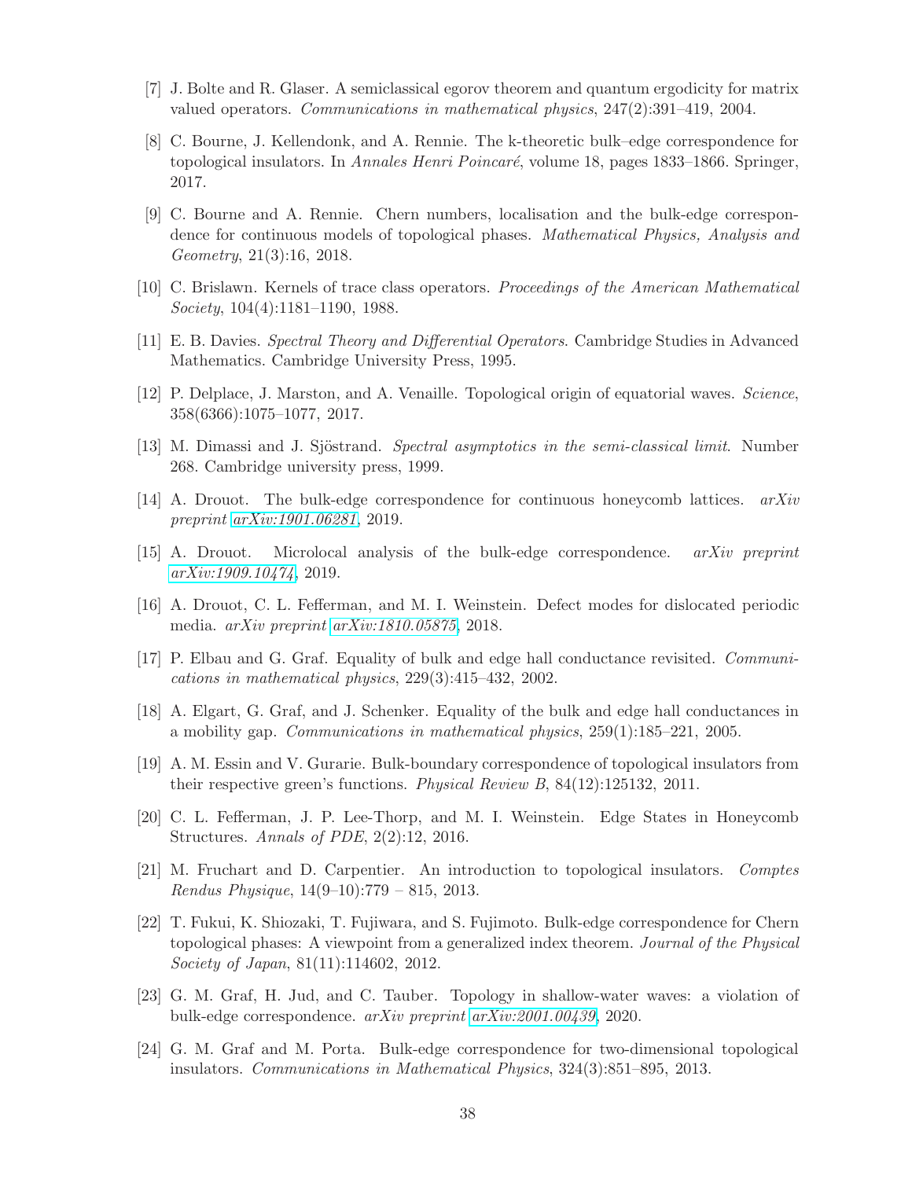[7] J. Bolte and R. Glaser. A semiclassical egorov theorem and quantum ergodicity for matrix valued operators. *Communications in mathematical physics*, 247(2):391–419, 2004.

[8] C. Bourne, J. Kellendonk, and A. Rennie. The k-theoretic bulk–edge correspondence for topological insulators. In *Annales Henri Poincaré*, volume 18, pages 1833–1866. Springer, 2017.

[9] C. Bourne and A. Rennie. Chern numbers, localisation and the bulk-edge correspondence for continuous models of topological phases. *Mathematical Physics, Analysis and Geometry*, 21(3):16, 2018.

[10] C. Brislawn. Kernels of trace class operators. *Proceedings of the American Mathematical Society*, 104(4):1181–1190, 1988.

[11] E. B. Davies. *Spectral Theory and Differential Operators*. Cambridge Studies in Advanced Mathematics. Cambridge University Press, 1995.

[12] P. Delplace, J. Marston, and A. Venaille. Topological origin of equatorial waves. *Science*, 358(6366):1075–1077, 2017.

[13] M. Dimassi and J. Sjöstrand. *Spectral asymptotics in the semi-classical limit*. Number 268. Cambridge university press, 1999.

[14] A. Drouot. The bulk-edge correspondence for continuous honeycomb lattices. *arXiv preprint arXiv:1901.06281*, 2019.

[15] A. Drouot. Microlocal analysis of the bulk-edge correspondence. *arXiv preprint arXiv:1909.10474*, 2019.

[16] A. Drouot, C. L. Fefferman, and M. I. Weinstein. Defect modes for dislocated periodic media. *arXiv preprint arXiv:1810.05875*, 2018.

[17] P. Elbau and G. Graf. Equality of bulk and edge hall conductance revisited. *Communications in mathematical physics*, 229(3):415–432, 2002.

[18] A. Elgart, G. Graf, and J. Schenker. Equality of the bulk and edge hall conductances in a mobility gap. *Communications in mathematical physics*, 259(1):185–221, 2005.

[19] A. M. Essin and V. Gurarie. Bulk-boundary correspondence of topological insulators from their respective green's functions. *Physical Review B*, 84(12):125132, 2011.

[20] C. L. Fefferman, J. P. Lee-Thorp, and M. I. Weinstein. Edge States in Honeycomb Structures. *Annals of PDE*, 2(2):12, 2016.

[21] M. Fruchart and D. Carpentier. An introduction to topological insulators. *Comptes Rendus Physique*, 14(9–10):779 – 815, 2013.

[22] T. Fukui, K. Shiozaki, T. Fujiwara, and S. Fujimoto. Bulk-edge correspondence for Chern topological phases: A viewpoint from a generalized index theorem. *Journal of the Physical Society of Japan*, 81(11):114602, 2012.

[23] G. M. Graf, H. Jud, and C. Tauber. Topology in shallow-water waves: a violation of bulk-edge correspondence. *arXiv preprint arXiv:2001.00439*, 2020.

[24] G. M. Graf and M. Porta. Bulk-edge correspondence for two-dimensional topological insulators. *Communications in Mathematical Physics*, 324(3):851–895, 2013.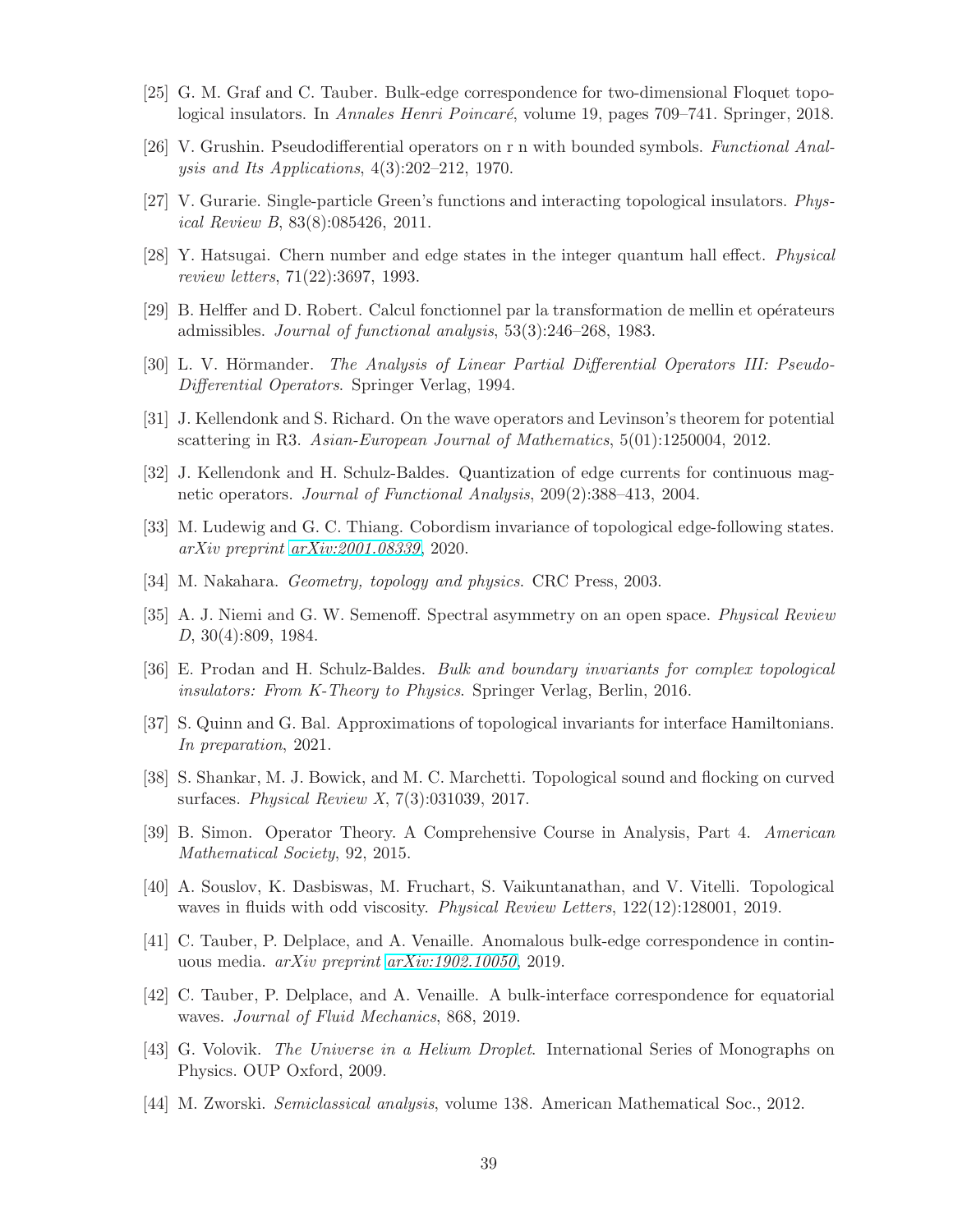[25] G. M. Graf and C. Tauber. Bulk-edge correspondence for two-dimensional Floquet topological insulators. In *Annales Henri Poincaré*, volume 19, pages 709–741. Springer, 2018.

[26] V. Grushin. Pseudodifferential operators on r n with bounded symbols. *Functional Analysis and Its Applications*, 4(3):202–212, 1970.

[27] V. Gurarie. Single-particle Green's functions and interacting topological insulators. *Physical Review B*, 83(8):085426, 2011.

[28] Y. Hatsugai. Chern number and edge states in the integer quantum hall effect. *Physical review letters*, 71(22):3697, 1993.

[29] B. Helffer and D. Robert. Calcul fonctionnel par la transformation de mellin et opérateurs admissibles. *Journal of functional analysis*, 53(3):246–268, 1983.

[30] L. V. Hörmander. *The Analysis of Linear Partial Differential Operators III: Pseudo-Differential Operators*. Springer Verlag, 1994.

[31] J. Kellendonk and S. Richard. On the wave operators and Levinson's theorem for potential scattering in R3. *Asian-European Journal of Mathematics*, 5(01):1250004, 2012.

[32] J. Kellendonk and H. Schulz-Baldes. Quantization of edge currents for continuous magnetic operators. *Journal of Functional Analysis*, 209(2):388–413, 2004.

[33] M. Ludewig and G. C. Thiang. Cobordism invariance of topological edge-following states. *arXiv preprint arXiv:2001.08339*, 2020.

[34] M. Nakahara. *Geometry, topology and physics*. CRC Press, 2003.

[35] A. J. Niemi and G. W. Semenoff. Spectral asymmetry on an open space. *Physical Review D*, 30(4):809, 1984.

[36] E. Prodan and H. Schulz-Baldes. *Bulk and boundary invariants for complex topological insulators: From K-Theory to Physics*. Springer Verlag, Berlin, 2016.

[37] S. Quinn and G. Bal. Approximations of topological invariants for interface Hamiltonians. *In preparation*, 2021.

[38] S. Shankar, M. J. Bowick, and M. C. Marchetti. Topological sound and flocking on curved surfaces. *Physical Review X*, 7(3):031039, 2017.

[39] B. Simon. Operator Theory. A Comprehensive Course in Analysis, Part 4. *American Mathematical Society*, 92, 2015.

[40] A. Souslov, K. Dasbiswas, M. Fruchart, S. Vaikuntanathan, and V. Vitelli. Topological waves in fluids with odd viscosity. *Physical Review Letters*, 122(12):128001, 2019.

[41] C. Tauber, P. Delplace, and A. Venaille. Anomalous bulk-edge correspondence in continuous media. *arXiv preprint arXiv:1902.10050*, 2019.

[42] C. Tauber, P. Delplace, and A. Venaille. A bulk-interface correspondence for equatorial waves. *Journal of Fluid Mechanics*, 868, 2019.

[43] G. Volovik. *The Universe in a Helium Droplet*. International Series of Monographs on Physics. OUP Oxford, 2009.

[44] M. Zworski. *Semiclassical analysis*, volume 138. American Mathematical Soc., 2012.